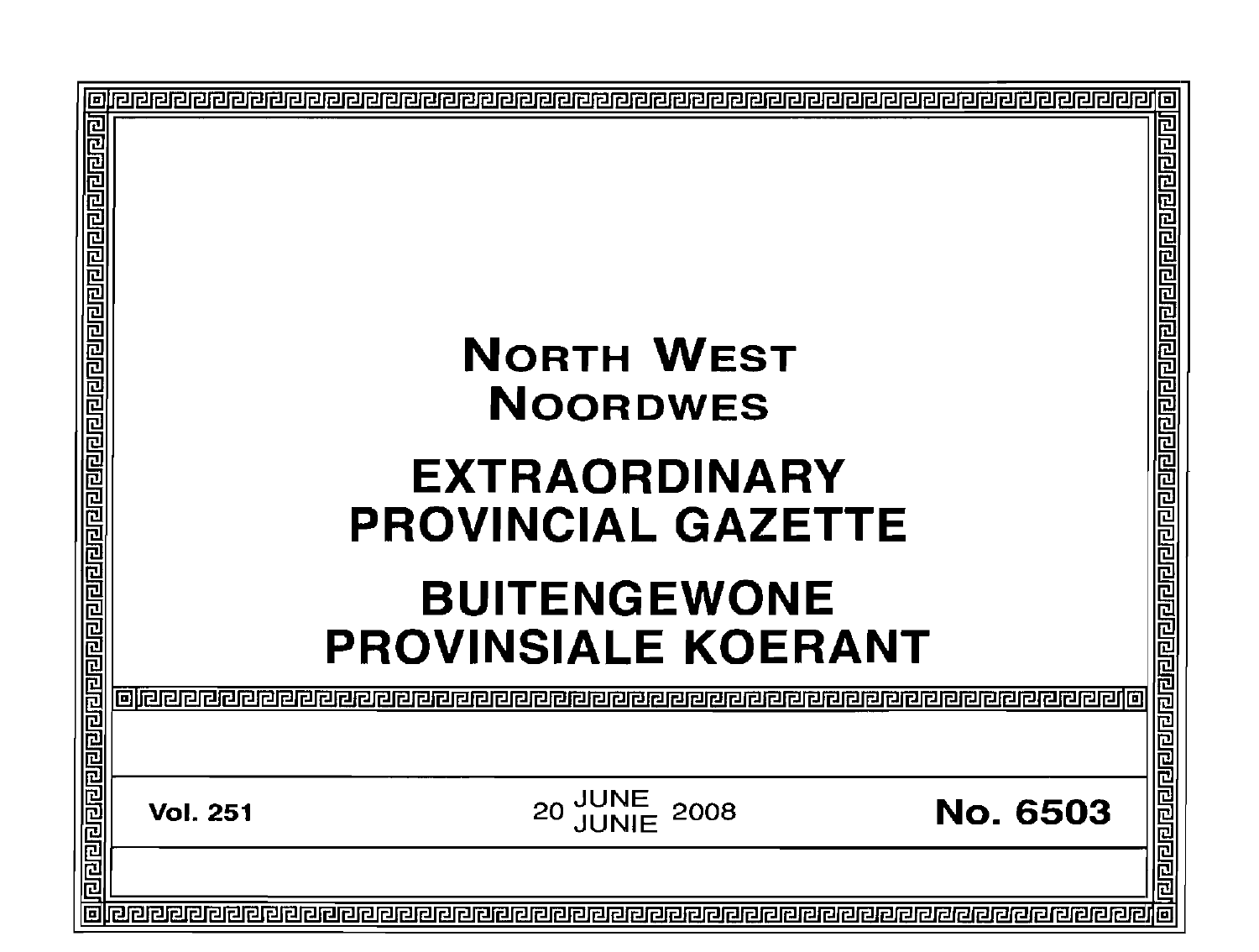# North West
# Noordwes

# EXTRAORDINARY PROVINCIAL GAZETTE

# BUITENGEWONE PROVINSIALE KOERANT

**Vol. 251** 20 JUNE / JUNIE 2008 **No. 6503**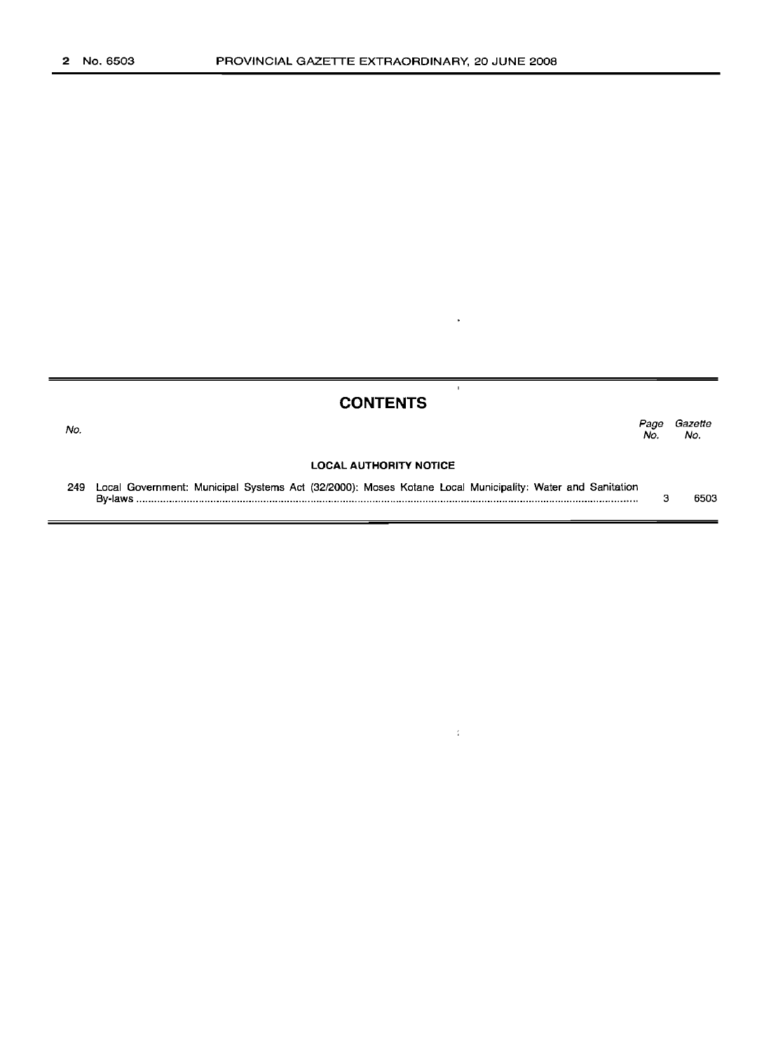# CONTENTS

| No. | | Page No. | Gazette No. |
|---|---|---|---|
| | **LOCAL AUTHORITY NOTICE** | | |
| 249 | Local Government: Municipal Systems Act (32/2000): Moses Kotane Local Municipality: Water and Sanitation By-laws | 3 | 6503 |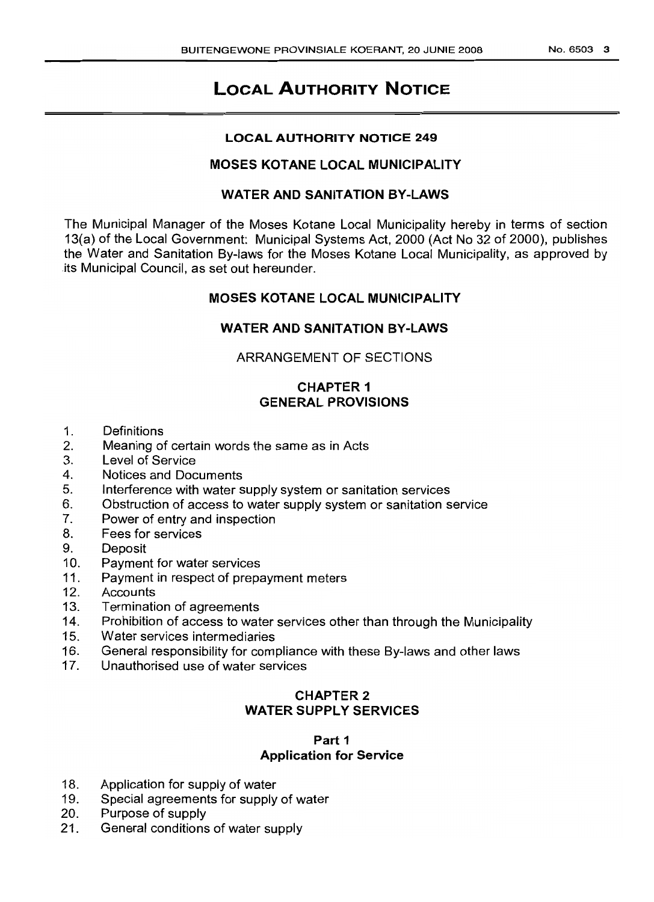# LOCAL AUTHORITY NOTICE

## LOCAL AUTHORITY NOTICE 249

## MOSES KOTANE LOCAL MUNICIPALITY

## WATER AND SANITATION BY-LAWS

The Municipal Manager of the Moses Kotane Local Municipality hereby in terms of section 13(a) of the Local Government: Municipal Systems Act, 2000 (Act No 32 of 2000), publishes the Water and Sanitation By-laws for the Moses Kotane Local Municipality, as approved by its Municipal Council, as set out hereunder.

## MOSES KOTANE LOCAL MUNICIPALITY

## WATER AND SANITATION BY-LAWS

ARRANGEMENT OF SECTIONS

### CHAPTER 1
### GENERAL PROVISIONS

1. Definitions
2. Meaning of certain words the same as in Acts
3. Level of Service
4. Notices and Documents
5. Interference with water supply system or sanitation services
6. Obstruction of access to water supply system or sanitation service
7. Power of entry and inspection
8. Fees for services
9. Deposit
10. Payment for water services
11. Payment in respect of prepayment meters
12. Accounts
13. Termination of agreements
14. Prohibition of access to water services other than through the Municipality
15. Water services intermediaries
16. General responsibility for compliance with these By-laws and other laws
17. Unauthorised use of water services

### CHAPTER 2
### WATER SUPPLY SERVICES

#### Part 1
#### Application for Service

18. Application for supply of water
19. Special agreements for supply of water
20. Purpose of supply
21. General conditions of water supply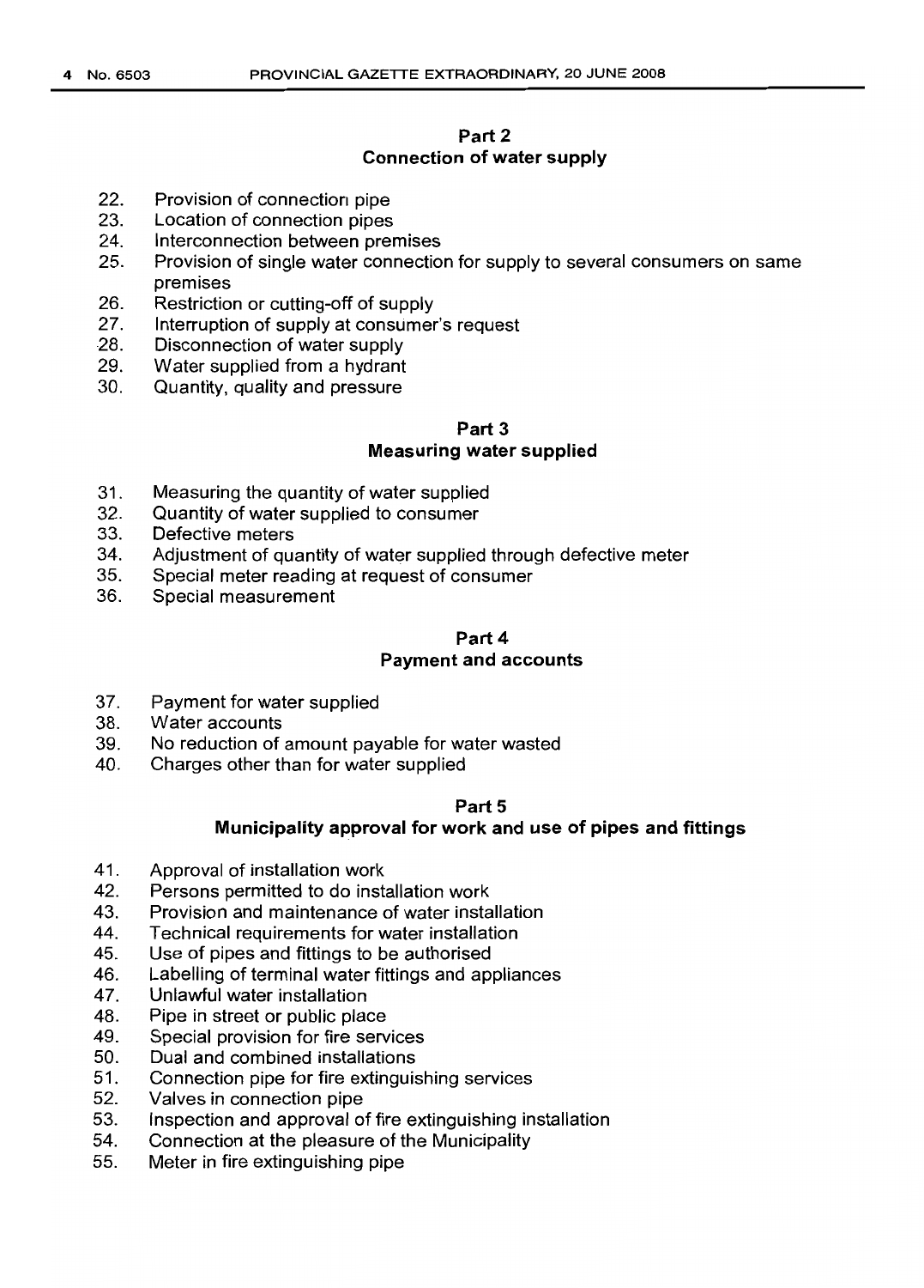## Part 2
## Connection of water supply

22. Provision of connection pipe
23. Location of connection pipes
24. Interconnection between premises
25. Provision of single water connection for supply to several consumers on same premises
26. Restriction or cutting-off of supply
27. Interruption of supply at consumer's request
28. Disconnection of water supply
29. Water supplied from a hydrant
30. Quantity, quality and pressure

## Part 3
## Measuring water supplied

31. Measuring the quantity of water supplied
32. Quantity of water supplied to consumer
33. Defective meters
34. Adjustment of quantity of water supplied through defective meter
35. Special meter reading at request of consumer
36. Special measurement

## Part 4
## Payment and accounts

37. Payment for water supplied
38. Water accounts
39. No reduction of amount payable for water wasted
40. Charges other than for water supplied

## Part 5
## Municipality approval for work and use of pipes and fittings

41. Approval of installation work
42. Persons permitted to do installation work
43. Provision and maintenance of water installation
44. Technical requirements for water installation
45. Use of pipes and fittings to be authorised
46. Labelling of terminal water fittings and appliances
47. Unlawful water installation
48. Pipe in street or public place
49. Special provision for fire services
50. Dual and combined installations
51. Connection pipe for fire extinguishing services
52. Valves in connection pipe
53. Inspection and approval of fire extinguishing installation
54. Connection at the pleasure of the Municipality
55. Meter in fire extinguishing pipe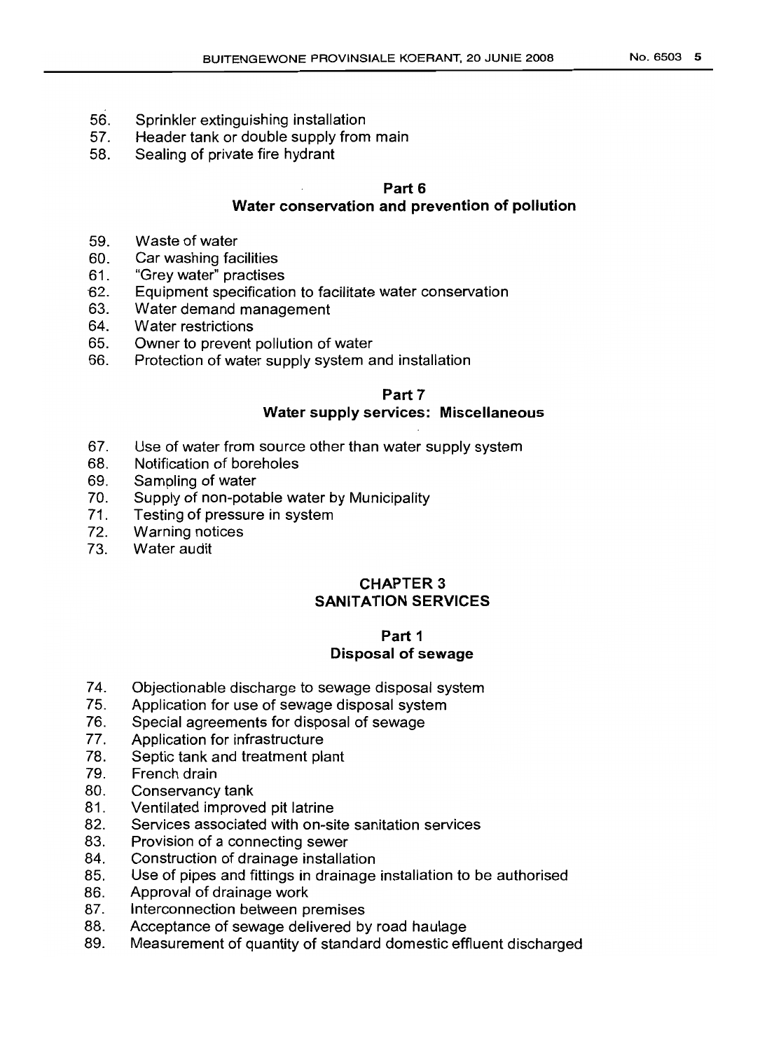56. Sprinkler extinguishing installation
57. Header tank or double supply from main
58. Sealing of private fire hydrant

### Part 6
### Water conservation and prevention of pollution

59. Waste of water
60. Car washing facilities
61. "Grey water" practises
62. Equipment specification to facilitate water conservation
63. Water demand management
64. Water restrictions
65. Owner to prevent pollution of water
66. Protection of water supply system and installation

### Part 7
### Water supply services: Miscellaneous

67. Use of water from source other than water supply system
68. Notification of boreholes
69. Sampling of water
70. Supply of non-potable water by Municipality
71. Testing of pressure in system
72. Warning notices
73. Water audit

## CHAPTER 3
## SANITATION SERVICES

### Part 1
### Disposal of sewage

74. Objectionable discharge to sewage disposal system
75. Application for use of sewage disposal system
76. Special agreements for disposal of sewage
77. Application for infrastructure
78. Septic tank and treatment plant
79. French drain
80. Conservancy tank
81. Ventilated improved pit latrine
82. Services associated with on-site sanitation services
83. Provision of a connecting sewer
84. Construction of drainage installation
85. Use of pipes and fittings in drainage installation to be authorised
86. Approval of drainage work
87. Interconnection between premises
88. Acceptance of sewage delivered by road haulage
89. Measurement of quantity of standard domestic effluent discharged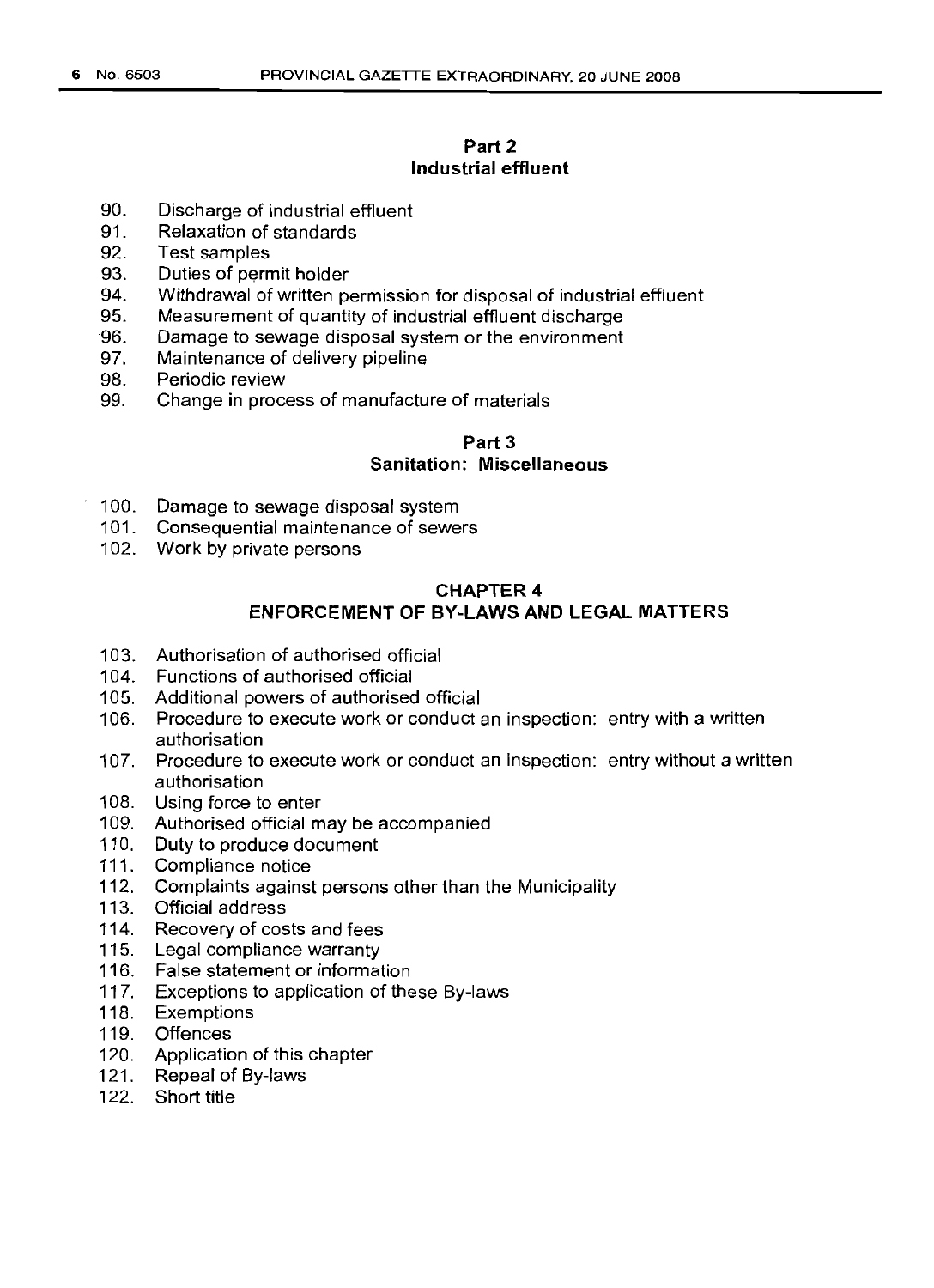## Part 2
## Industrial effluent

90. Discharge of industrial effluent
91. Relaxation of standards
92. Test samples
93. Duties of permit holder
94. Withdrawal of written permission for disposal of industrial effluent
95. Measurement of quantity of industrial effluent discharge
96. Damage to sewage disposal system or the environment
97. Maintenance of delivery pipeline
98. Periodic review
99. Change in process of manufacture of materials

## Part 3
## Sanitation: Miscellaneous

100. Damage to sewage disposal system
101. Consequential maintenance of sewers
102. Work by private persons

# CHAPTER 4
# ENFORCEMENT OF BY-LAWS AND LEGAL MATTERS

103. Authorisation of authorised official
104. Functions of authorised official
105. Additional powers of authorised official
106. Procedure to execute work or conduct an inspection: entry with a written authorisation
107. Procedure to execute work or conduct an inspection: entry without a written authorisation
108. Using force to enter
109. Authorised official may be accompanied
110. Duty to produce document
111. Compliance notice
112. Complaints against persons other than the Municipality
113. Official address
114. Recovery of costs and fees
115. Legal compliance warranty
116. False statement or information
117. Exceptions to application of these By-laws
118. Exemptions
119. Offences
120. Application of this chapter
121. Repeal of By-laws
122. Short title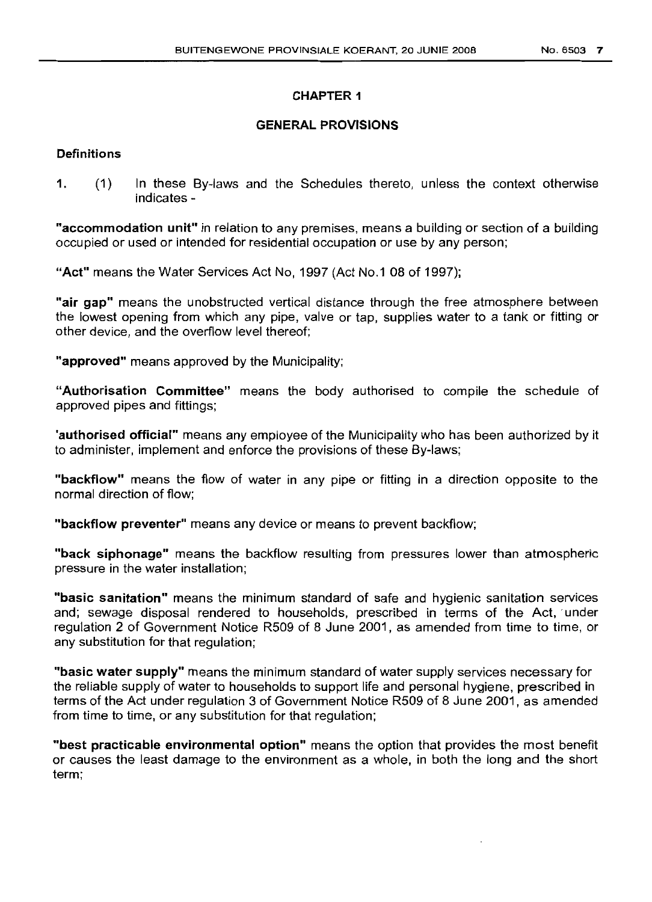## CHAPTER 1

### GENERAL PROVISIONS

**Definitions**

1. (1) In these By-laws and the Schedules thereto, unless the context otherwise indicates -

**"accommodation unit"** in relation to any premises, means a building or section of a building occupied or used or intended for residential occupation or use by any person;

**"Act"** means the Water Services Act No, 1997 (Act No.1 08 of 1997);

**"air gap"** means the unobstructed vertical distance through the free atmosphere between the lowest opening from which any pipe, valve or tap, supplies water to a tank or fitting or other device, and the overflow level thereof;

**"approved"** means approved by the Municipality;

**"Authorisation Committee"** means the body authorised to compile the schedule of approved pipes and fittings;

**'authorised official"** means any employee of the Municipality who has been authorized by it to administer, implement and enforce the provisions of these By-laws;

**"backflow"** means the flow of water in any pipe or fitting in a direction opposite to the normal direction of flow;

**"backflow preventer"** means any device or means to prevent backflow;

**"back siphonage"** means the backflow resulting from pressures lower than atmospheric pressure in the water installation;

**"basic sanitation"** means the minimum standard of safe and hygienic sanitation services and; sewage disposal rendered to households, prescribed in terms of the Act, under regulation 2 of Government Notice R509 of 8 June 2001, as amended from time to time, or any substitution for that regulation;

**"basic water supply"** means the minimum standard of water supply services necessary for the reliable supply of water to households to support life and personal hygiene, prescribed in terms of the Act under regulation 3 of Government Notice R509 of 8 June 2001, as amended from time to time, or any substitution for that regulation;

**"best practicable environmental option"** means the option that provides the most benefit or causes the least damage to the environment as a whole, in both the long and the short term;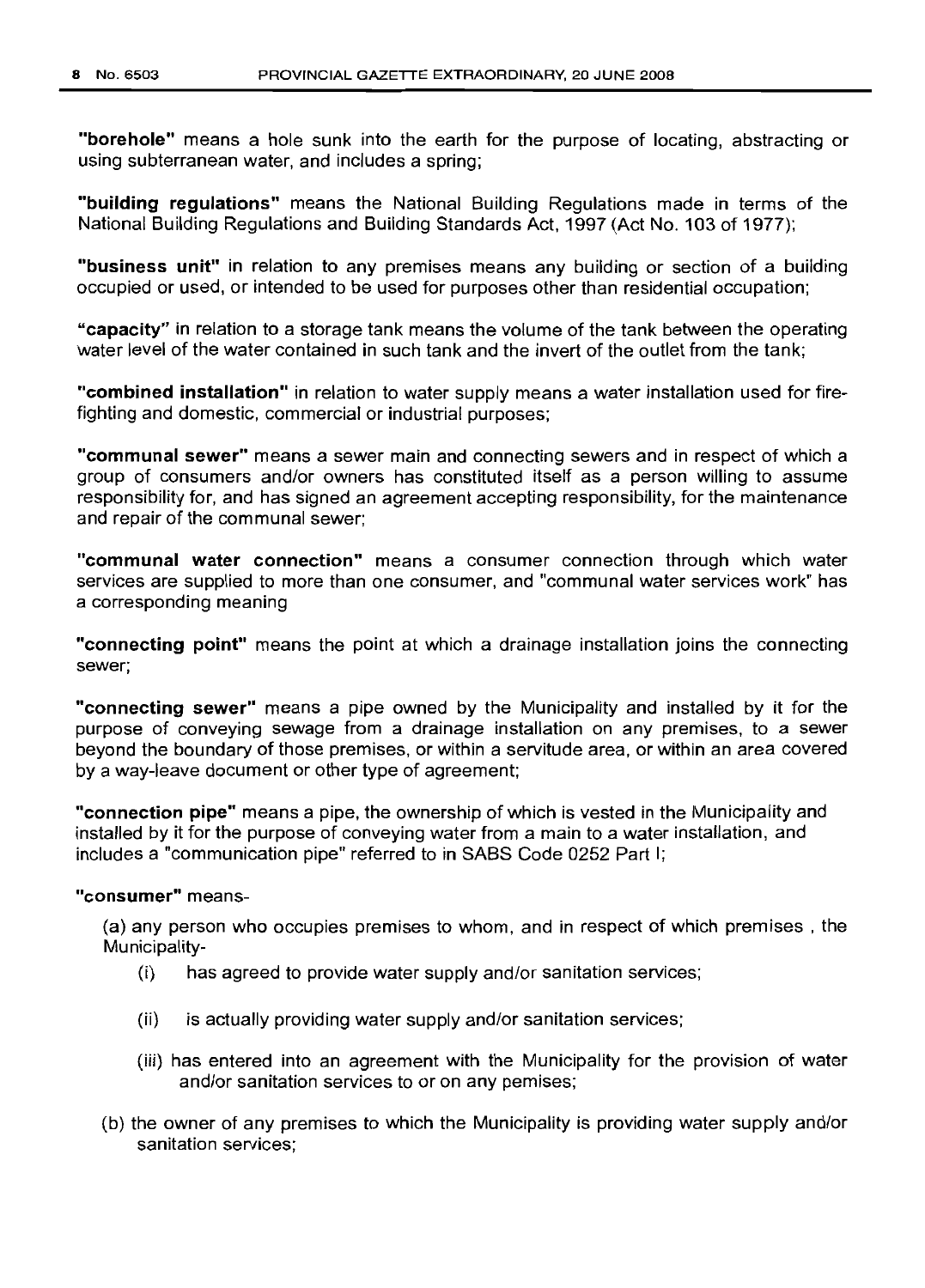**"borehole"** means a hole sunk into the earth for the purpose of locating, abstracting or using subterranean water, and includes a spring;

**"building regulations"** means the National Building Regulations made in terms of the National Building Regulations and Building Standards Act, 1997 (Act No. 103 of 1977);

**"business unit"** in relation to any premises means any building or section of a building occupied or used, or intended to be used for purposes other than residential occupation;

**"capacity"** in relation to a storage tank means the volume of the tank between the operating water level of the water contained in such tank and the invert of the outlet from the tank;

**"combined installation"** in relation to water supply means a water installation used for fire-fighting and domestic, commercial or industrial purposes;

**"communal sewer"** means a sewer main and connecting sewers and in respect of which a group of consumers and/or owners has constituted itself as a person willing to assume responsibility for, and has signed an agreement accepting responsibility, for the maintenance and repair of the communal sewer;

**"communal water connection"** means a consumer connection through which water services are supplied to more than one consumer, and "communal water services work" has a corresponding meaning

**"connecting point"** means the point at which a drainage installation joins the connecting sewer;

**"connecting sewer"** means a pipe owned by the Municipality and installed by it for the purpose of conveying sewage from a drainage installation on any premises, to a sewer beyond the boundary of those premises, or within a servitude area, or within an area covered by a way-leave document or other type of agreement;

**"connection pipe"** means a pipe, the ownership of which is vested in the Municipality and installed by it for the purpose of conveying water from a main to a water installation, and includes a "communication pipe" referred to in SABS Code 0252 Part I;

**"consumer"** means-

(a) any person who occupies premises to whom, and in respect of which premises , the Municipality-

(i) has agreed to provide water supply and/or sanitation services;

(ii) is actually providing water supply and/or sanitation services;

(iii) has entered into an agreement with the Municipality for the provision of water and/or sanitation services to or on any pemises;

(b) the owner of any premises to which the Municipality is providing water supply and/or sanitation services;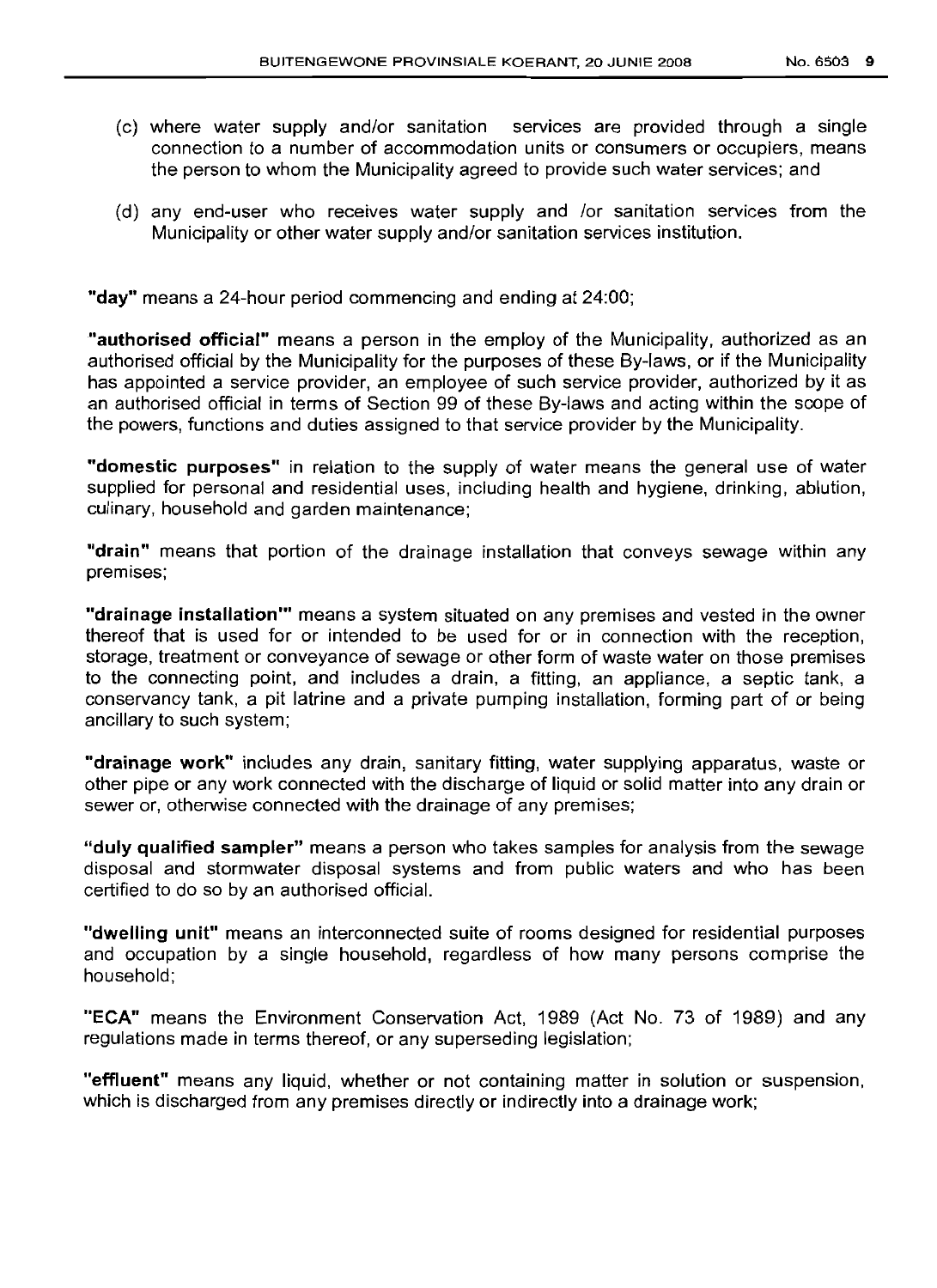(c) where water supply and/or sanitation services are provided through a single connection to a number of accommodation units or consumers or occupiers, means the person to whom the Municipality agreed to provide such water services; and

(d) any end-user who receives water supply and /or sanitation services from the Municipality or other water supply and/or sanitation services institution.

**"day"** means a 24-hour period commencing and ending at 24:00;

**"authorised official"** means a person in the employ of the Municipality, authorized as an authorised official by the Municipality for the purposes of these By-laws, or if the Municipality has appointed a service provider, an employee of such service provider, authorized by it as an authorised official in terms of Section 99 of these By-laws and acting within the scope of the powers, functions and duties assigned to that service provider by the Municipality.

**"domestic purposes"** in relation to the supply of water means the general use of water supplied for personal and residential uses, including health and hygiene, drinking, ablution, culinary, household and garden maintenance;

**"drain"** means that portion of the drainage installation that conveys sewage within any premises;

**"drainage installation'"** means a system situated on any premises and vested in the owner thereof that is used for or intended to be used for or in connection with the reception, storage, treatment or conveyance of sewage or other form of waste water on those premises to the connecting point, and includes a drain, a fitting, an appliance, a septic tank, a conservancy tank, a pit latrine and a private pumping installation, forming part of or being ancillary to such system;

**"drainage work"** includes any drain, sanitary fitting, water supplying apparatus, waste or other pipe or any work connected with the discharge of liquid or solid matter into any drain or sewer or, otherwise connected with the drainage of any premises;

**"duly qualified sampler"** means a person who takes samples for analysis from the sewage disposal and stormwater disposal systems and from public waters and who has been certified to do so by an authorised official.

**"dwelling unit"** means an interconnected suite of rooms designed for residential purposes and occupation by a single household, regardless of how many persons comprise the household;

**"ECA"** means the Environment Conservation Act, 1989 (Act No. 73 of 1989) and any regulations made in terms thereof, or any superseding legislation;

**"effluent"** means any liquid, whether or not containing matter in solution or suspension, which is discharged from any premises directly or indirectly into a drainage work;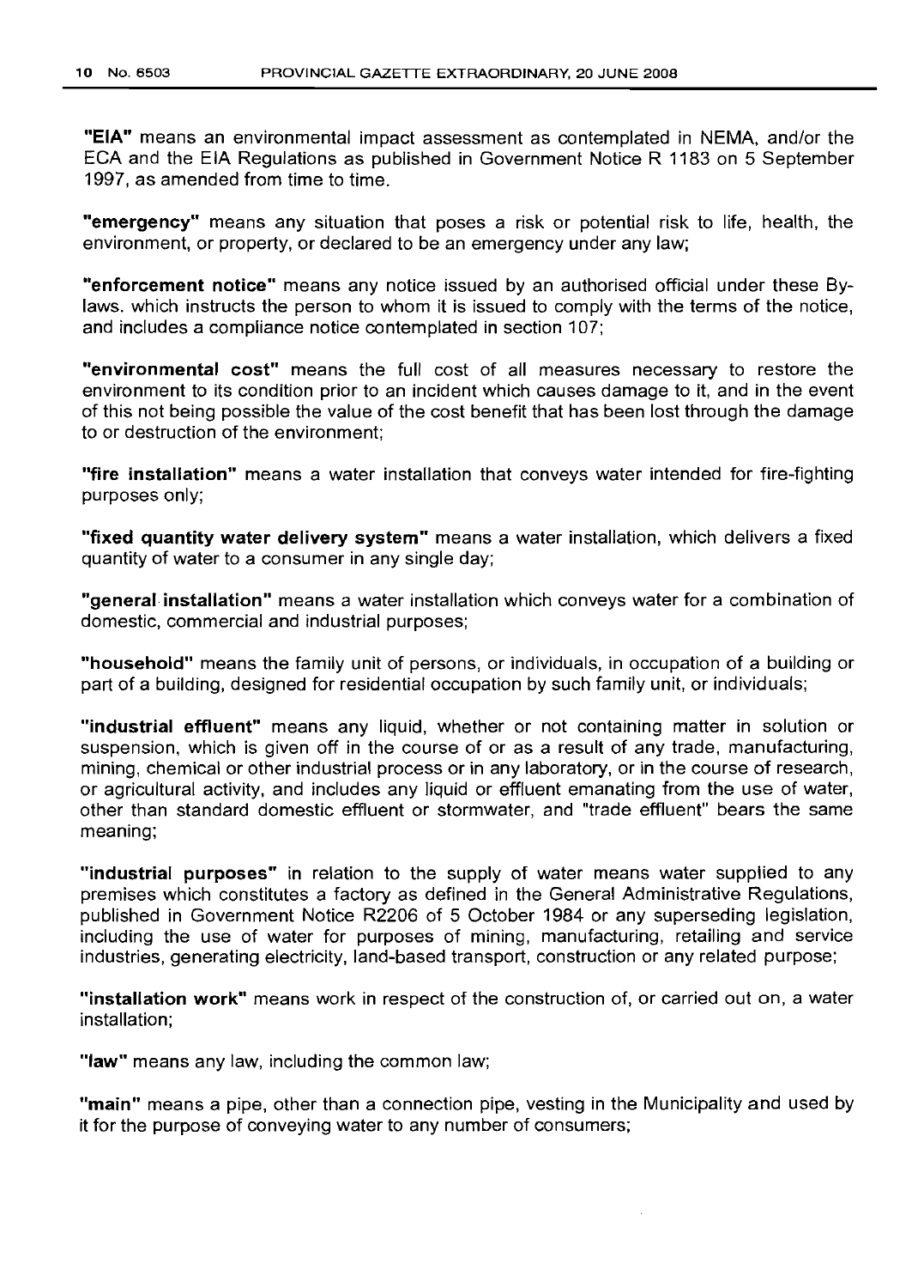**"EIA"** means an environmental impact assessment as contemplated in NEMA, and/or the ECA and the EIA Regulations as published in Government Notice R 1183 on 5 September 1997, as amended from time to time.

**"emergency"** means any situation that poses a risk or potential risk to life, health, the environment, or property, or declared to be an emergency under any law;

**"enforcement notice"** means any notice issued by an authorised official under these By-laws. which instructs the person to whom it is issued to comply with the terms of the notice, and includes a compliance notice contemplated in section 107;

**"environmental cost"** means the full cost of all measures necessary to restore the environment to its condition prior to an incident which causes damage to it, and in the event of this not being possible the value of the cost benefit that has been lost through the damage to or destruction of the environment;

**"fire installation"** means a water installation that conveys water intended for fire-fighting purposes only;

**"fixed quantity water delivery system"** means a water installation, which delivers a fixed quantity of water to a consumer in any single day;

**"general installation"** means a water installation which conveys water for a combination of domestic, commercial and industrial purposes;

**"household"** means the family unit of persons, or individuals, in occupation of a building or part of a building, designed for residential occupation by such family unit, or individuals;

**"industrial effluent"** means any liquid, whether or not containing matter in solution or suspension, which is given off in the course of or as a result of any trade, manufacturing, mining, chemical or other industrial process or in any laboratory, or in the course of research, or agricultural activity, and includes any liquid or effluent emanating from the use of water, other than standard domestic effluent or stormwater, and "trade effluent" bears the same meaning;

**"industrial purposes"** in relation to the supply of water means water supplied to any premises which constitutes a factory as defined in the General Administrative Regulations, published in Government Notice R2206 of 5 October 1984 or any superseding legislation, including the use of water for purposes of mining, manufacturing, retailing and service industries, generating electricity, land-based transport, construction or any related purpose;

**"installation work"** means work in respect of the construction of, or carried out on, a water installation;

**"law"** means any law, including the common law;

**"main"** means a pipe, other than a connection pipe, vesting in the Municipality and used by it for the purpose of conveying water to any number of consumers;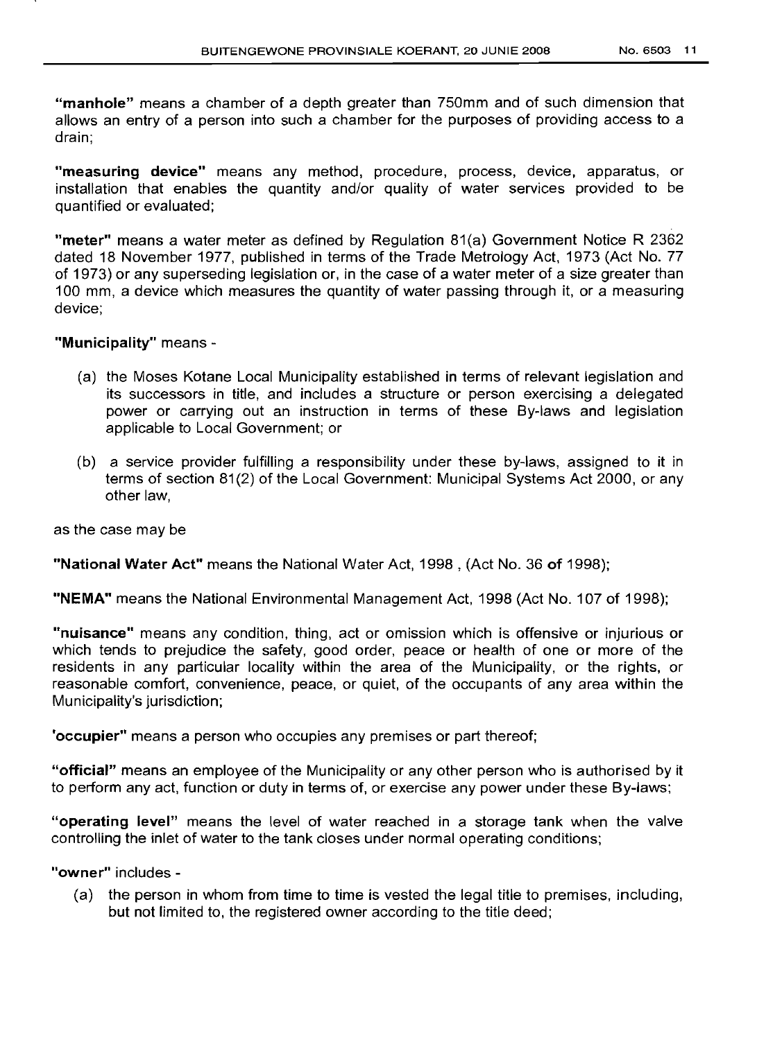**"manhole"** means a chamber of a depth greater than 750mm and of such dimension that allows an entry of a person into such a chamber for the purposes of providing access to a drain;

**"measuring device"** means any method, procedure, process, device, apparatus, or installation that enables the quantity and/or quality of water services provided to be quantified or evaluated;

**"meter"** means a water meter as defined by Regulation 81(a) Government Notice R 2362 dated 18 November 1977, published in terms of the Trade Metrology Act, 1973 (Act No. 77 of 1973) or any superseding legislation or, in the case of a water meter of a size greater than 100 mm, a device which measures the quantity of water passing through it, or a measuring device;

**"Municipality"** means -

(a) the Moses Kotane Local Municipality established in terms of relevant legislation and its successors in title, and includes a structure or person exercising a delegated power or carrying out an instruction in terms of these By-laws and legislation applicable to Local Government; or

(b) a service provider fulfilling a responsibility under these by-laws, assigned to it in terms of section 81(2) of the Local Government: Municipal Systems Act 2000, or any other law,

as the case may be

**"National Water Act"** means the National Water Act, 1998 , (Act No. 36 of 1998);

**"NEMA"** means the National Environmental Management Act, 1998 (Act No. 107 of 1998);

**"nuisance"** means any condition, thing, act or omission which is offensive or injurious or which tends to prejudice the safety, good order, peace or health of one or more of the residents in any particular locality within the area of the Municipality, or the rights, or reasonable comfort, convenience, peace, or quiet, of the occupants of any area within the Municipality's jurisdiction;

**'occupier"** means a person who occupies any premises or part thereof;

**"official"** means an employee of the Municipality or any other person who is authorised by it to perform any act, function or duty in terms of, or exercise any power under these By-laws;

**"operating level"** means the level of water reached in a storage tank when the valve controlling the inlet of water to the tank closes under normal operating conditions;

**"owner"** includes -

(a) the person in whom from time to time is vested the legal title to premises, including, but not limited to, the registered owner according to the title deed;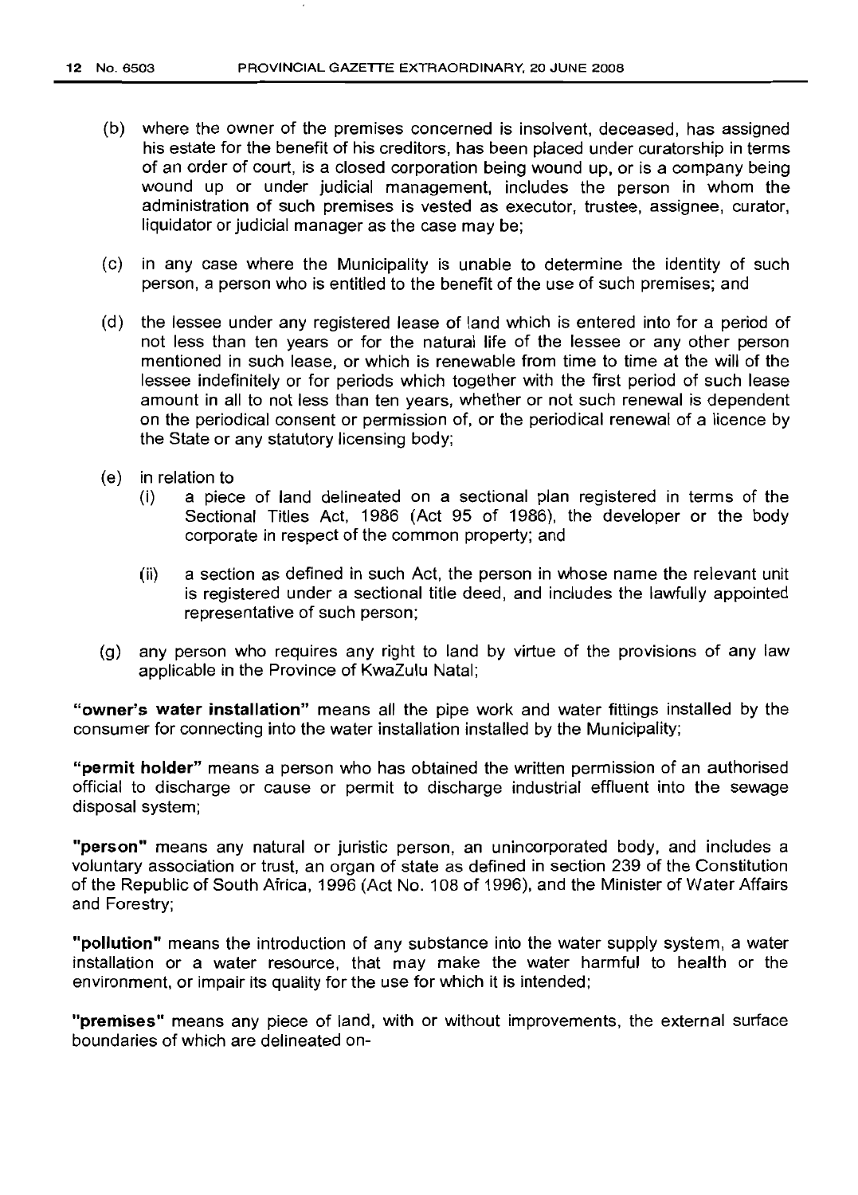(b) where the owner of the premises concerned is insolvent, deceased, has assigned his estate for the benefit of his creditors, has been placed under curatorship in terms of an order of court, is a closed corporation being wound up, or is a company being wound up or under judicial management, includes the person in whom the administration of such premises is vested as executor, trustee, assignee, curator, liquidator or judicial manager as the case may be;

(c) in any case where the Municipality is unable to determine the identity of such person, a person who is entitled to the benefit of the use of such premises; and

(d) the lessee under any registered lease of land which is entered into for a period of not less than ten years or for the natural life of the lessee or any other person mentioned in such lease, or which is renewable from time to time at the will of the lessee indefinitely or for periods which together with the first period of such lease amount in all to not less than ten years, whether or not such renewal is dependent on the periodical consent or permission of, or the periodical renewal of a licence by the State or any statutory licensing body;

(e) in relation to

  (i) a piece of land delineated on a sectional plan registered in terms of the Sectional Titles Act, 1986 (Act 95 of 1986), the developer or the body corporate in respect of the common property; and

  (ii) a section as defined in such Act, the person in whose name the relevant unit is registered under a sectional title deed, and includes the lawfully appointed representative of such person;

(g) any person who requires any right to land by virtue of the provisions of any law applicable in the Province of KwaZulu Natal;

**"owner's water installation"** means all the pipe work and water fittings installed by the consumer for connecting into the water installation installed by the Municipality;

**"permit holder"** means a person who has obtained the written permission of an authorised official to discharge or cause or permit to discharge industrial effluent into the sewage disposal system;

**"person"** means any natural or juristic person, an unincorporated body, and includes a voluntary association or trust, an organ of state as defined in section 239 of the Constitution of the Republic of South Africa, 1996 (Act No. 108 of 1996), and the Minister of Water Affairs and Forestry;

**"pollution"** means the introduction of any substance into the water supply system, a water installation or a water resource, that may make the water harmful to health or the environment, or impair its quality for the use for which it is intended;

**"premises"** means any piece of land, with or without improvements, the external surface boundaries of which are delineated on-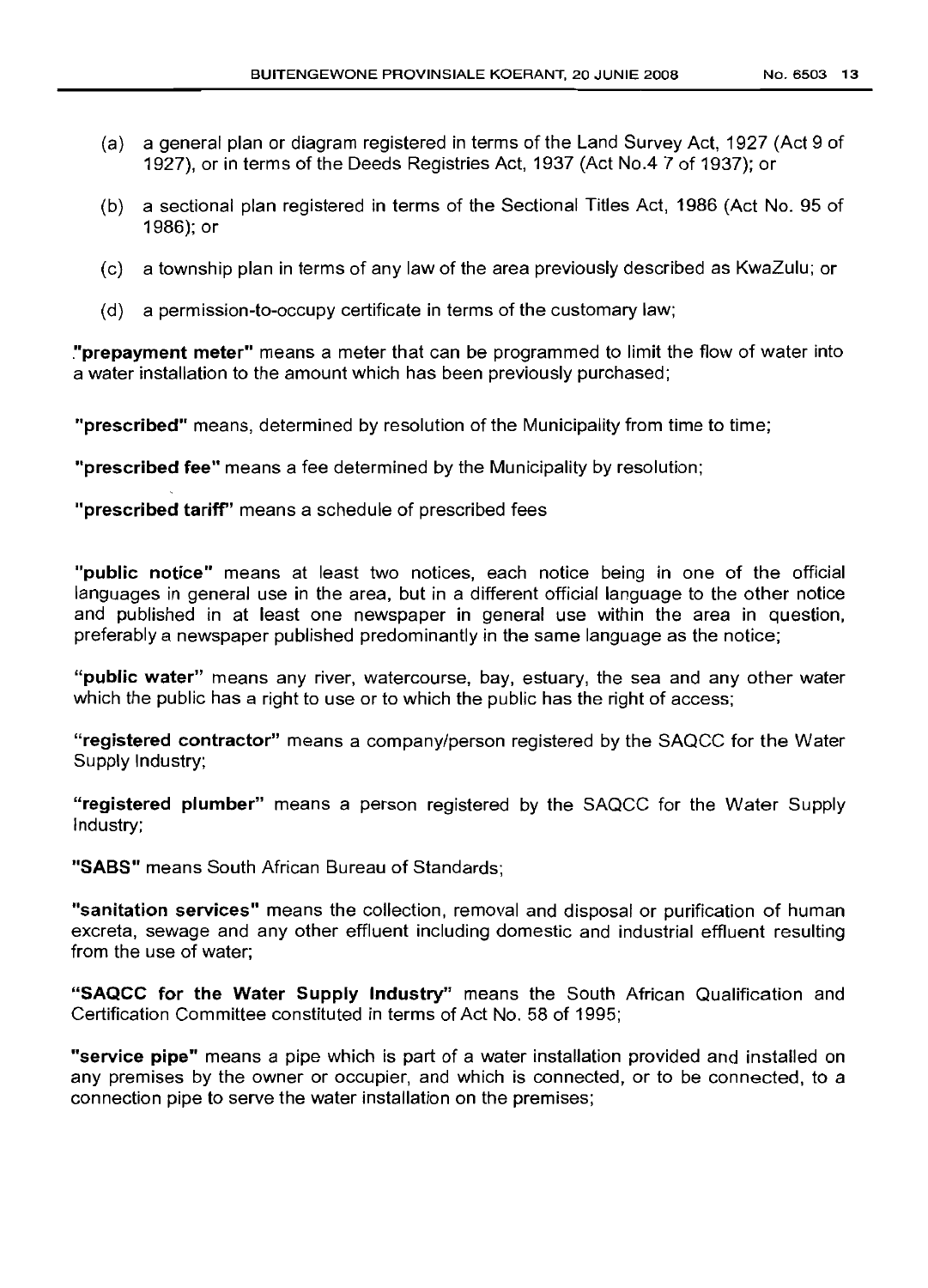(a) a general plan or diagram registered in terms of the Land Survey Act, 1927 (Act 9 of 1927), or in terms of the Deeds Registries Act, 1937 (Act No.4 7 of 1937); or

(b) a sectional plan registered in terms of the Sectional Titles Act, 1986 (Act No. 95 of 1986); or

(c) a township plan in terms of any law of the area previously described as KwaZulu; or

(d) a permission-to-occupy certificate in terms of the customary law;

**"prepayment meter"** means a meter that can be programmed to limit the flow of water into a water installation to the amount which has been previously purchased;

**"prescribed"** means, determined by resolution of the Municipality from time to time;

**"prescribed fee"** means a fee determined by the Municipality by resolution;

**"prescribed tariff"** means a schedule of prescribed fees

**"public notice"** means at least two notices, each notice being in one of the official languages in general use in the area, but in a different official language to the other notice and published in at least one newspaper in general use within the area in question, preferably a newspaper published predominantly in the same language as the notice;

**"public water"** means any river, watercourse, bay, estuary, the sea and any other water which the public has a right to use or to which the public has the right of access;

**"registered contractor"** means a company/person registered by the SAQCC for the Water Supply Industry;

**"registered plumber"** means a person registered by the SAQCC for the Water Supply Industry;

**"SABS"** means South African Bureau of Standards;

**"sanitation services"** means the collection, removal and disposal or purification of human excreta, sewage and any other effluent including domestic and industrial effluent resulting from the use of water;

**"SAQCC for the Water Supply Industry"** means the South African Qualification and Certification Committee constituted in terms of Act No. 58 of 1995;

**"service pipe"** means a pipe which is part of a water installation provided and installed on any premises by the owner or occupier, and which is connected, or to be connected, to a connection pipe to serve the water installation on the premises;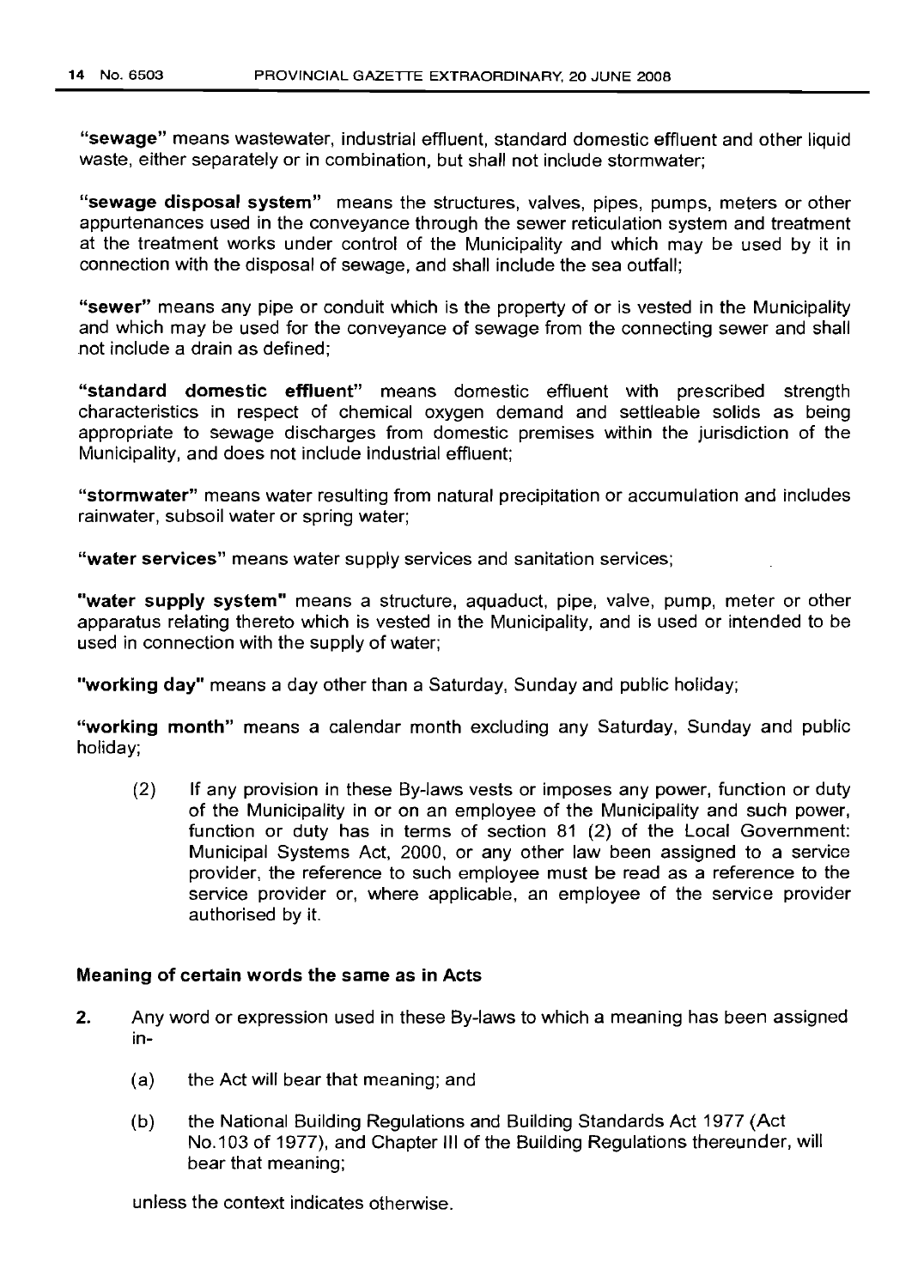**"sewage"** means wastewater, industrial effluent, standard domestic effluent and other liquid waste, either separately or in combination, but shall not include stormwater;

**"sewage disposal system"** means the structures, valves, pipes, pumps, meters or other appurtenances used in the conveyance through the sewer reticulation system and treatment at the treatment works under control of the Municipality and which may be used by it in connection with the disposal of sewage, and shall include the sea outfall;

**"sewer"** means any pipe or conduit which is the property of or is vested in the Municipality and which may be used for the conveyance of sewage from the connecting sewer and shall not include a drain as defined;

**"standard domestic effluent"** means domestic effluent with prescribed strength characteristics in respect of chemical oxygen demand and settleable solids as being appropriate to sewage discharges from domestic premises within the jurisdiction of the Municipality, and does not include industrial effluent;

**"stormwater"** means water resulting from natural precipitation or accumulation and includes rainwater, subsoil water or spring water;

**"water services"** means water supply services and sanitation services;

**"water supply system"** means a structure, aquaduct, pipe, valve, pump, meter or other apparatus relating thereto which is vested in the Municipality, and is used or intended to be used in connection with the supply of water;

**"working day"** means a day other than a Saturday, Sunday and public holiday;

**"working month"** means a calendar month excluding any Saturday, Sunday and public holiday;

(2) If any provision in these By-laws vests or imposes any power, function or duty of the Municipality in or on an employee of the Municipality and such power, function or duty has in terms of section 81 (2) of the Local Government: Municipal Systems Act, 2000, or any other law been assigned to a service provider, the reference to such employee must be read as a reference to the service provider or, where applicable, an employee of the service provider authorised by it.

### Meaning of certain words the same as in Acts

**2.** Any word or expression used in these By-laws to which a meaning has been assigned in-

(a) the Act will bear that meaning; and

(b) the National Building Regulations and Building Standards Act 1977 (Act No.103 of 1977), and Chapter III of the Building Regulations thereunder, will bear that meaning;

unless the context indicates otherwise.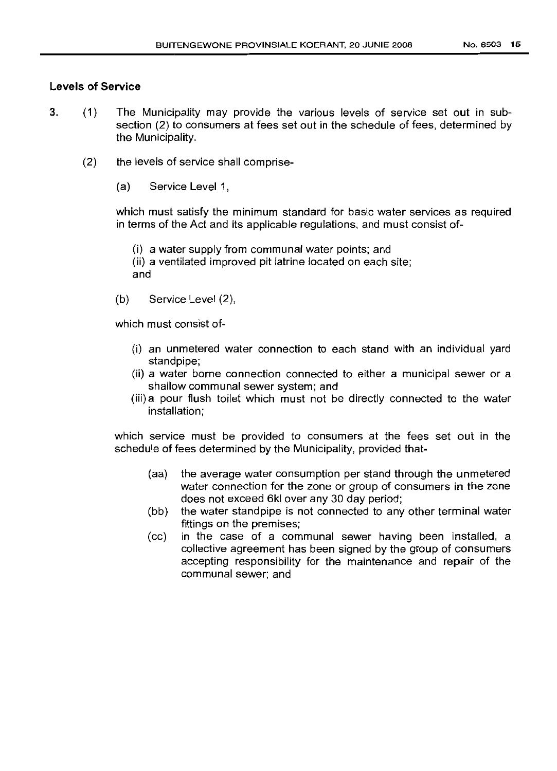**Levels of Service**

3. (1) The Municipality may provide the various levels of service set out in sub-section (2) to consumers at fees set out in the schedule of fees, determined by the Municipality.

(2) the levels of service shall comprise-

(a) Service Level 1,

which must satisfy the minimum standard for basic water services as required in terms of the Act and its applicable regulations, and must consist of-

(i) a water supply from communal water points; and
(ii) a ventilated improved pit latrine located on each site;
and

(b) Service Level (2),

which must consist of-

(i) an unmetered water connection to each stand with an individual yard standpipe;
(ii) a water borne connection connected to either a municipal sewer or a shallow communal sewer system; and
(iii) a pour flush toilet which must not be directly connected to the water installation;

which service must be provided to consumers at the fees set out in the schedule of fees determined by the Municipality, provided that-

(aa) the average water consumption per stand through the unmetered water connection for the zone or group of consumers in the zone does not exceed 6kl over any 30 day period;
(bb) the water standpipe is not connected to any other terminal water fittings on the premises;
(cc) in the case of a communal sewer having been installed, a collective agreement has been signed by the group of consumers accepting responsibility for the maintenance and repair of the communal sewer; and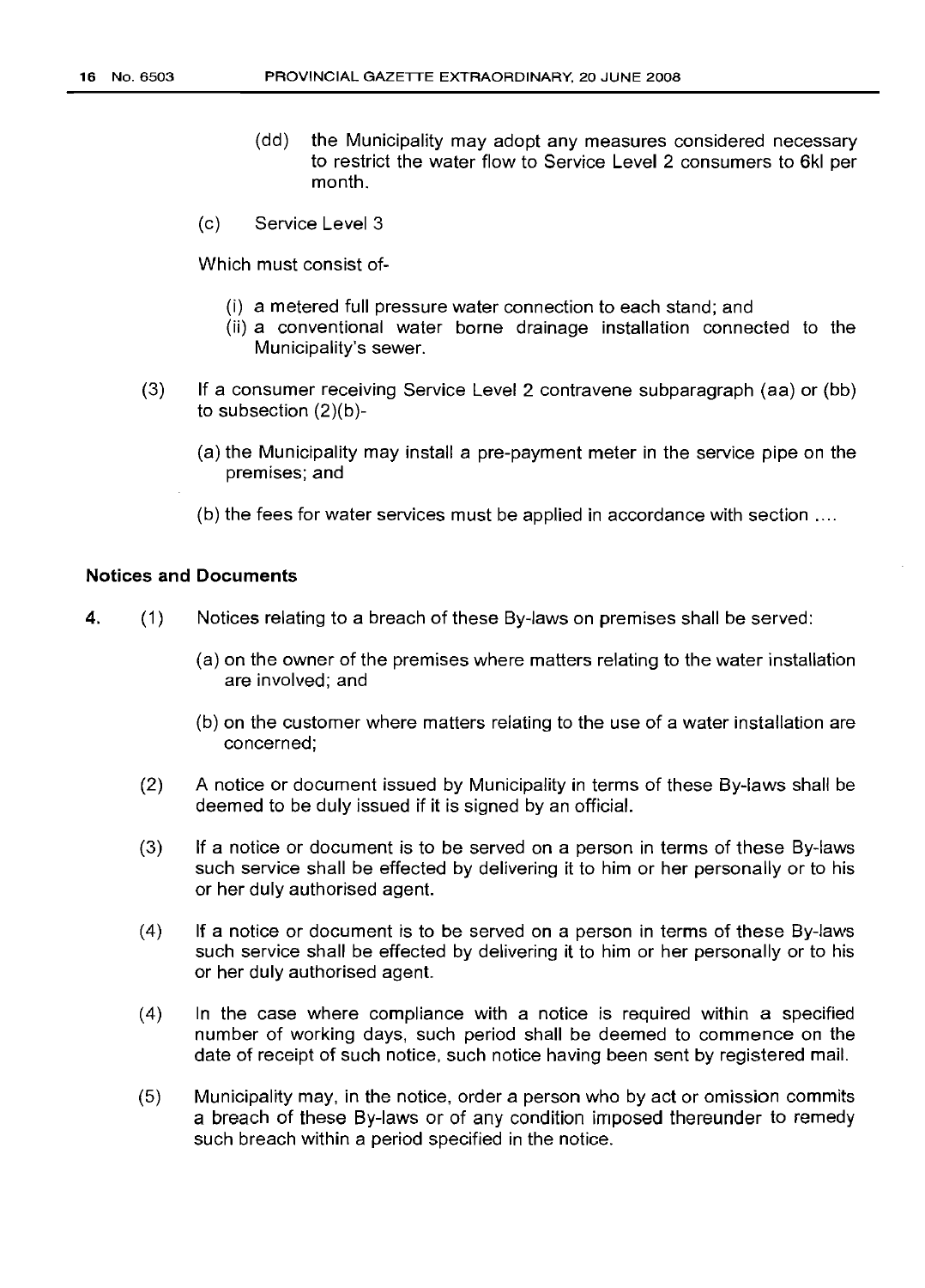(dd) the Municipality may adopt any measures considered necessary to restrict the water flow to Service Level 2 consumers to 6kl per month.

(c) Service Level 3

Which must consist of-

(i) a metered full pressure water connection to each stand; and
(ii) a conventional water borne drainage installation connected to the Municipality's sewer.

(3) If a consumer receiving Service Level 2 contravene subparagraph (aa) or (bb) to subsection (2)(b)-

(a) the Municipality may install a pre-payment meter in the service pipe on the premises; and

(b) the fees for water services must be applied in accordance with section ....

**Notices and Documents**

4. (1) Notices relating to a breach of these By-laws on premises shall be served:

(a) on the owner of the premises where matters relating to the water installation are involved; and

(b) on the customer where matters relating to the use of a water installation are concerned;

(2) A notice or document issued by Municipality in terms of these By-laws shall be deemed to be duly issued if it is signed by an official.

(3) If a notice or document is to be served on a person in terms of these By-laws such service shall be effected by delivering it to him or her personally or to his or her duly authorised agent.

(4) If a notice or document is to be served on a person in terms of these By-laws such service shall be effected by delivering it to him or her personally or to his or her duly authorised agent.

(4) In the case where compliance with a notice is required within a specified number of working days, such period shall be deemed to commence on the date of receipt of such notice, such notice having been sent by registered mail.

(5) Municipality may, in the notice, order a person who by act or omission commits a breach of these By-laws or of any condition imposed thereunder to remedy such breach within a period specified in the notice.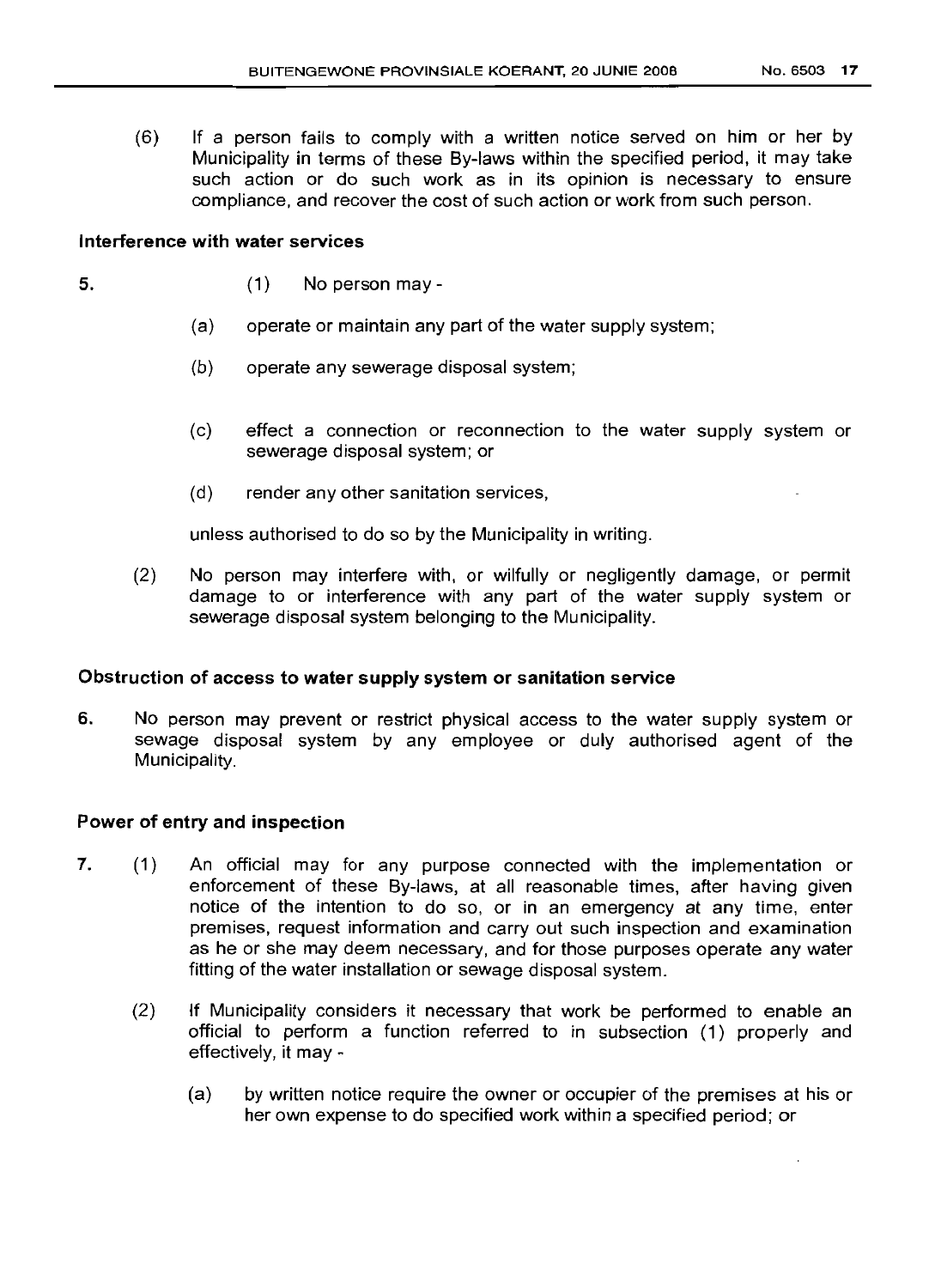(6) If a person fails to comply with a written notice served on him or her by Municipality in terms of these By-laws within the specified period, it may take such action or do such work as in its opinion is necessary to ensure compliance, and recover the cost of such action or work from such person.

**Interference with water services**

5. (1) No person may -

   (a) operate or maintain any part of the water supply system;

   (b) operate any sewerage disposal system;

   (c) effect a connection or reconnection to the water supply system or sewerage disposal system; or

   (d) render any other sanitation services,

   unless authorised to do so by the Municipality in writing.

(2) No person may interfere with, or wilfully or negligently damage, or permit damage to or interference with any part of the water supply system or sewerage disposal system belonging to the Municipality.

**Obstruction of access to water supply system or sanitation service**

6. No person may prevent or restrict physical access to the water supply system or sewage disposal system by any employee or duly authorised agent of the Municipality.

**Power of entry and inspection**

7. (1) An official may for any purpose connected with the implementation or enforcement of these By-laws, at all reasonable times, after having given notice of the intention to do so, or in an emergency at any time, enter premises, request information and carry out such inspection and examination as he or she may deem necessary, and for those purposes operate any water fitting of the water installation or sewage disposal system.

(2) If Municipality considers it necessary that work be performed to enable an official to perform a function referred to in subsection (1) properly and effectively, it may -

   (a) by written notice require the owner or occupier of the premises at his or her own expense to do specified work within a specified period; or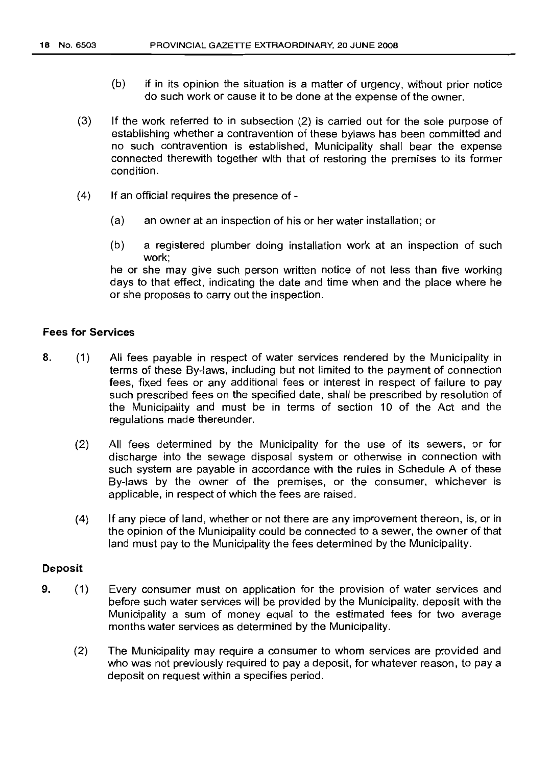(b) if in its opinion the situation is a matter of urgency, without prior notice do such work or cause it to be done at the expense of the owner.

(3) If the work referred to in subsection (2) is carried out for the sole purpose of establishing whether a contravention of these bylaws has been committed and no such contravention is established, Municipality shall bear the expense connected therewith together with that of restoring the premises to its former condition.

(4) If an official requires the presence of -

(a) an owner at an inspection of his or her water installation; or

(b) a registered plumber doing installation work at an inspection of such work;

he or she may give such person written notice of not less than five working days to that effect, indicating the date and time when and the place where he or she proposes to carry out the inspection.

**Fees for Services**

8. (1) All fees payable in respect of water services rendered by the Municipality in terms of these By-laws, including but not limited to the payment of connection fees, fixed fees or any additional fees or interest in respect of failure to pay such prescribed fees on the specified date, shall be prescribed by resolution of the Municipality and must be in terms of section 10 of the Act and the regulations made thereunder.

(2) All fees determined by the Municipality for the use of its sewers, or for discharge into the sewage disposal system or otherwise in connection with such system are payable in accordance with the rules in Schedule A of these By-laws by the owner of the premises, or the consumer, whichever is applicable, in respect of which the fees are raised.

(4) If any piece of land, whether or not there are any improvement thereon, is, or in the opinion of the Municipality could be connected to a sewer, the owner of that land must pay to the Municipality the fees determined by the Municipality.

**Deposit**

9. (1) Every consumer must on application for the provision of water services and before such water services will be provided by the Municipality, deposit with the Municipality a sum of money equal to the estimated fees for two average months water services as determined by the Municipality.

(2) The Municipality may require a consumer to whom services are provided and who was not previously required to pay a deposit, for whatever reason, to pay a deposit on request within a specifies period.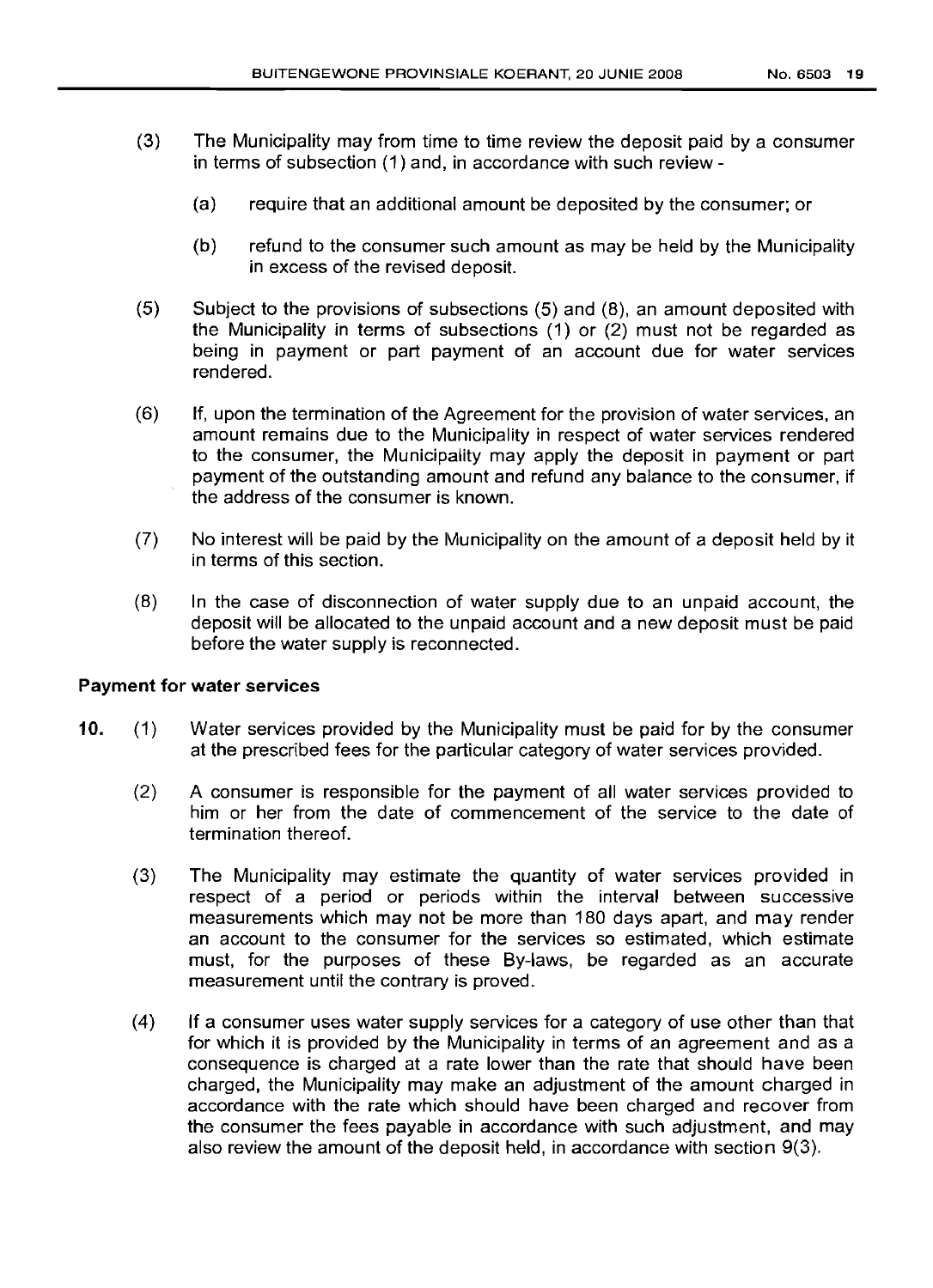(3) The Municipality may from time to time review the deposit paid by a consumer in terms of subsection (1) and, in accordance with such review -

  (a) require that an additional amount be deposited by the consumer; or

  (b) refund to the consumer such amount as may be held by the Municipality in excess of the revised deposit.

(5) Subject to the provisions of subsections (5) and (8), an amount deposited with the Municipality in terms of subsections (1) or (2) must not be regarded as being in payment or part payment of an account due for water services rendered.

(6) If, upon the termination of the Agreement for the provision of water services, an amount remains due to the Municipality in respect of water services rendered to the consumer, the Municipality may apply the deposit in payment or part payment of the outstanding amount and refund any balance to the consumer, if the address of the consumer is known.

(7) No interest will be paid by the Municipality on the amount of a deposit held by it in terms of this section.

(8) In the case of disconnection of water supply due to an unpaid account, the deposit will be allocated to the unpaid account and a new deposit must be paid before the water supply is reconnected.

**Payment for water services**

**10.** (1) Water services provided by the Municipality must be paid for by the consumer at the prescribed fees for the particular category of water services provided.

(2) A consumer is responsible for the payment of all water services provided to him or her from the date of commencement of the service to the date of termination thereof.

(3) The Municipality may estimate the quantity of water services provided in respect of a period or periods within the interval between successive measurements which may not be more than 180 days apart, and may render an account to the consumer for the services so estimated, which estimate must, for the purposes of these By-laws, be regarded as an accurate measurement until the contrary is proved.

(4) If a consumer uses water supply services for a category of use other than that for which it is provided by the Municipality in terms of an agreement and as a consequence is charged at a rate lower than the rate that should have been charged, the Municipality may make an adjustment of the amount charged in accordance with the rate which should have been charged and recover from the consumer the fees payable in accordance with such adjustment, and may also review the amount of the deposit held, in accordance with section 9(3).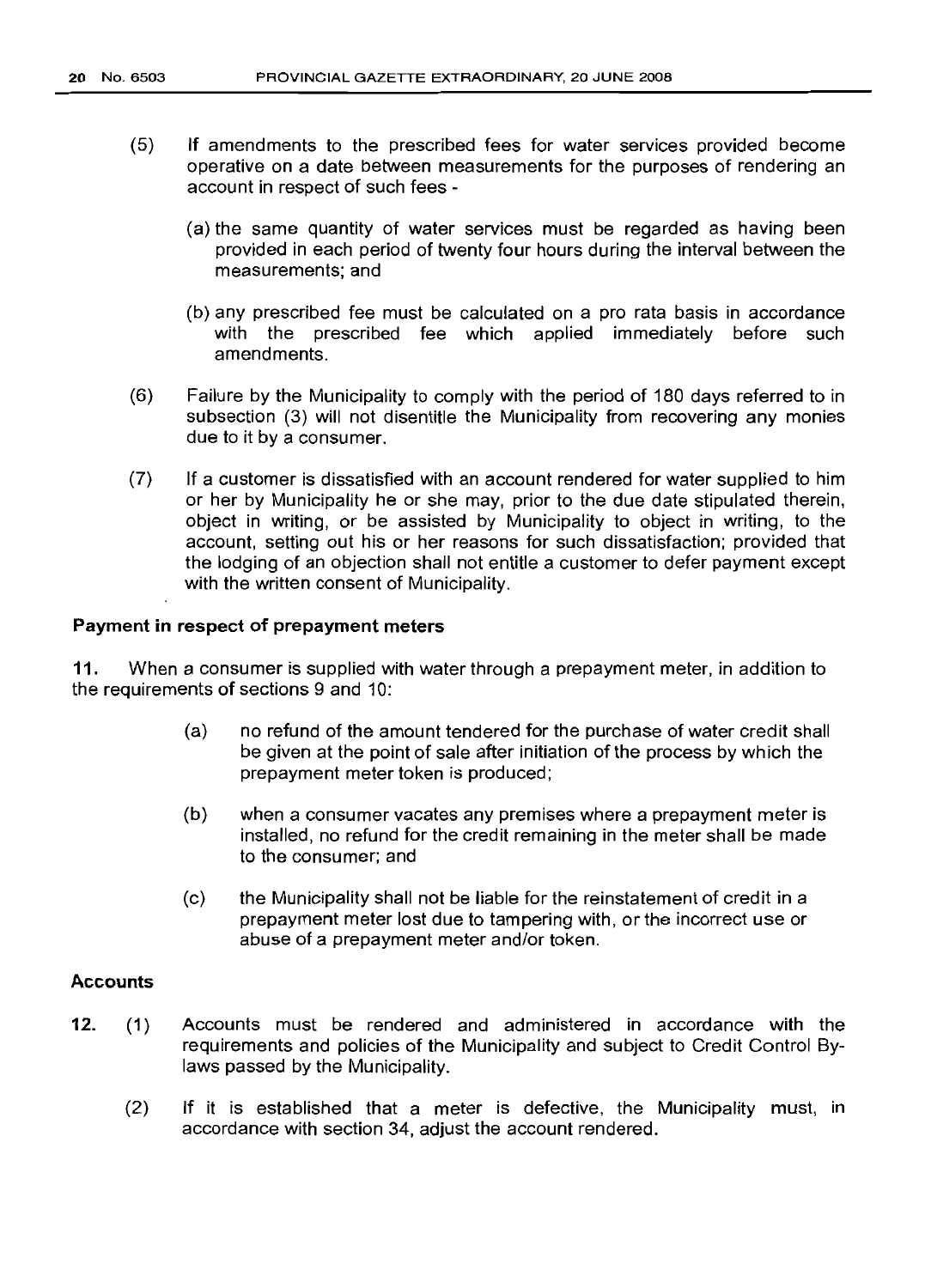(5) If amendments to the prescribed fees for water services provided become operative on a date between measurements for the purposes of rendering an account in respect of such fees -

  (a) the same quantity of water services must be regarded as having been provided in each period of twenty four hours during the interval between the measurements; and

  (b) any prescribed fee must be calculated on a pro rata basis in accordance with the prescribed fee which applied immediately before such amendments.

(6) Failure by the Municipality to comply with the period of 180 days referred to in subsection (3) will not disentitle the Municipality from recovering any monies due to it by a consumer.

(7) If a customer is dissatisfied with an account rendered for water supplied to him or her by Municipality he or she may, prior to the due date stipulated therein, object in writing, or be assisted by Municipality to object in writing, to the account, setting out his or her reasons for such dissatisfaction; provided that the lodging of an objection shall not entitle a customer to defer payment except with the written consent of Municipality.

**Payment in respect of prepayment meters**

**11.** When a consumer is supplied with water through a prepayment meter, in addition to the requirements of sections 9 and 10:

  (a) no refund of the amount tendered for the purchase of water credit shall be given at the point of sale after initiation of the process by which the prepayment meter token is produced;

  (b) when a consumer vacates any premises where a prepayment meter is installed, no refund for the credit remaining in the meter shall be made to the consumer; and

  (c) the Municipality shall not be liable for the reinstatement of credit in a prepayment meter lost due to tampering with, or the incorrect use or abuse of a prepayment meter and/or token.

**Accounts**

**12.** (1) Accounts must be rendered and administered in accordance with the requirements and policies of the Municipality and subject to Credit Control By-laws passed by the Municipality.

  (2) If it is established that a meter is defective, the Municipality must, in accordance with section 34, adjust the account rendered.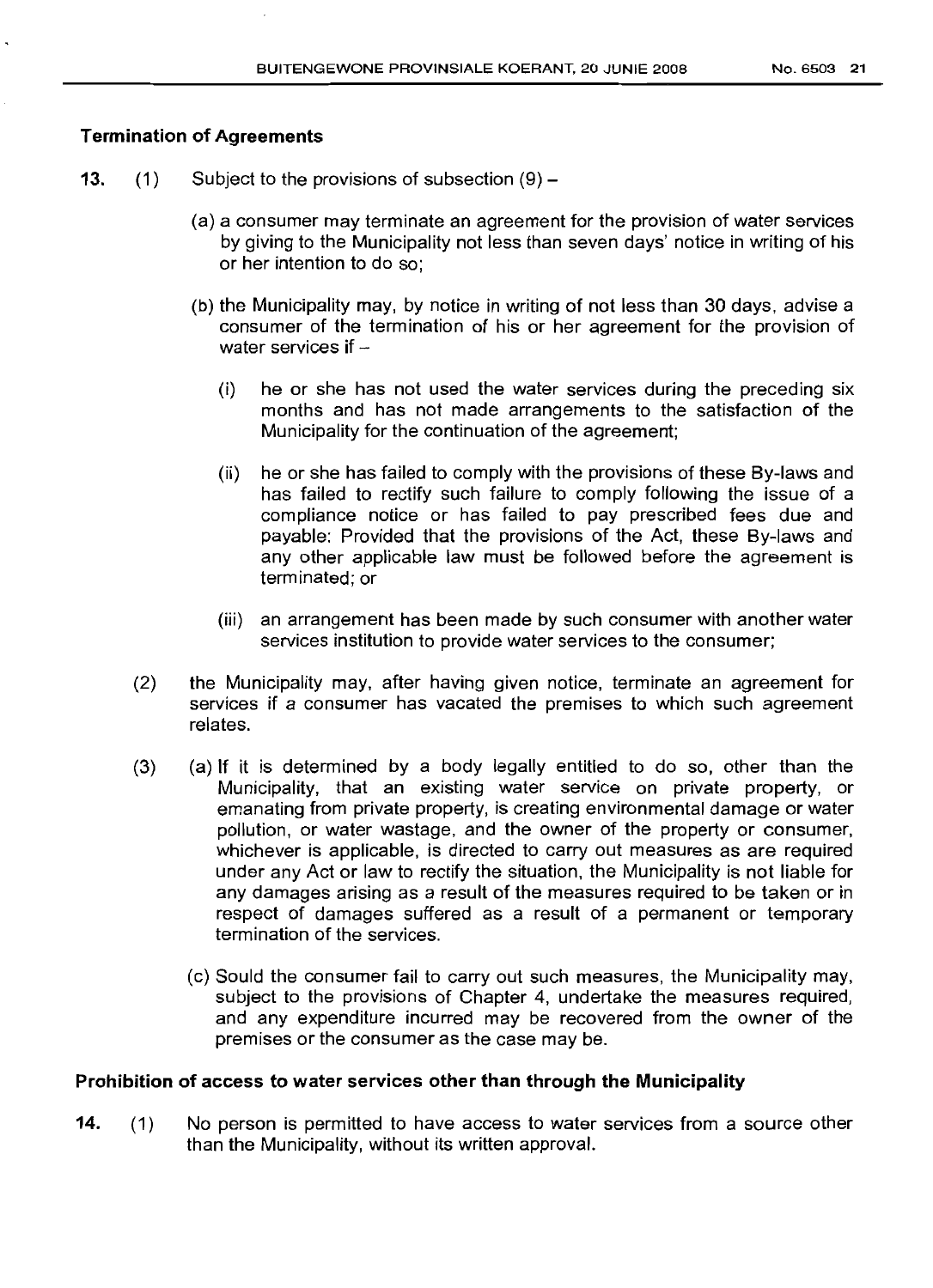### Termination of Agreements

**13.** (1) Subject to the provisions of subsection (9) –

(a) a consumer may terminate an agreement for the provision of water services by giving to the Municipality not less than seven days' notice in writing of his or her intention to do so;

(b) the Municipality may, by notice in writing of not less than 30 days, advise a consumer of the termination of his or her agreement for the provision of water services if –

(i) he or she has not used the water services during the preceding six months and has not made arrangements to the satisfaction of the Municipality for the continuation of the agreement;

(ii) he or she has failed to comply with the provisions of these By-laws and has failed to rectify such failure to comply following the issue of a compliance notice or has failed to pay prescribed fees due and payable: Provided that the provisions of the Act, these By-laws and any other applicable law must be followed before the agreement is terminated; or

(iii) an arrangement has been made by such consumer with another water services institution to provide water services to the consumer;

(2) the Municipality may, after having given notice, terminate an agreement for services if a consumer has vacated the premises to which such agreement relates.

(3) (a) If it is determined by a body legally entitled to do so, other than the Municipality, that an existing water service on private property, or emanating from private property, is creating environmental damage or water pollution, or water wastage, and the owner of the property or consumer, whichever is applicable, is directed to carry out measures as are required under any Act or law to rectify the situation, the Municipality is not liable for any damages arising as a result of the measures required to be taken or in respect of damages suffered as a result of a permanent or temporary termination of the services.

(c) Sould the consumer fail to carry out such measures, the Municipality may, subject to the provisions of Chapter 4, undertake the measures required, and any expenditure incurred may be recovered from the owner of the premises or the consumer as the case may be.

### Prohibition of access to water services other than through the Municipality

**14.** (1) No person is permitted to have access to water services from a source other than the Municipality, without its written approval.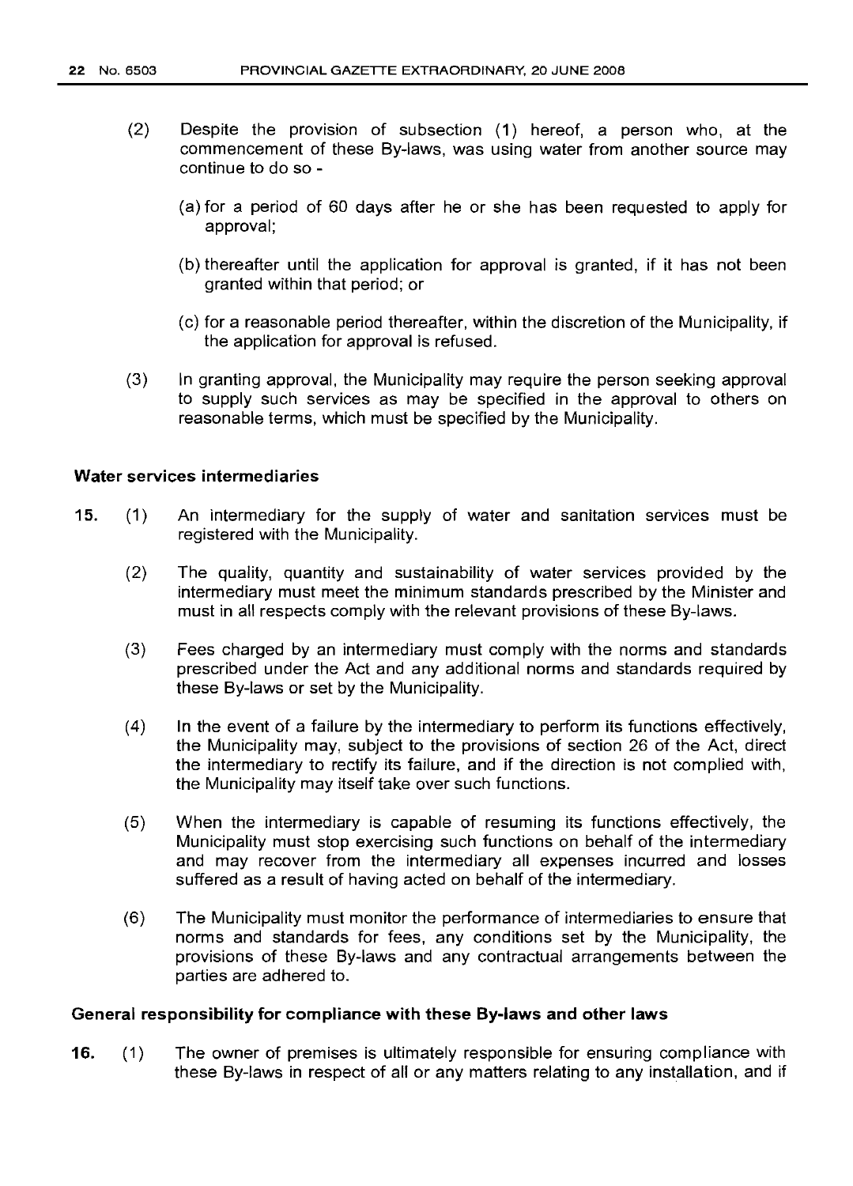(2) Despite the provision of subsection (1) hereof, a person who, at the commencement of these By-laws, was using water from another source may continue to do so -

   (a) for a period of 60 days after he or she has been requested to apply for approval;

   (b) thereafter until the application for approval is granted, if it has not been granted within that period; or

   (c) for a reasonable period thereafter, within the discretion of the Municipality, if the application for approval is refused.

(3) In granting approval, the Municipality may require the person seeking approval to supply such services as may be specified in the approval to others on reasonable terms, which must be specified by the Municipality.

### Water services intermediaries

**15.** (1) An intermediary for the supply of water and sanitation services must be registered with the Municipality.

(2) The quality, quantity and sustainability of water services provided by the intermediary must meet the minimum standards prescribed by the Minister and must in all respects comply with the relevant provisions of these By-laws.

(3) Fees charged by an intermediary must comply with the norms and standards prescribed under the Act and any additional norms and standards required by these By-laws or set by the Municipality.

(4) In the event of a failure by the intermediary to perform its functions effectively, the Municipality may, subject to the provisions of section 26 of the Act, direct the intermediary to rectify its failure, and if the direction is not complied with, the Municipality may itself take over such functions.

(5) When the intermediary is capable of resuming its functions effectively, the Municipality must stop exercising such functions on behalf of the intermediary and may recover from the intermediary all expenses incurred and losses suffered as a result of having acted on behalf of the intermediary.

(6) The Municipality must monitor the performance of intermediaries to ensure that norms and standards for fees, any conditions set by the Municipality, the provisions of these By-laws and any contractual arrangements between the parties are adhered to.

### General responsibility for compliance with these By-laws and other laws

**16.** (1) The owner of premises is ultimately responsible for ensuring compliance with these By-laws in respect of all or any matters relating to any installation, and if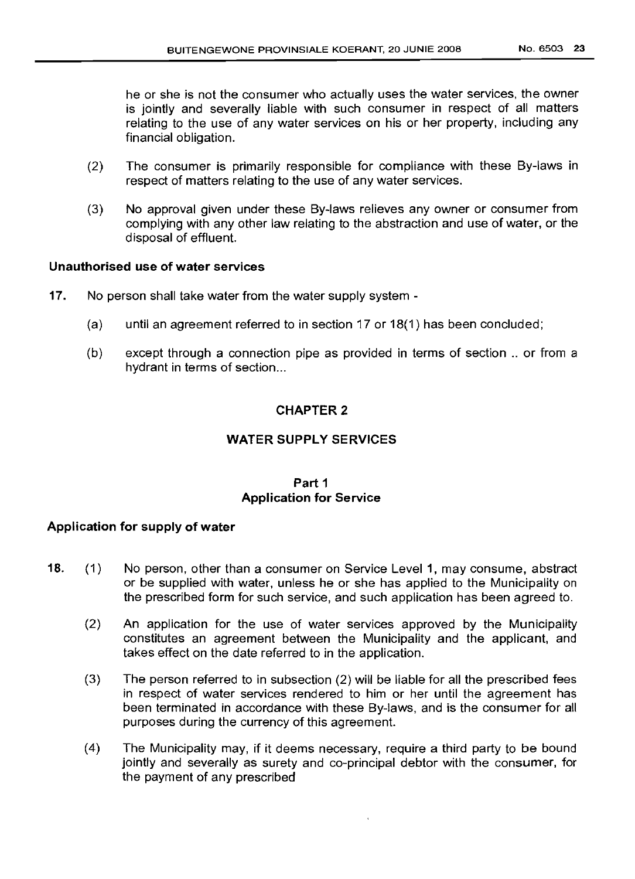he or she is not the consumer who actually uses the water services, the owner is jointly and severally liable with such consumer in respect of all matters relating to the use of any water services on his or her property, including any financial obligation.

(2) The consumer is primarily responsible for compliance with these By-laws in respect of matters relating to the use of any water services.

(3) No approval given under these By-laws relieves any owner or consumer from complying with any other law relating to the abstraction and use of water, or the disposal of effluent.

**Unauthorised use of water services**

**17.** No person shall take water from the water supply system -

(a) until an agreement referred to in section 17 or 18(1) has been concluded;

(b) except through a connection pipe as provided in terms of section .. or from a hydrant in terms of section...

## CHAPTER 2

## WATER SUPPLY SERVICES

### Part 1
### Application for Service

**Application for supply of water**

**18.** (1) No person, other than a consumer on Service Level 1, may consume, abstract or be supplied with water, unless he or she has applied to the Municipality on the prescribed form for such service, and such application has been agreed to.

(2) An application for the use of water services approved by the Municipality constitutes an agreement between the Municipality and the applicant, and takes effect on the date referred to in the application.

(3) The person referred to in subsection (2) will be liable for all the prescribed fees in respect of water services rendered to him or her until the agreement has been terminated in accordance with these By-laws, and is the consumer for all purposes during the currency of this agreement.

(4) The Municipality may, if it deems necessary, require a third party to be bound jointly and severally as surety and co-principal debtor with the consumer, for the payment of any prescribed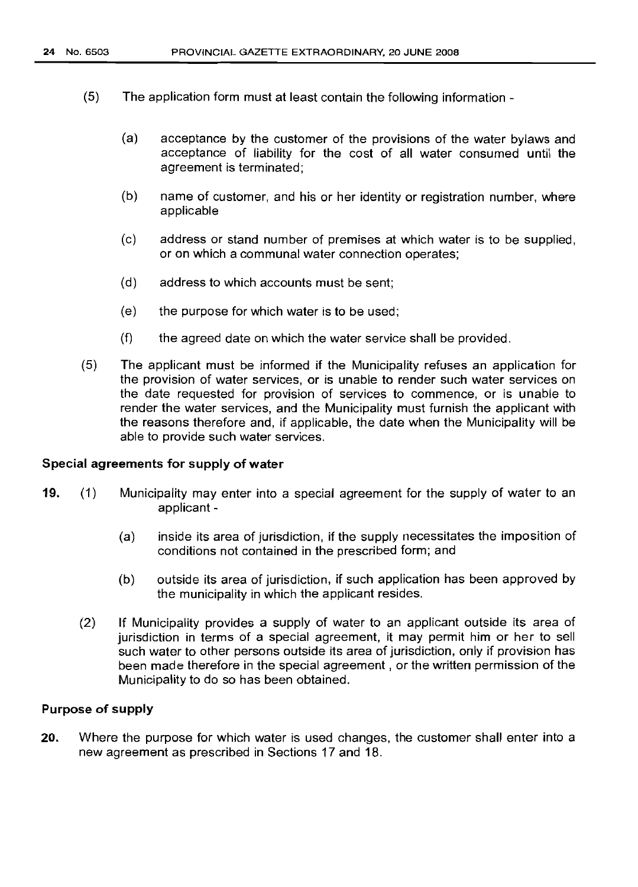(5) The application form must at least contain the following information -

(a) acceptance by the customer of the provisions of the water bylaws and acceptance of liability for the cost of all water consumed until the agreement is terminated;

(b) name of customer, and his or her identity or registration number, where applicable

(c) address or stand number of premises at which water is to be supplied, or on which a communal water connection operates;

(d) address to which accounts must be sent;

(e) the purpose for which water is to be used;

(f) the agreed date on which the water service shall be provided.

(5) The applicant must be informed if the Municipality refuses an application for the provision of water services, or is unable to render such water services on the date requested for provision of services to commence, or is unable to render the water services, and the Municipality must furnish the applicant with the reasons therefore and, if applicable, the date when the Municipality will be able to provide such water services.

**Special agreements for supply of water**

**19.** (1) Municipality may enter into a special agreement for the supply of water to an applicant -

(a) inside its area of jurisdiction, if the supply necessitates the imposition of conditions not contained in the prescribed form; and

(b) outside its area of jurisdiction, if such application has been approved by the municipality in which the applicant resides.

(2) If Municipality provides a supply of water to an applicant outside its area of jurisdiction in terms of a special agreement, it may permit him or her to sell such water to other persons outside its area of jurisdiction, only if provision has been made therefore in the special agreement , or the written permission of the Municipality to do so has been obtained.

**Purpose of supply**

**20.** Where the purpose for which water is used changes, the customer shall enter into a new agreement as prescribed in Sections 17 and 18.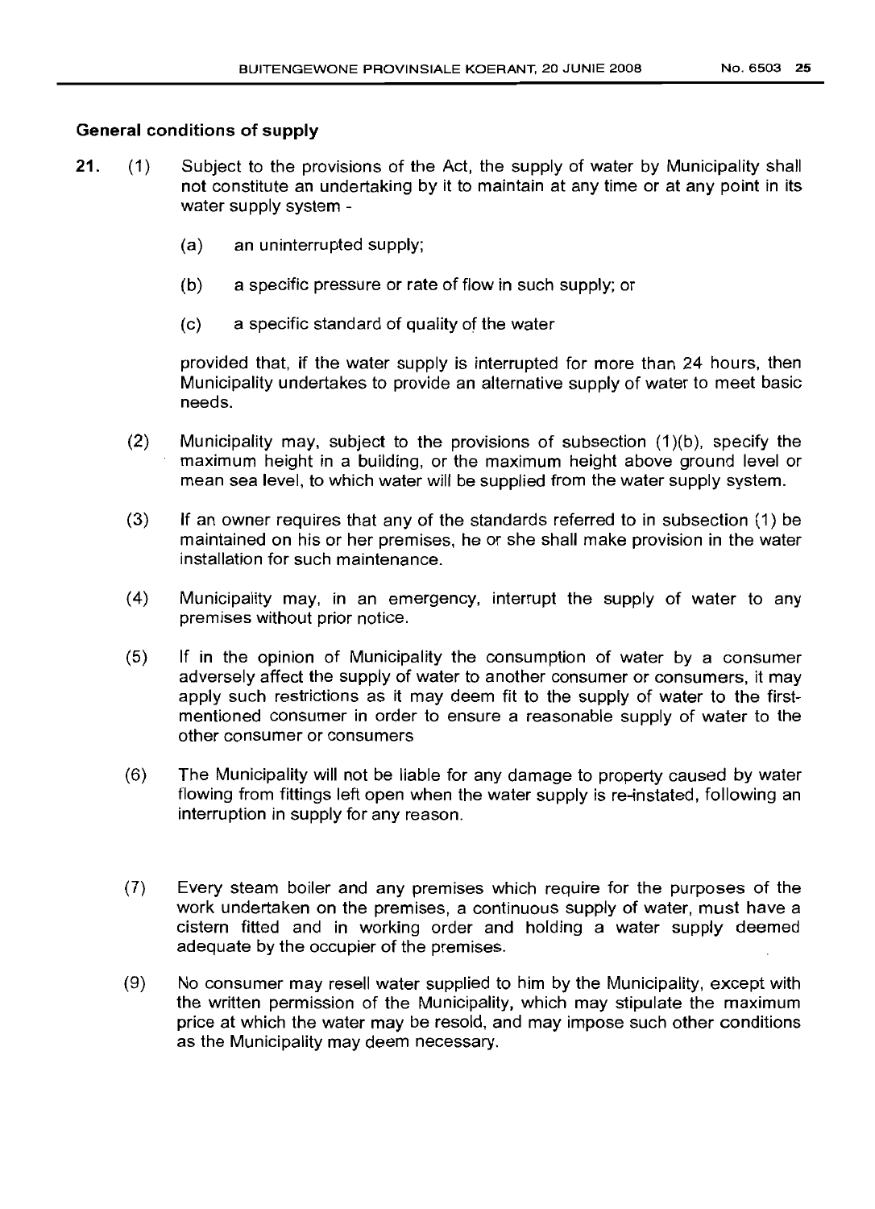**General conditions of supply**

21. (1) Subject to the provisions of the Act, the supply of water by Municipality shall not constitute an undertaking by it to maintain at any time or at any point in its water supply system -

   (a) an uninterrupted supply;

   (b) a specific pressure or rate of flow in such supply; or

   (c) a specific standard of quality of the water

   provided that, if the water supply is interrupted for more than 24 hours, then Municipality undertakes to provide an alternative supply of water to meet basic needs.

(2) Municipality may, subject to the provisions of subsection (1)(b), specify the maximum height in a building, or the maximum height above ground level or mean sea level, to which water will be supplied from the water supply system.

(3) If an owner requires that any of the standards referred to in subsection (1) be maintained on his or her premises, he or she shall make provision in the water installation for such maintenance.

(4) Municipality may, in an emergency, interrupt the supply of water to any premises without prior notice.

(5) If in the opinion of Municipality the consumption of water by a consumer adversely affect the supply of water to another consumer or consumers, it may apply such restrictions as it may deem fit to the supply of water to the first-mentioned consumer in order to ensure a reasonable supply of water to the other consumer or consumers

(6) The Municipality will not be liable for any damage to property caused by water flowing from fittings left open when the water supply is re-instated, following an interruption in supply for any reason.

(7) Every steam boiler and any premises which require for the purposes of the work undertaken on the premises, a continuous supply of water, must have a cistern fitted and in working order and holding a water supply deemed adequate by the occupier of the premises.

(9) No consumer may resell water supplied to him by the Municipality, except with the written permission of the Municipality, which may stipulate the maximum price at which the water may be resold, and may impose such other conditions as the Municipality may deem necessary.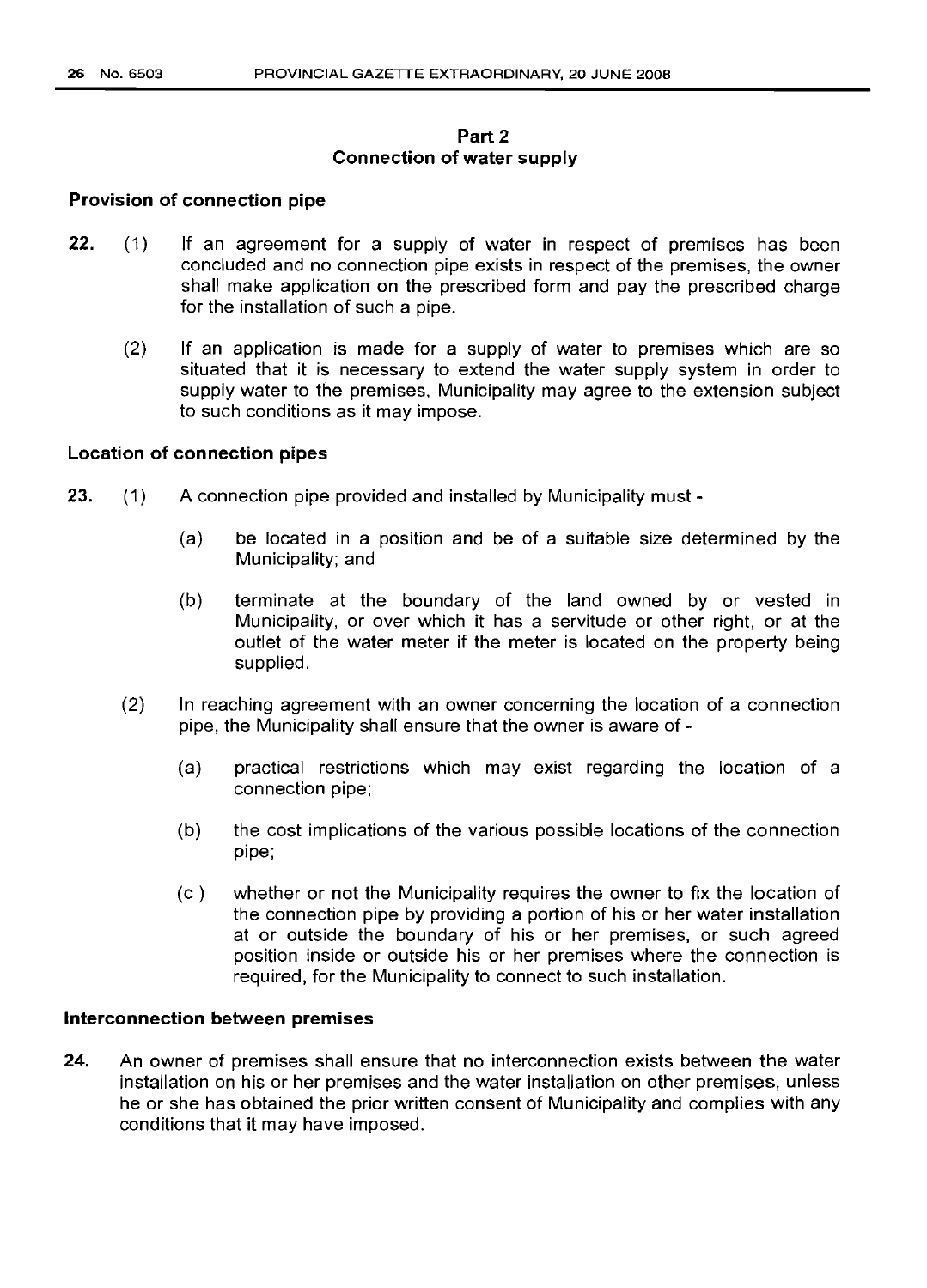## Part 2
## Connection of water supply

### Provision of connection pipe

**22.** (1) If an agreement for a supply of water in respect of premises has been concluded and no connection pipe exists in respect of the premises, the owner shall make application on the prescribed form and pay the prescribed charge for the installation of such a pipe.

(2) If an application is made for a supply of water to premises which are so situated that it is necessary to extend the water supply system in order to supply water to the premises, Municipality may agree to the extension subject to such conditions as it may impose.

### Location of connection pipes

**23.** (1) A connection pipe provided and installed by Municipality must -

(a) be located in a position and be of a suitable size determined by the Municipality; and

(b) terminate at the boundary of the land owned by or vested in Municipality, or over which it has a servitude or other right, or at the outlet of the water meter if the meter is located on the property being supplied.

(2) In reaching agreement with an owner concerning the location of a connection pipe, the Municipality shall ensure that the owner is aware of -

(a) practical restrictions which may exist regarding the location of a connection pipe;

(b) the cost implications of the various possible locations of the connection pipe;

(c) whether or not the Municipality requires the owner to fix the location of the connection pipe by providing a portion of his or her water installation at or outside the boundary of his or her premises, or such agreed position inside or outside his or her premises where the connection is required, for the Municipality to connect to such installation.

### Interconnection between premises

**24.** An owner of premises shall ensure that no interconnection exists between the water installation on his or her premises and the water installation on other premises, unless he or she has obtained the prior written consent of Municipality and complies with any conditions that it may have imposed.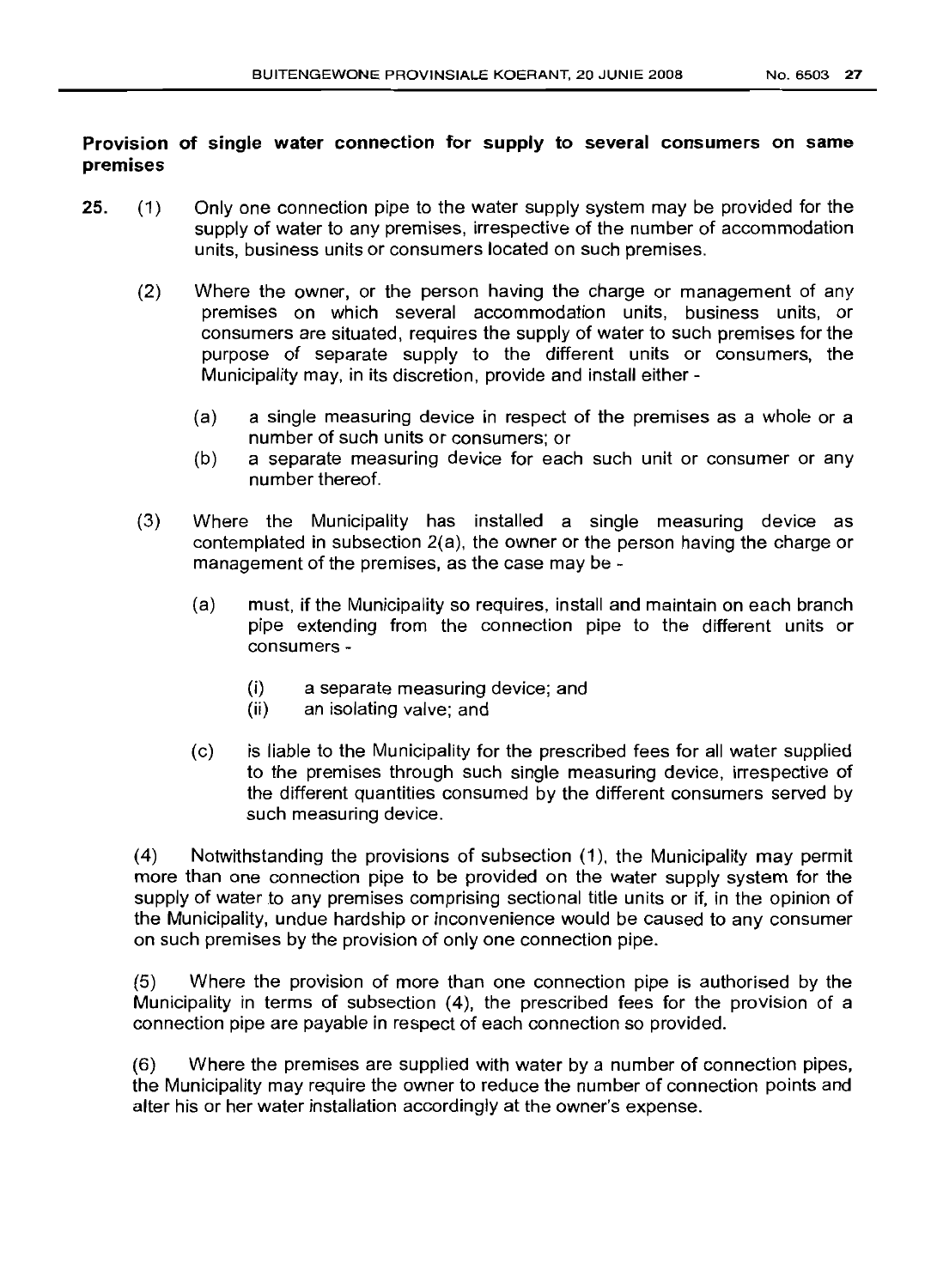**Provision of single water connection for supply to several consumers on same premises**

25. (1) Only one connection pipe to the water supply system may be provided for the supply of water to any premises, irrespective of the number of accommodation units, business units or consumers located on such premises.

(2) Where the owner, or the person having the charge or management of any premises on which several accommodation units, business units, or consumers are situated, requires the supply of water to such premises for the purpose of separate supply to the different units or consumers, the Municipality may, in its discretion, provide and install either -

(a) a single measuring device in respect of the premises as a whole or a number of such units or consumers; or

(b) a separate measuring device for each such unit or consumer or any number thereof.

(3) Where the Municipality has installed a single measuring device as contemplated in subsection 2(a), the owner or the person having the charge or management of the premises, as the case may be -

(a) must, if the Municipality so requires, install and maintain on each branch pipe extending from the connection pipe to the different units or consumers -

(i) a separate measuring device; and

(ii) an isolating valve; and

(c) is liable to the Municipality for the prescribed fees for all water supplied to the premises through such single measuring device, irrespective of the different quantities consumed by the different consumers served by such measuring device.

(4) Notwithstanding the provisions of subsection (1), the Municipality may permit more than one connection pipe to be provided on the water supply system for the supply of water to any premises comprising sectional title units or if, in the opinion of the Municipality, undue hardship or inconvenience would be caused to any consumer on such premises by the provision of only one connection pipe.

(5) Where the provision of more than one connection pipe is authorised by the Municipality in terms of subsection (4), the prescribed fees for the provision of a connection pipe are payable in respect of each connection so provided.

(6) Where the premises are supplied with water by a number of connection pipes, the Municipality may require the owner to reduce the number of connection points and alter his or her water installation accordingly at the owner's expense.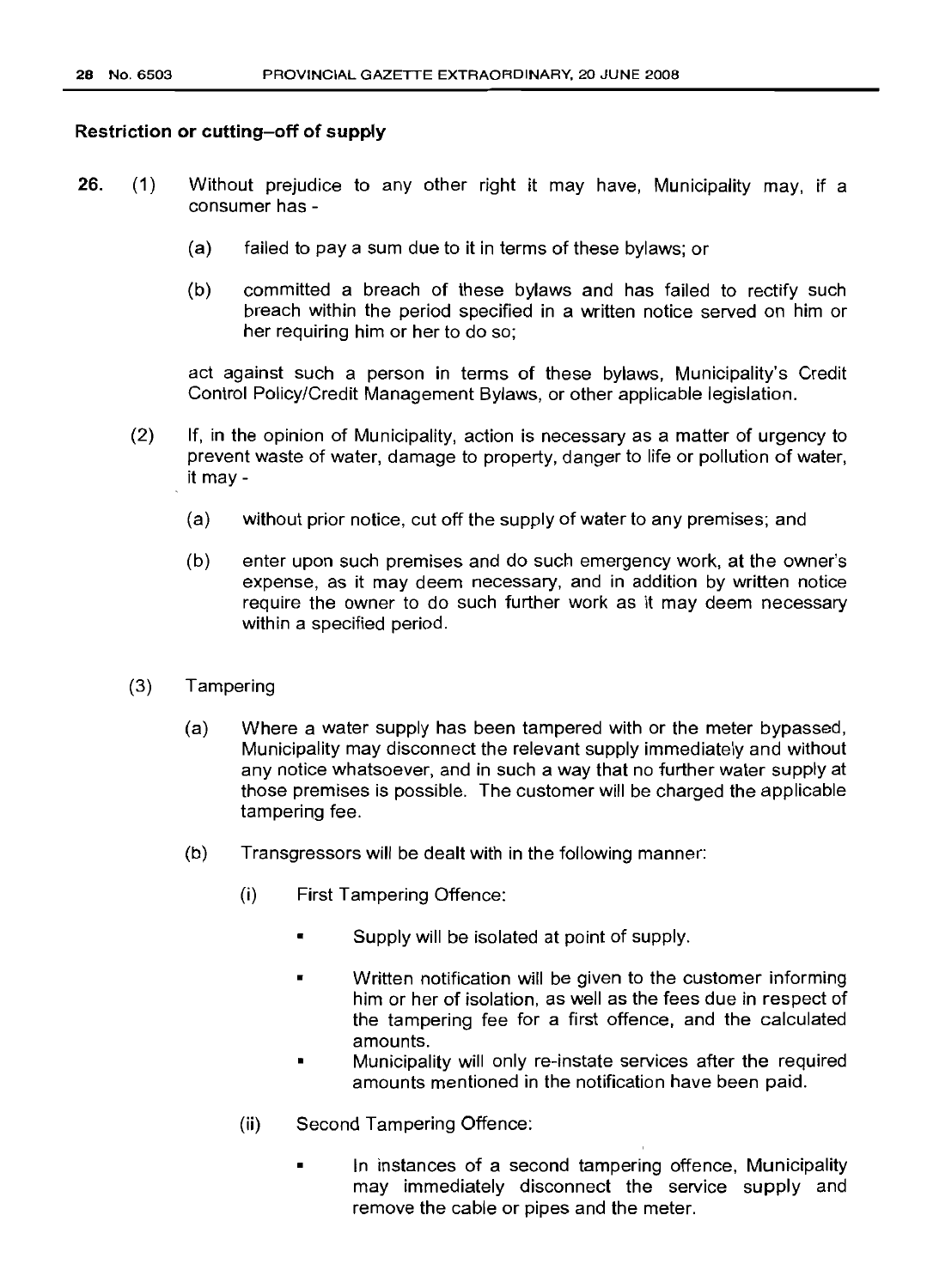**Restriction or cutting–off of supply**

26. (1) Without prejudice to any other right it may have, Municipality may, if a consumer has -

   (a) failed to pay a sum due to it in terms of these bylaws; or

   (b) committed a breach of these bylaws and has failed to rectify such breach within the period specified in a written notice served on him or her requiring him or her to do so;

   act against such a person in terms of these bylaws, Municipality's Credit Control Policy/Credit Management Bylaws, or other applicable legislation.

(2) If, in the opinion of Municipality, action is necessary as a matter of urgency to prevent waste of water, damage to property, danger to life or pollution of water, it may -

   (a) without prior notice, cut off the supply of water to any premises; and

   (b) enter upon such premises and do such emergency work, at the owner's expense, as it may deem necessary, and in addition by written notice require the owner to do such further work as it may deem necessary within a specified period.

(3) Tampering

   (a) Where a water supply has been tampered with or the meter bypassed, Municipality may disconnect the relevant supply immediately and without any notice whatsoever, and in such a way that no further water supply at those premises is possible. The customer will be charged the applicable tampering fee.

   (b) Transgressors will be dealt with in the following manner:

      (i) First Tampering Offence:

      - Supply will be isolated at point of supply.
      - Written notification will be given to the customer informing him or her of isolation, as well as the fees due in respect of the tampering fee for a first offence, and the calculated amounts.
      - Municipality will only re-instate services after the required amounts mentioned in the notification have been paid.

      (ii) Second Tampering Offence:

      - In instances of a second tampering offence, Municipality may immediately disconnect the service supply and remove the cable or pipes and the meter.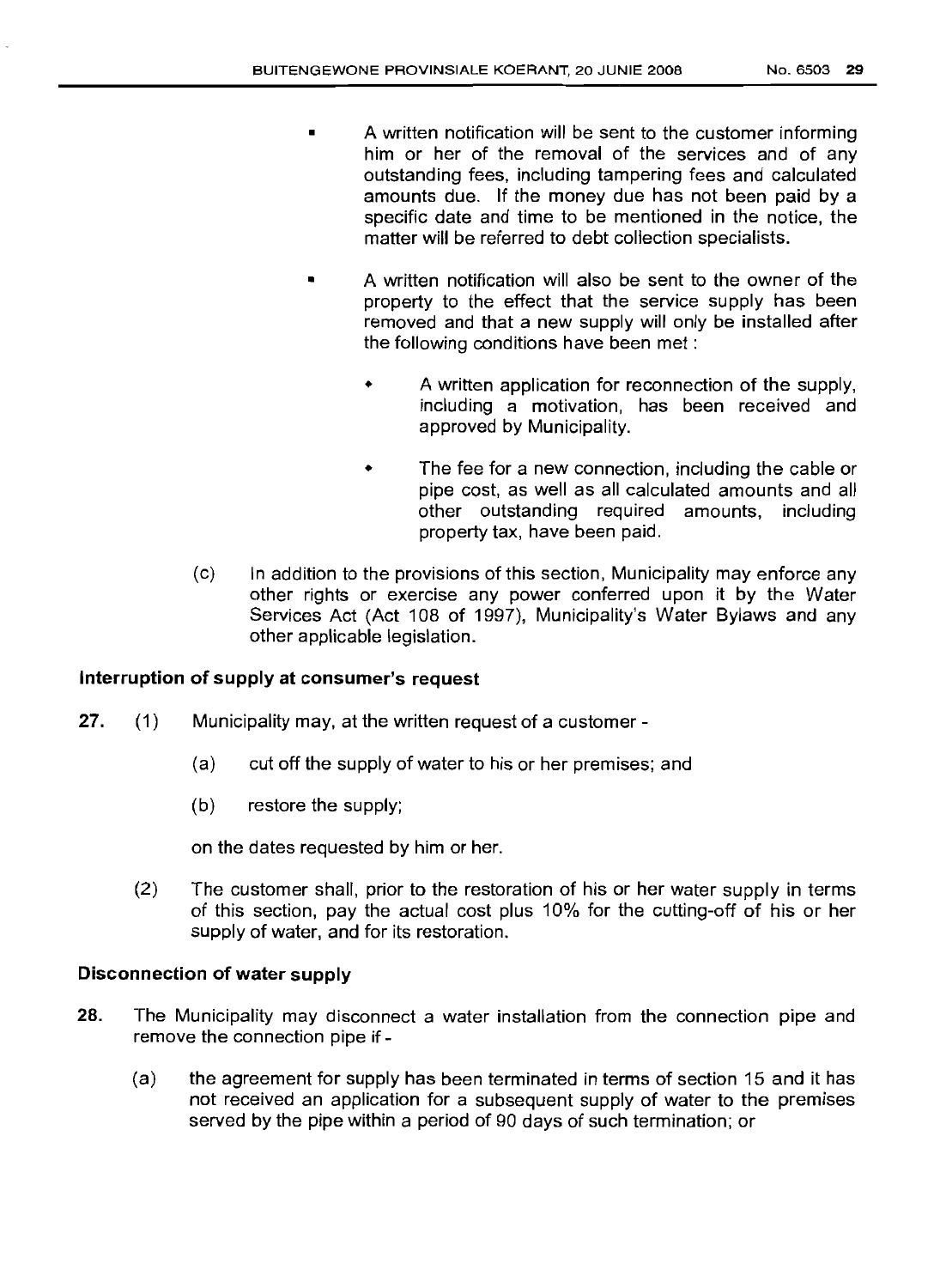- A written notification will be sent to the customer informing him or her of the removal of the services and of any outstanding fees, including tampering fees and calculated amounts due. If the money due has not been paid by a specific date and time to be mentioned in the notice, the matter will be referred to debt collection specialists.

- A written notification will also be sent to the owner of the property to the effect that the service supply has been removed and that a new supply will only be installed after the following conditions have been met :

  - A written application for reconnection of the supply, including a motivation, has been received and approved by Municipality.

  - The fee for a new connection, including the cable or pipe cost, as well as all calculated amounts and all other outstanding required amounts, including property tax, have been paid.

(c) In addition to the provisions of this section, Municipality may enforce any other rights or exercise any power conferred upon it by the Water Services Act (Act 108 of 1997), Municipality's Water Bylaws and any other applicable legislation.

**Interruption of supply at consumer's request**

**27.** (1) Municipality may, at the written request of a customer -

(a) cut off the supply of water to his or her premises; and

(b) restore the supply;

on the dates requested by him or her.

(2) The customer shall, prior to the restoration of his or her water supply in terms of this section, pay the actual cost plus 10% for the cutting-off of his or her supply of water, and for its restoration.

**Disconnection of water supply**

**28.** The Municipality may disconnect a water installation from the connection pipe and remove the connection pipe if -

(a) the agreement for supply has been terminated in terms of section 15 and it has not received an application for a subsequent supply of water to the premises served by the pipe within a period of 90 days of such termination; or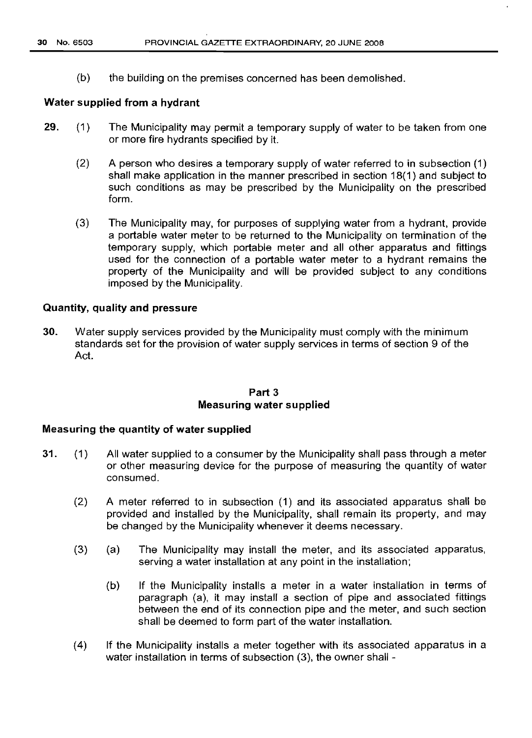(b) the building on the premises concerned has been demolished.

**Water supplied from a hydrant**

**29.** (1) The Municipality may permit a temporary supply of water to be taken from one or more fire hydrants specified by it.

(2) A person who desires a temporary supply of water referred to in subsection (1) shall make application in the manner prescribed in section 18(1) and subject to such conditions as may be prescribed by the Municipality on the prescribed form.

(3) The Municipality may, for purposes of supplying water from a hydrant, provide a portable water meter to be returned to the Municipality on termination of the temporary supply, which portable meter and all other apparatus and fittings used for the connection of a portable water meter to a hydrant remains the property of the Municipality and will be provided subject to any conditions imposed by the Municipality.

**Quantity, quality and pressure**

**30.** Water supply services provided by the Municipality must comply with the minimum standards set for the provision of water supply services in terms of section 9 of the Act.

## Part 3
## Measuring water supplied

**Measuring the quantity of water supplied**

**31.** (1) All water supplied to a consumer by the Municipality shall pass through a meter or other measuring device for the purpose of measuring the quantity of water consumed.

(2) A meter referred to in subsection (1) and its associated apparatus shall be provided and installed by the Municipality, shall remain its property, and may be changed by the Municipality whenever it deems necessary.

(3) (a) The Municipality may install the meter, and its associated apparatus, serving a water installation at any point in the installation;

(b) If the Municipality installs a meter in a water installation in terms of paragraph (a), it may install a section of pipe and associated fittings between the end of its connection pipe and the meter, and such section shall be deemed to form part of the water installation.

(4) If the Municipality installs a meter together with its associated apparatus in a water installation in terms of subsection (3), the owner shall -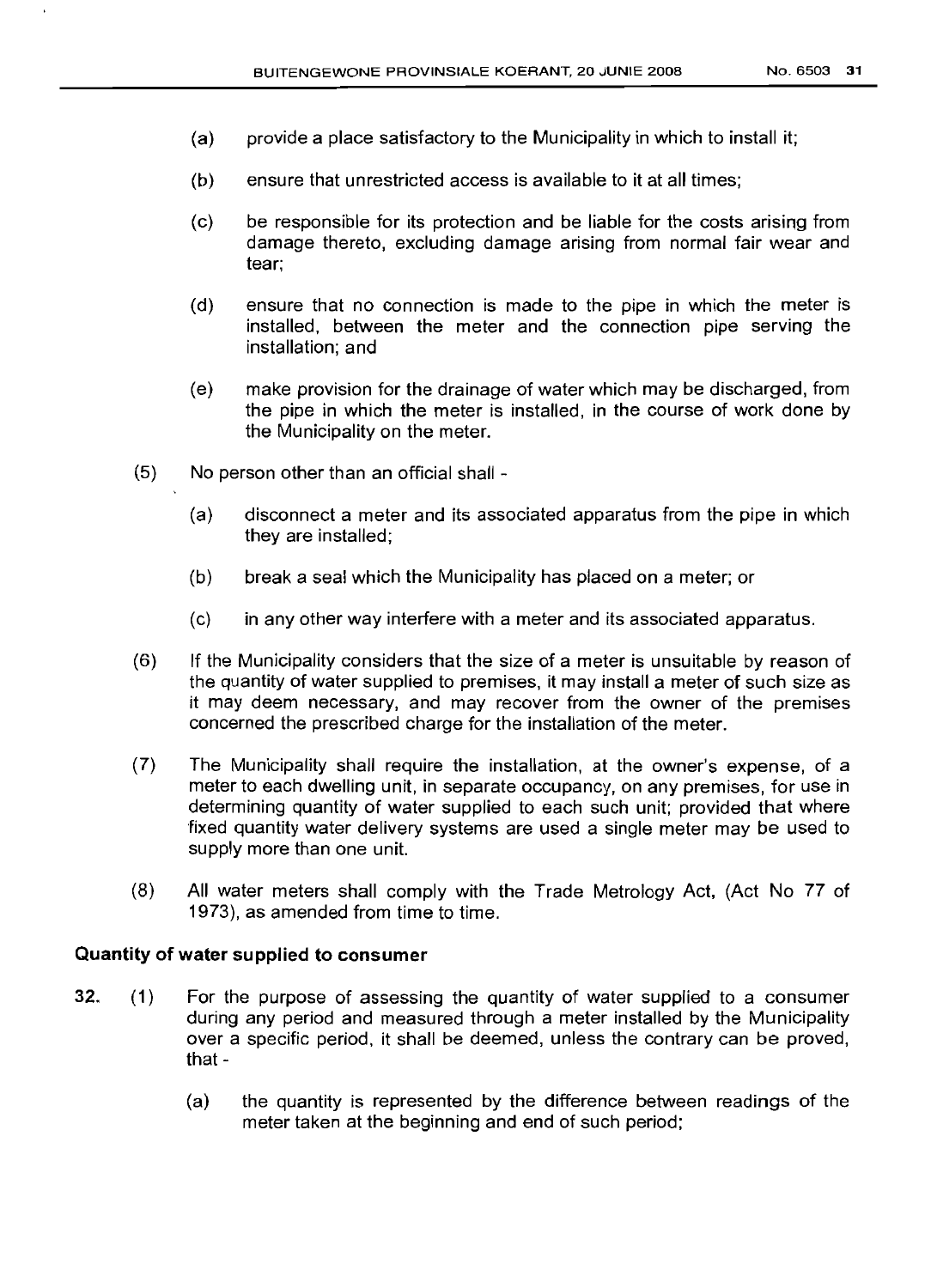(a) provide a place satisfactory to the Municipality in which to install it;

(b) ensure that unrestricted access is available to it at all times;

(c) be responsible for its protection and be liable for the costs arising from damage thereto, excluding damage arising from normal fair wear and tear;

(d) ensure that no connection is made to the pipe in which the meter is installed, between the meter and the connection pipe serving the installation; and

(e) make provision for the drainage of water which may be discharged, from the pipe in which the meter is installed, in the course of work done by the Municipality on the meter.

(5) No person other than an official shall -

(a) disconnect a meter and its associated apparatus from the pipe in which they are installed;

(b) break a seal which the Municipality has placed on a meter; or

(c) in any other way interfere with a meter and its associated apparatus.

(6) If the Municipality considers that the size of a meter is unsuitable by reason of the quantity of water supplied to premises, it may install a meter of such size as it may deem necessary, and may recover from the owner of the premises concerned the prescribed charge for the installation of the meter.

(7) The Municipality shall require the installation, at the owner's expense, of a meter to each dwelling unit, in separate occupancy, on any premises, for use in determining quantity of water supplied to each such unit; provided that where fixed quantity water delivery systems are used a single meter may be used to supply more than one unit.

(8) All water meters shall comply with the Trade Metrology Act, (Act No 77 of 1973), as amended from time to time.

**Quantity of water supplied to consumer**

32. (1) For the purpose of assessing the quantity of water supplied to a consumer during any period and measured through a meter installed by the Municipality over a specific period, it shall be deemed, unless the contrary can be proved, that -

(a) the quantity is represented by the difference between readings of the meter taken at the beginning and end of such period;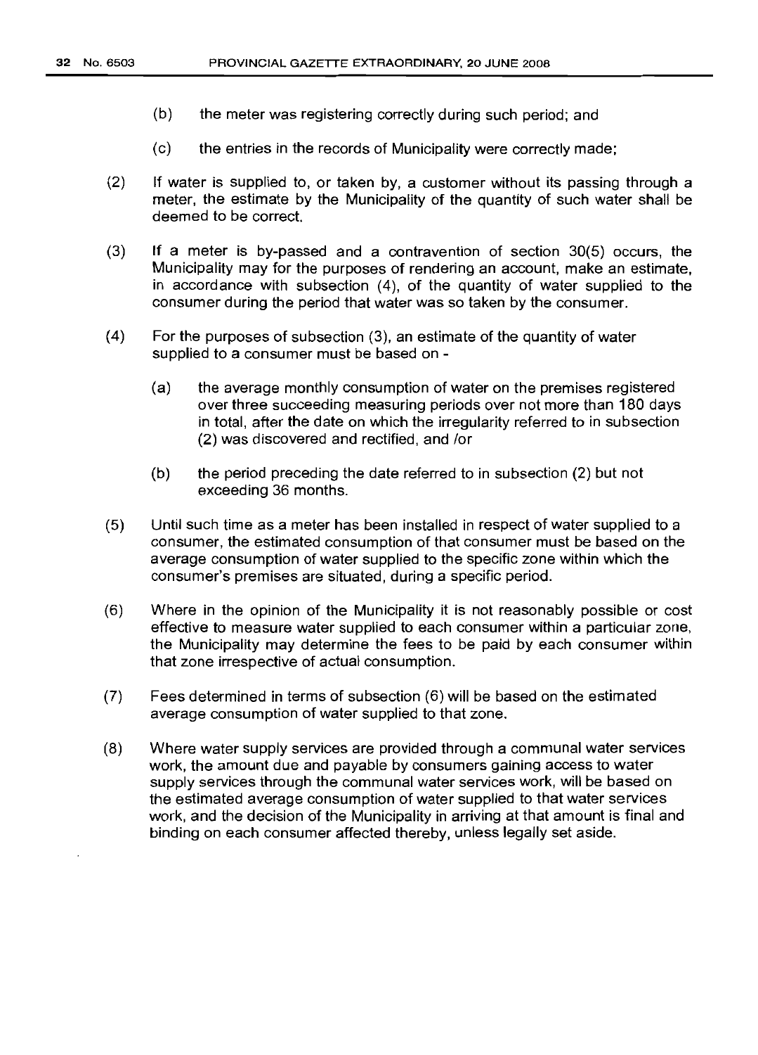(b) the meter was registering correctly during such period; and

(c) the entries in the records of Municipality were correctly made;

(2) If water is supplied to, or taken by, a customer without its passing through a meter, the estimate by the Municipality of the quantity of such water shall be deemed to be correct.

(3) If a meter is by-passed and a contravention of section 30(5) occurs, the Municipality may for the purposes of rendering an account, make an estimate, in accordance with subsection (4), of the quantity of water supplied to the consumer during the period that water was so taken by the consumer.

(4) For the purposes of subsection (3), an estimate of the quantity of water supplied to a consumer must be based on -

(a) the average monthly consumption of water on the premises registered over three succeeding measuring periods over not more than 180 days in total, after the date on which the irregularity referred to in subsection (2) was discovered and rectified, and /or

(b) the period preceding the date referred to in subsection (2) but not exceeding 36 months.

(5) Until such time as a meter has been installed in respect of water supplied to a consumer, the estimated consumption of that consumer must be based on the average consumption of water supplied to the specific zone within which the consumer's premises are situated, during a specific period.

(6) Where in the opinion of the Municipality it is not reasonably possible or cost effective to measure water supplied to each consumer within a particular zone, the Municipality may determine the fees to be paid by each consumer within that zone irrespective of actual consumption.

(7) Fees determined in terms of subsection (6) will be based on the estimated average consumption of water supplied to that zone.

(8) Where water supply services are provided through a communal water services work, the amount due and payable by consumers gaining access to water supply services through the communal water services work, will be based on the estimated average consumption of water supplied to that water services work, and the decision of the Municipality in arriving at that amount is final and binding on each consumer affected thereby, unless legally set aside.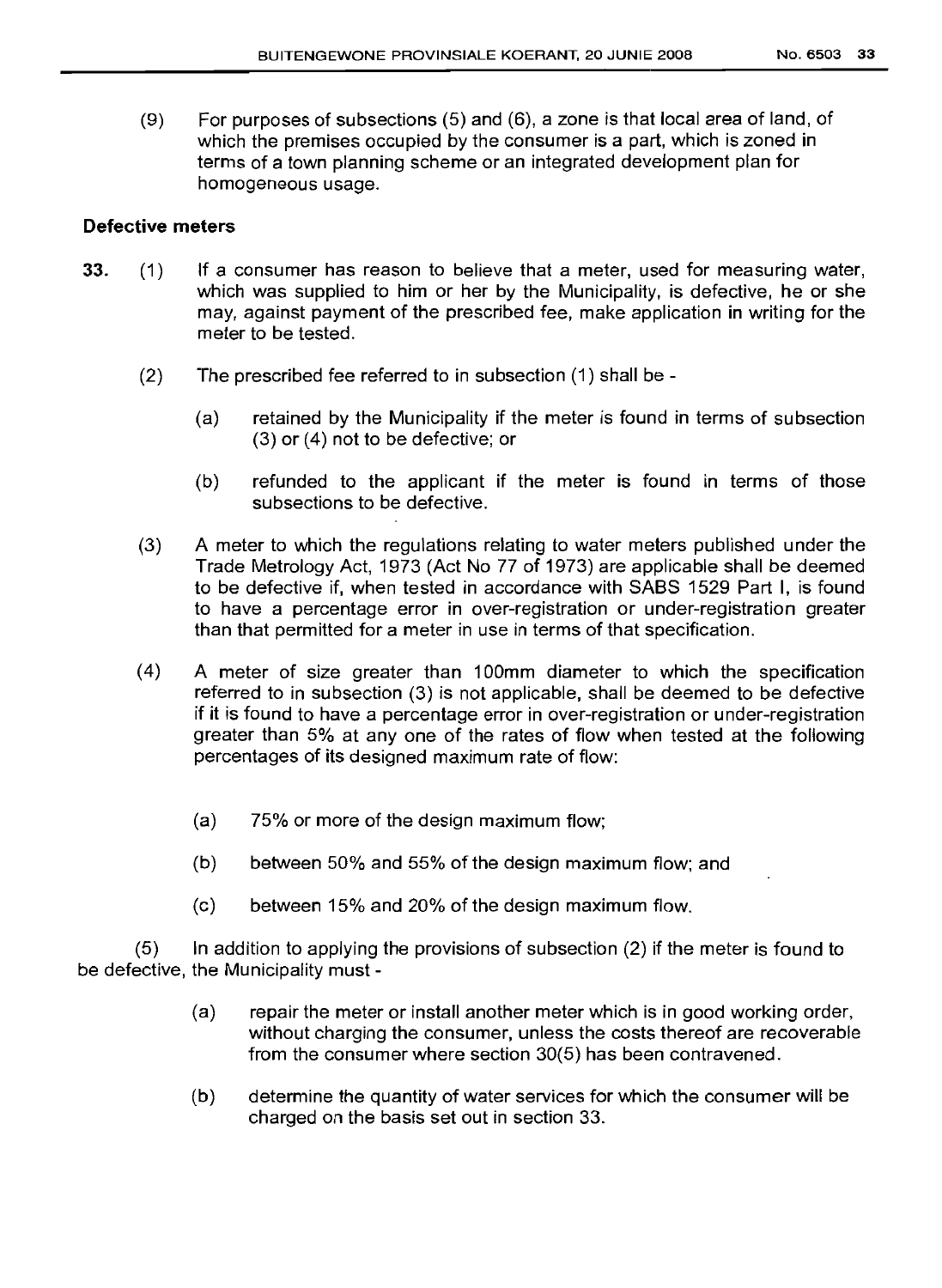(9) For purposes of subsections (5) and (6), a zone is that local area of land, of which the premises occupied by the consumer is a part, which is zoned in terms of a town planning scheme or an integrated development plan for homogeneous usage.

### Defective meters

**33.** (1) If a consumer has reason to believe that a meter, used for measuring water, which was supplied to him or her by the Municipality, is defective, he or she may, against payment of the prescribed fee, make application in writing for the meter to be tested.

(2) The prescribed fee referred to in subsection (1) shall be -

(a) retained by the Municipality if the meter is found in terms of subsection (3) or (4) not to be defective; or

(b) refunded to the applicant if the meter is found in terms of those subsections to be defective.

(3) A meter to which the regulations relating to water meters published under the Trade Metrology Act, 1973 (Act No 77 of 1973) are applicable shall be deemed to be defective if, when tested in accordance with SABS 1529 Part I, is found to have a percentage error in over-registration or under-registration greater than that permitted for a meter in use in terms of that specification.

(4) A meter of size greater than 100mm diameter to which the specification referred to in subsection (3) is not applicable, shall be deemed to be defective if it is found to have a percentage error in over-registration or under-registration greater than 5% at any one of the rates of flow when tested at the following percentages of its designed maximum rate of flow:

(a) 75% or more of the design maximum flow;

(b) between 50% and 55% of the design maximum flow; and

(c) between 15% and 20% of the design maximum flow.

(5) In addition to applying the provisions of subsection (2) if the meter is found to be defective, the Municipality must -

(a) repair the meter or install another meter which is in good working order, without charging the consumer, unless the costs thereof are recoverable from the consumer where section 30(5) has been contravened.

(b) determine the quantity of water services for which the consumer will be charged on the basis set out in section 33.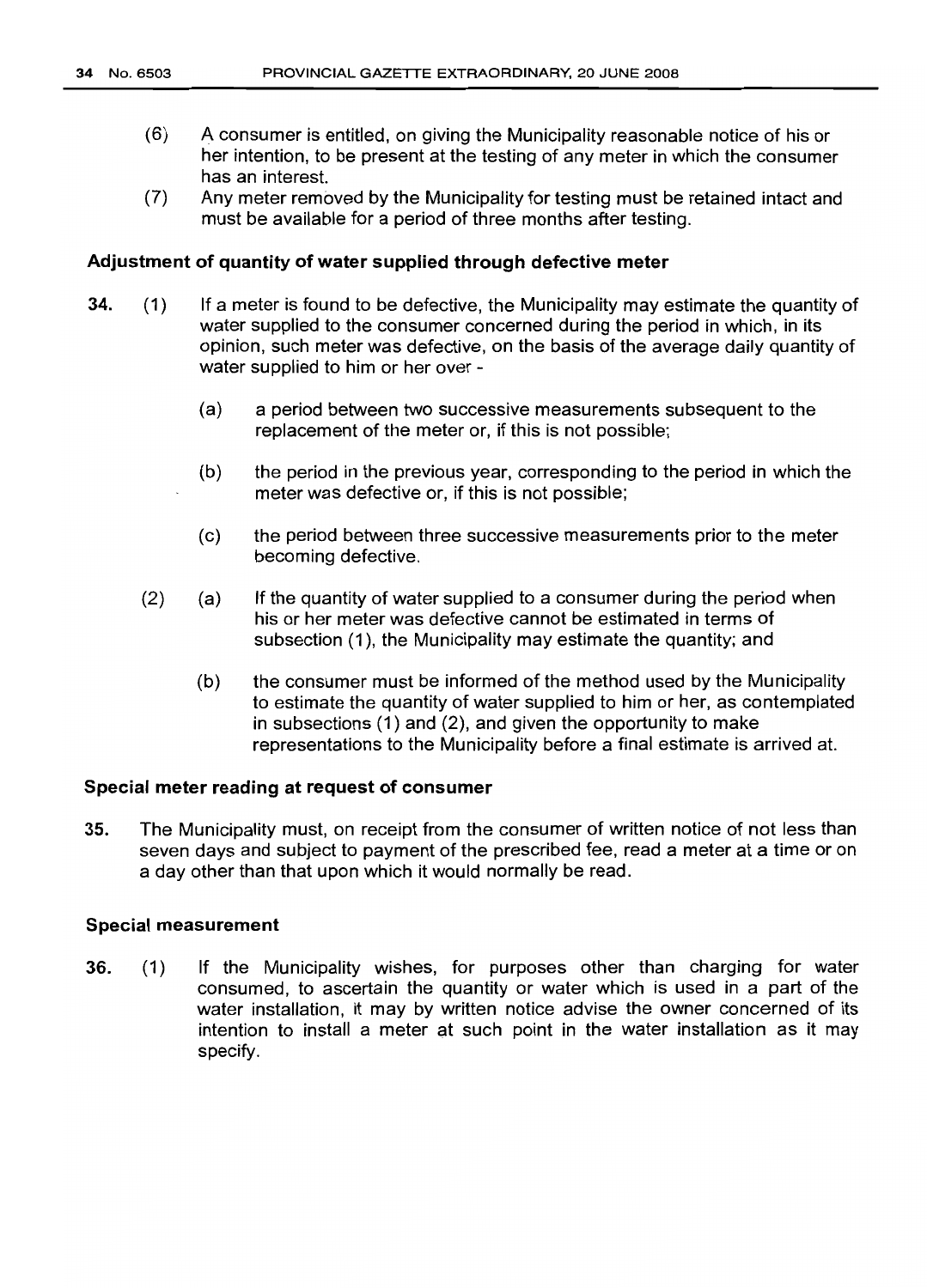(6) A consumer is entitled, on giving the Municipality reasonable notice of his or her intention, to be present at the testing of any meter in which the consumer has an interest.

(7) Any meter removed by the Municipality for testing must be retained intact and must be available for a period of three months after testing.

### Adjustment of quantity of water supplied through defective meter

**34.** (1) If a meter is found to be defective, the Municipality may estimate the quantity of water supplied to the consumer concerned during the period in which, in its opinion, such meter was defective, on the basis of the average daily quantity of water supplied to him or her over -

(a) a period between two successive measurements subsequent to the replacement of the meter or, if this is not possible;

(b) the period in the previous year, corresponding to the period in which the meter was defective or, if this is not possible;

(c) the period between three successive measurements prior to the meter becoming defective.

(2) (a) If the quantity of water supplied to a consumer during the period when his or her meter was defective cannot be estimated in terms of subsection (1), the Municipality may estimate the quantity; and

(b) the consumer must be informed of the method used by the Municipality to estimate the quantity of water supplied to him or her, as contemplated in subsections (1) and (2), and given the opportunity to make representations to the Municipality before a final estimate is arrived at.

### Special meter reading at request of consumer

**35.** The Municipality must, on receipt from the consumer of written notice of not less than seven days and subject to payment of the prescribed fee, read a meter at a time or on a day other than that upon which it would normally be read.

### Special measurement

**36.** (1) If the Municipality wishes, for purposes other than charging for water consumed, to ascertain the quantity or water which is used in a part of the water installation, it may by written notice advise the owner concerned of its intention to install a meter at such point in the water installation as it may specify.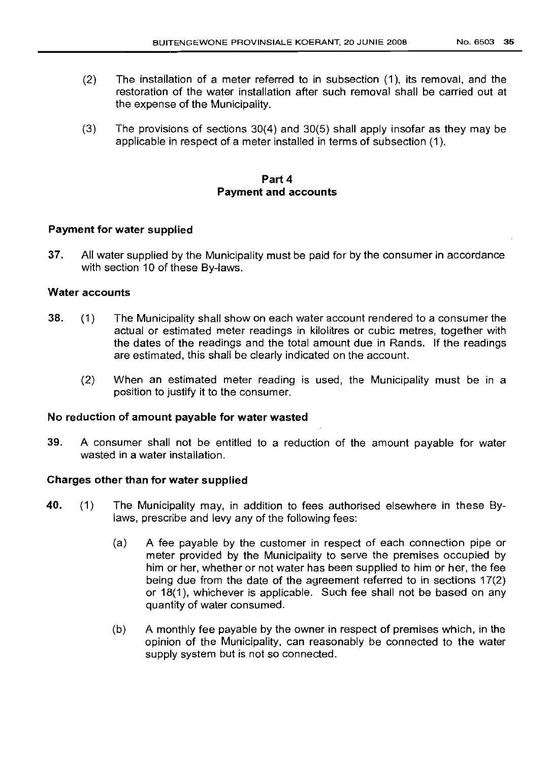(2) The installation of a meter referred to in subsection (1), its removal, and the restoration of the water installation after such removal shall be carried out at the expense of the Municipality.

(3) The provisions of sections 30(4) and 30(5) shall apply insofar as they may be applicable in respect of a meter installed in terms of subsection (1).

## Part 4
## Payment and accounts

### Payment for water supplied

**37.** All water supplied by the Municipality must be paid for by the consumer in accordance with section 10 of these By-laws.

### Water accounts

**38.** (1) The Municipality shall show on each water account rendered to a consumer the actual or estimated meter readings in kilolitres or cubic metres, together with the dates of the readings and the total amount due in Rands. If the readings are estimated, this shall be clearly indicated on the account.

(2) When an estimated meter reading is used, the Municipality must be in a position to justify it to the consumer.

### No reduction of amount payable for water wasted

**39.** A consumer shall not be entitled to a reduction of the amount payable for water wasted in a water installation.

### Charges other than for water supplied

**40.** (1) The Municipality may, in addition to fees authorised elsewhere in these By-laws, prescribe and levy any of the following fees:

(a) A fee payable by the customer in respect of each connection pipe or meter provided by the Municipality to serve the premises occupied by him or her, whether or not water has been supplied to him or her, the fee being due from the date of the agreement referred to in sections 17(2) or 18(1), whichever is applicable. Such fee shall not be based on any quantity of water consumed.

(b) A monthly fee payable by the owner in respect of premises which, in the opinion of the Municipality, can reasonably be connected to the water supply system but is not so connected.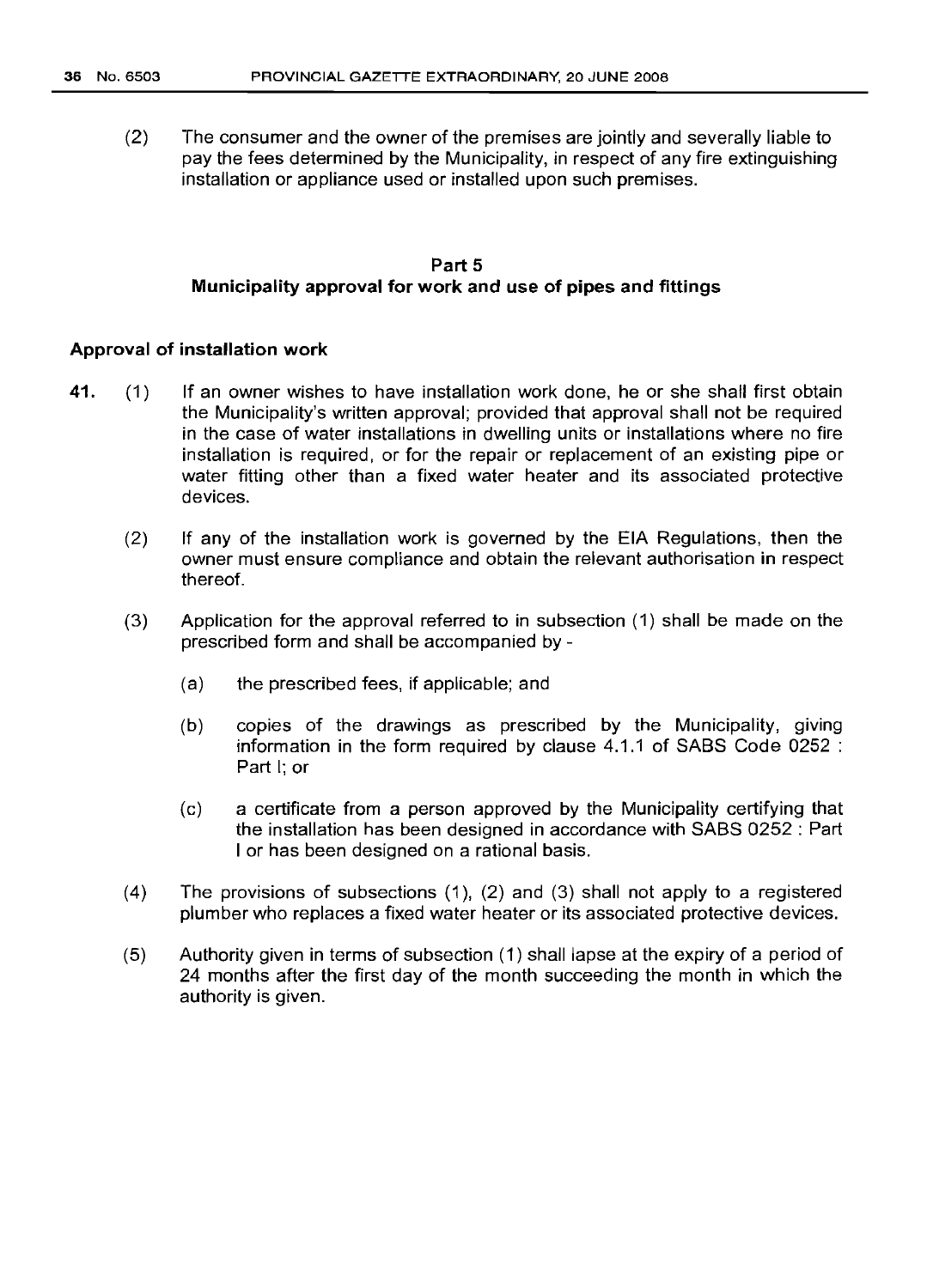(2) The consumer and the owner of the premises are jointly and severally liable to pay the fees determined by the Municipality, in respect of any fire extinguishing installation or appliance used or installed upon such premises.

## Part 5
## Municipality approval for work and use of pipes and fittings

### Approval of installation work

**41.** (1) If an owner wishes to have installation work done, he or she shall first obtain the Municipality's written approval; provided that approval shall not be required in the case of water installations in dwelling units or installations where no fire installation is required, or for the repair or replacement of an existing pipe or water fitting other than a fixed water heater and its associated protective devices.

(2) If any of the installation work is governed by the EIA Regulations, then the owner must ensure compliance and obtain the relevant authorisation in respect thereof.

(3) Application for the approval referred to in subsection (1) shall be made on the prescribed form and shall be accompanied by -

(a) the prescribed fees, if applicable; and

(b) copies of the drawings as prescribed by the Municipality, giving information in the form required by clause 4.1.1 of SABS Code 0252 : Part I; or

(c) a certificate from a person approved by the Municipality certifying that the installation has been designed in accordance with SABS 0252 : Part I or has been designed on a rational basis.

(4) The provisions of subsections (1), (2) and (3) shall not apply to a registered plumber who replaces a fixed water heater or its associated protective devices.

(5) Authority given in terms of subsection (1) shall lapse at the expiry of a period of 24 months after the first day of the month succeeding the month in which the authority is given.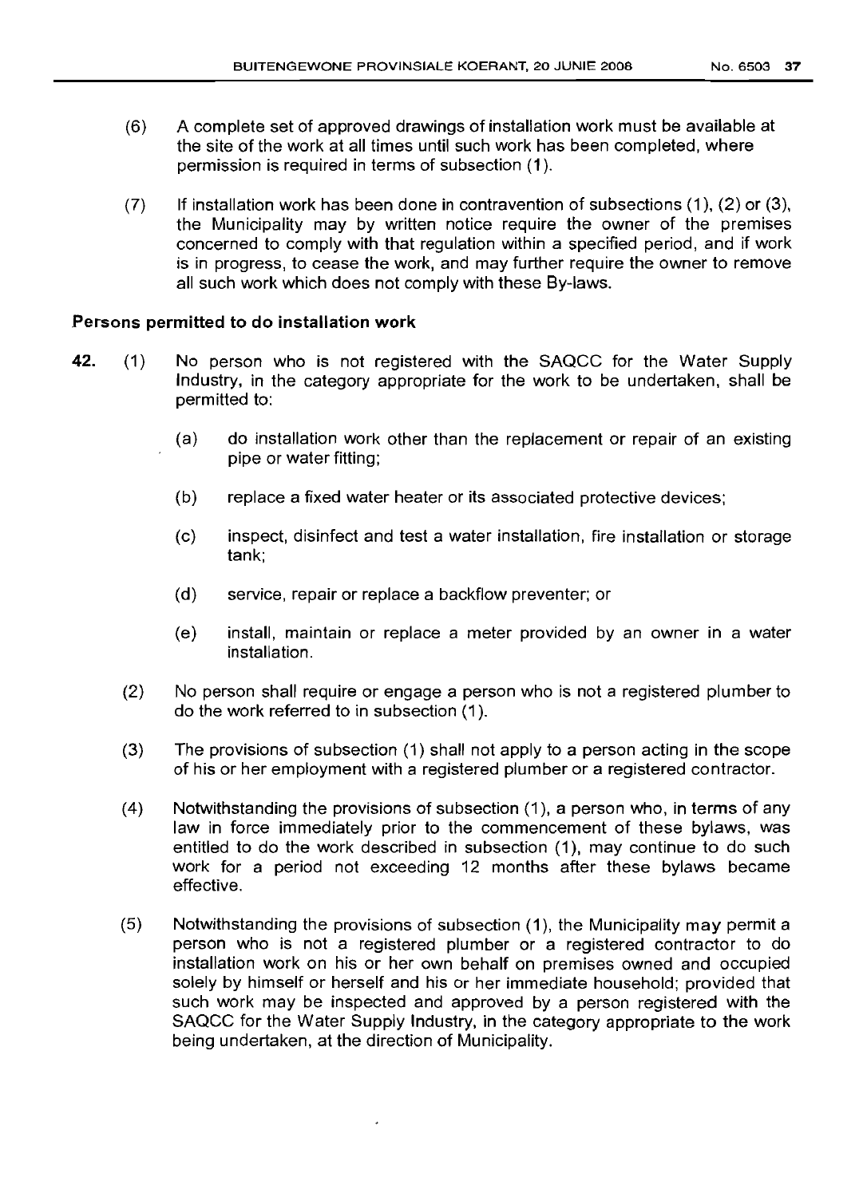(6) A complete set of approved drawings of installation work must be available at the site of the work at all times until such work has been completed, where permission is required in terms of subsection (1).

(7) If installation work has been done in contravention of subsections (1), (2) or (3), the Municipality may by written notice require the owner of the premises concerned to comply with that regulation within a specified period, and if work is in progress, to cease the work, and may further require the owner to remove all such work which does not comply with these By-laws.

**Persons permitted to do installation work**

**42.** (1) No person who is not registered with the SAQCC for the Water Supply Industry, in the category appropriate for the work to be undertaken, shall be permitted to:

(a) do installation work other than the replacement or repair of an existing pipe or water fitting;

(b) replace a fixed water heater or its associated protective devices;

(c) inspect, disinfect and test a water installation, fire installation or storage tank;

(d) service, repair or replace a backflow preventer; or

(e) install, maintain or replace a meter provided by an owner in a water installation.

(2) No person shall require or engage a person who is not a registered plumber to do the work referred to in subsection (1).

(3) The provisions of subsection (1) shall not apply to a person acting in the scope of his or her employment with a registered plumber or a registered contractor.

(4) Notwithstanding the provisions of subsection (1), a person who, in terms of any law in force immediately prior to the commencement of these bylaws, was entitled to do the work described in subsection (1), may continue to do such work for a period not exceeding 12 months after these bylaws became effective.

(5) Notwithstanding the provisions of subsection (1), the Municipality may permit a person who is not a registered plumber or a registered contractor to do installation work on his or her own behalf on premises owned and occupied solely by himself or herself and his or her immediate household; provided that such work may be inspected and approved by a person registered with the SAQCC for the Water Supply Industry, in the category appropriate to the work being undertaken, at the direction of Municipality.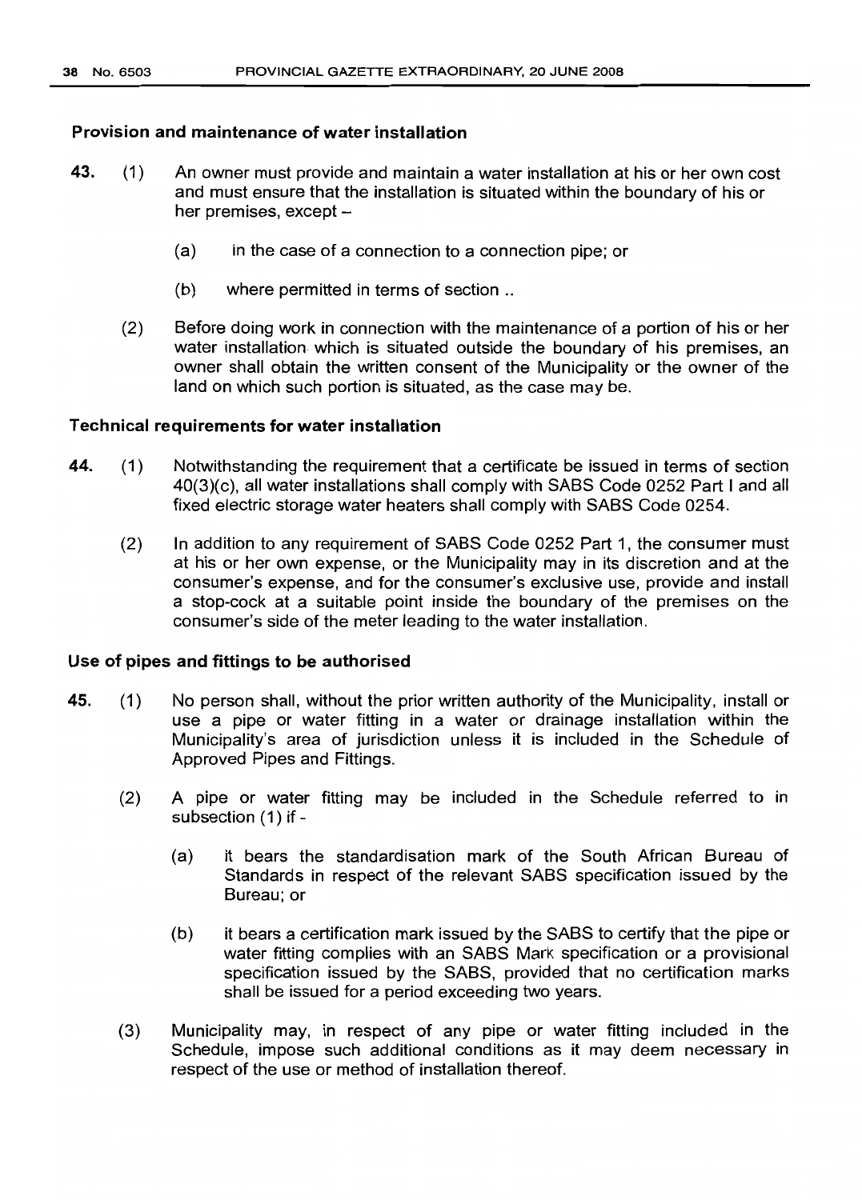### Provision and maintenance of water installation

**43.** (1) An owner must provide and maintain a water installation at his or her own cost and must ensure that the installation is situated within the boundary of his or her premises, except –

(a) in the case of a connection to a connection pipe; or

(b) where permitted in terms of section ..

(2) Before doing work in connection with the maintenance of a portion of his or her water installation which is situated outside the boundary of his premises, an owner shall obtain the written consent of the Municipality or the owner of the land on which such portion is situated, as the case may be.

### Technical requirements for water installation

**44.** (1) Notwithstanding the requirement that a certificate be issued in terms of section 40(3)(c), all water installations shall comply with SABS Code 0252 Part I and all fixed electric storage water heaters shall comply with SABS Code 0254.

(2) In addition to any requirement of SABS Code 0252 Part 1, the consumer must at his or her own expense, or the Municipality may in its discretion and at the consumer's expense, and for the consumer's exclusive use, provide and install a stop-cock at a suitable point inside the boundary of the premises on the consumer's side of the meter leading to the water installation.

### Use of pipes and fittings to be authorised

**45.** (1) No person shall, without the prior written authority of the Municipality, install or use a pipe or water fitting in a water or drainage installation within the Municipality's area of jurisdiction unless it is included in the Schedule of Approved Pipes and Fittings.

(2) A pipe or water fitting may be included in the Schedule referred to in subsection (1) if -

(a) it bears the standardisation mark of the South African Bureau of Standards in respect of the relevant SABS specification issued by the Bureau; or

(b) it bears a certification mark issued by the SABS to certify that the pipe or water fitting complies with an SABS Mark specification or a provisional specification issued by the SABS, provided that no certification marks shall be issued for a period exceeding two years.

(3) Municipality may, in respect of any pipe or water fitting included in the Schedule, impose such additional conditions as it may deem necessary in respect of the use or method of installation thereof.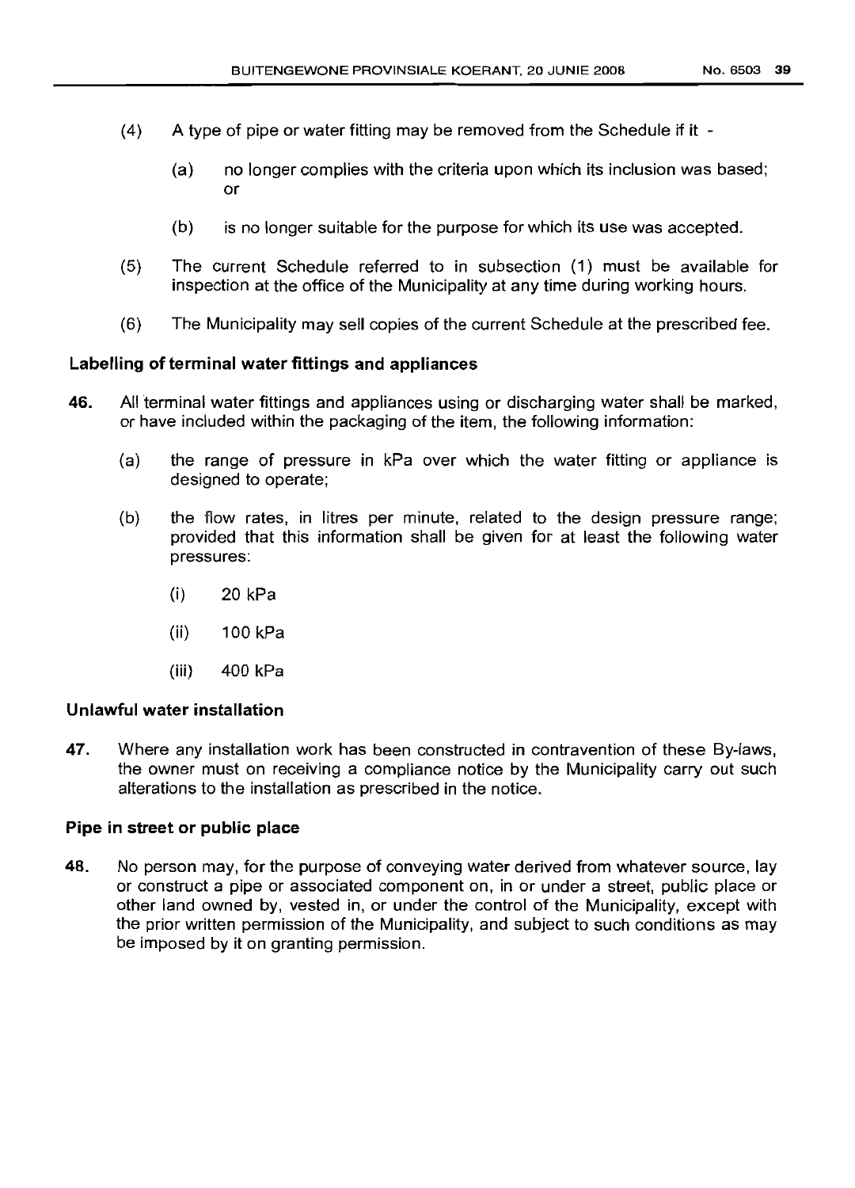(4) A type of pipe or water fitting may be removed from the Schedule if it -

(a) no longer complies with the criteria upon which its inclusion was based; or

(b) is no longer suitable for the purpose for which its use was accepted.

(5) The current Schedule referred to in subsection (1) must be available for inspection at the office of the Municipality at any time during working hours.

(6) The Municipality may sell copies of the current Schedule at the prescribed fee.

### Labelling of terminal water fittings and appliances

**46.** All terminal water fittings and appliances using or discharging water shall be marked, or have included within the packaging of the item, the following information:

(a) the range of pressure in kPa over which the water fitting or appliance is designed to operate;

(b) the flow rates, in litres per minute, related to the design pressure range; provided that this information shall be given for at least the following water pressures:

(i) 20 kPa

(ii) 100 kPa

(iii) 400 kPa

### Unlawful water installation

**47.** Where any installation work has been constructed in contravention of these By-laws, the owner must on receiving a compliance notice by the Municipality carry out such alterations to the installation as prescribed in the notice.

### Pipe in street or public place

**48.** No person may, for the purpose of conveying water derived from whatever source, lay or construct a pipe or associated component on, in or under a street, public place or other land owned by, vested in, or under the control of the Municipality, except with the prior written permission of the Municipality, and subject to such conditions as may be imposed by it on granting permission.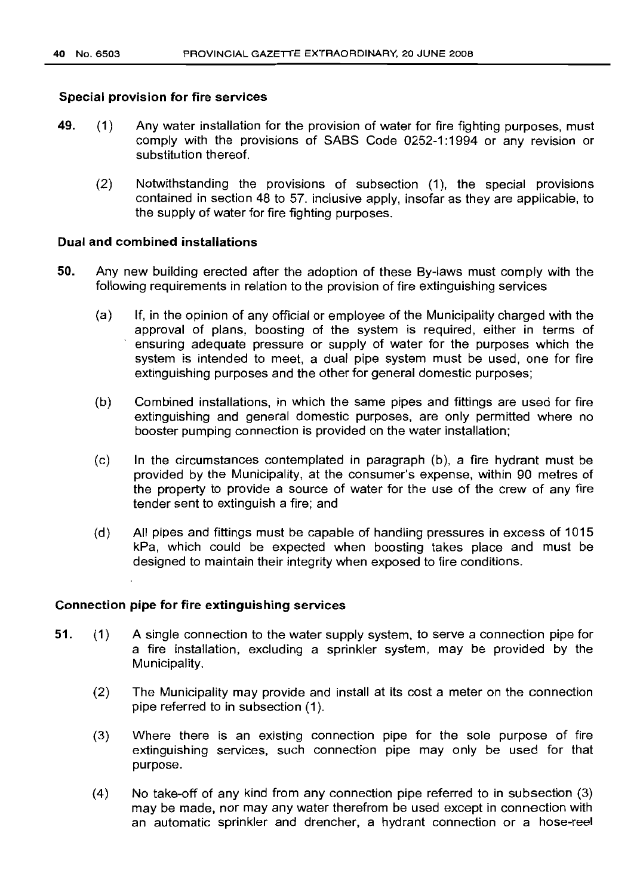**Special provision for fire services**

**49.** (1) Any water installation for the provision of water for fire fighting purposes, must comply with the provisions of SABS Code 0252-1:1994 or any revision or substitution thereof.

(2) Notwithstanding the provisions of subsection (1), the special provisions contained in section 48 to 57. inclusive apply, insofar as they are applicable, to the supply of water for fire fighting purposes.

**Dual and combined installations**

**50.** Any new building erected after the adoption of these By-laws must comply with the following requirements in relation to the provision of fire extinguishing services

(a) If, in the opinion of any official or employee of the Municipality charged with the approval of plans, boosting of the system is required, either in terms of ensuring adequate pressure or supply of water for the purposes which the system is intended to meet, a dual pipe system must be used, one for fire extinguishing purposes and the other for general domestic purposes;

(b) Combined installations, in which the same pipes and fittings are used for fire extinguishing and general domestic purposes, are only permitted where no booster pumping connection is provided on the water installation;

(c) In the circumstances contemplated in paragraph (b), a fire hydrant must be provided by the Municipality, at the consumer's expense, within 90 metres of the property to provide a source of water for the use of the crew of any fire tender sent to extinguish a fire; and

(d) All pipes and fittings must be capable of handling pressures in excess of 1015 kPa, which could be expected when boosting takes place and must be designed to maintain their integrity when exposed to fire conditions.

**Connection pipe for fire extinguishing services**

**51.** (1) A single connection to the water supply system, to serve a connection pipe for a fire installation, excluding a sprinkler system, may be provided by the Municipality.

(2) The Municipality may provide and install at its cost a meter on the connection pipe referred to in subsection (1).

(3) Where there is an existing connection pipe for the sole purpose of fire extinguishing services, such connection pipe may only be used for that purpose.

(4) No take-off of any kind from any connection pipe referred to in subsection (3) may be made, nor may any water therefrom be used except in connection with an automatic sprinkler and drencher, a hydrant connection or a hose-reel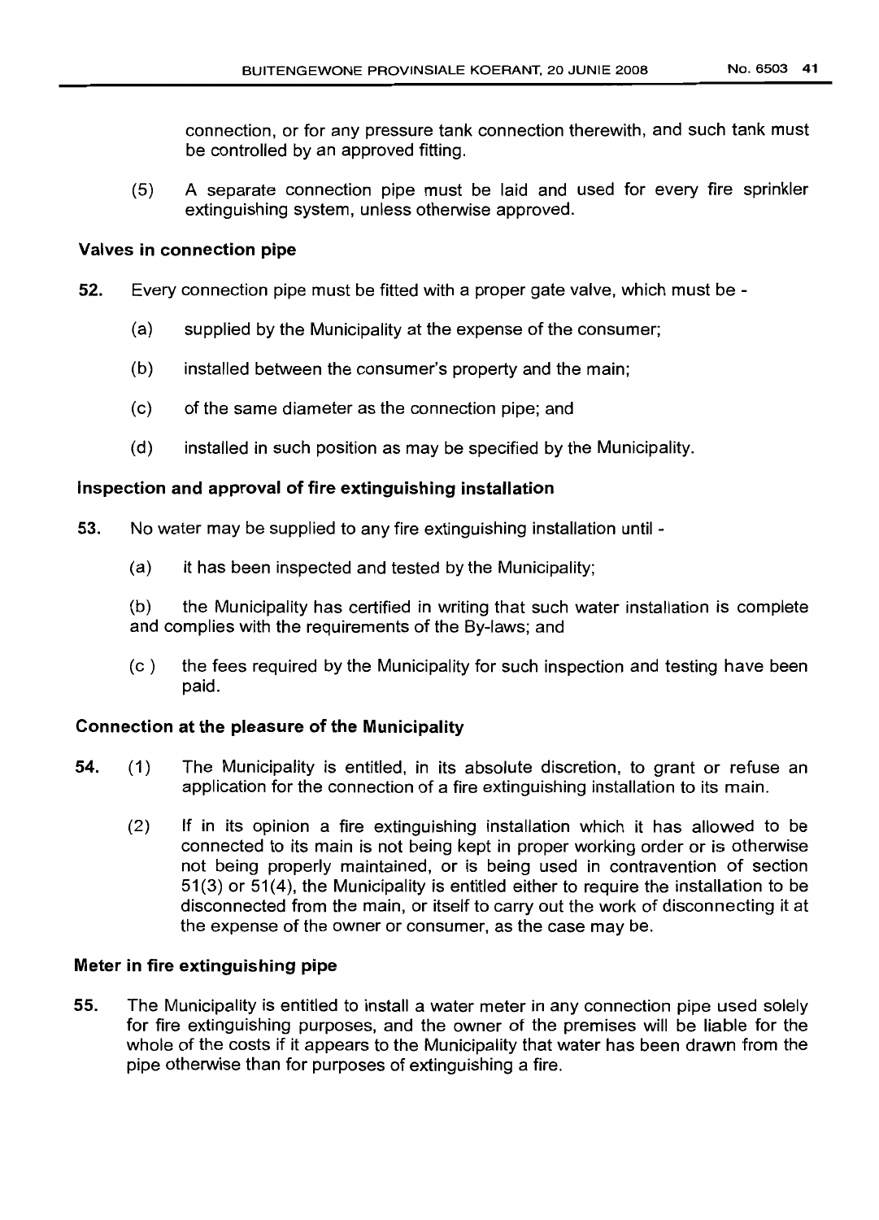connection, or for any pressure tank connection therewith, and such tank must be controlled by an approved fitting.

(5) A separate connection pipe must be laid and used for every fire sprinkler extinguishing system, unless otherwise approved.

**Valves in connection pipe**

**52.** Every connection pipe must be fitted with a proper gate valve, which must be -

(a) supplied by the Municipality at the expense of the consumer;

(b) installed between the consumer's property and the main;

(c) of the same diameter as the connection pipe; and

(d) installed in such position as may be specified by the Municipality.

**Inspection and approval of fire extinguishing installation**

**53.** No water may be supplied to any fire extinguishing installation until -

(a) it has been inspected and tested by the Municipality;

(b) the Municipality has certified in writing that such water installation is complete and complies with the requirements of the By-laws; and

(c ) the fees required by the Municipality for such inspection and testing have been paid.

**Connection at the pleasure of the Municipality**

**54.** (1) The Municipality is entitled, in its absolute discretion, to grant or refuse an application for the connection of a fire extinguishing installation to its main.

(2) If in its opinion a fire extinguishing installation which it has allowed to be connected to its main is not being kept in proper working order or is otherwise not being properly maintained, or is being used in contravention of section 51(3) or 51(4), the Municipality is entitled either to require the installation to be disconnected from the main, or itself to carry out the work of disconnecting it at the expense of the owner or consumer, as the case may be.

**Meter in fire extinguishing pipe**

**55.** The Municipality is entitled to install a water meter in any connection pipe used solely for fire extinguishing purposes, and the owner of the premises will be liable for the whole of the costs if it appears to the Municipality that water has been drawn from the pipe otherwise than for purposes of extinguishing a fire.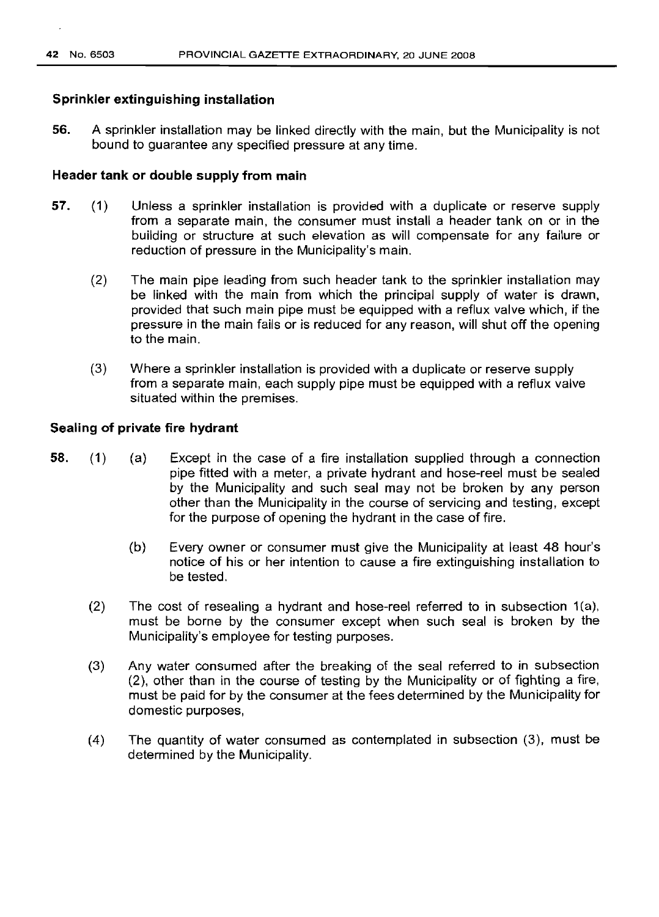### Sprinkler extinguishing installation

**56.** A sprinkler installation may be linked directly with the main, but the Municipality is not bound to guarantee any specified pressure at any time.

### Header tank or double supply from main

**57.** (1) Unless a sprinkler installation is provided with a duplicate or reserve supply from a separate main, the consumer must install a header tank on or in the building or structure at such elevation as will compensate for any failure or reduction of pressure in the Municipality's main.

(2) The main pipe leading from such header tank to the sprinkler installation may be linked with the main from which the principal supply of water is drawn, provided that such main pipe must be equipped with a reflux valve which, if the pressure in the main fails or is reduced for any reason, will shut off the opening to the main.

(3) Where a sprinkler installation is provided with a duplicate or reserve supply from a separate main, each supply pipe must be equipped with a reflux valve situated within the premises.

### Sealing of private fire hydrant

**58.** (1) (a) Except in the case of a fire installation supplied through a connection pipe fitted with a meter, a private hydrant and hose-reel must be sealed by the Municipality and such seal may not be broken by any person other than the Municipality in the course of servicing and testing, except for the purpose of opening the hydrant in the case of fire.

(b) Every owner or consumer must give the Municipality at least 48 hour's notice of his or her intention to cause a fire extinguishing installation to be tested.

(2) The cost of resealing a hydrant and hose-reel referred to in subsection 1(a), must be borne by the consumer except when such seal is broken by the Municipality's employee for testing purposes.

(3) Any water consumed after the breaking of the seal referred to in subsection (2), other than in the course of testing by the Municipality or of fighting a fire, must be paid for by the consumer at the fees determined by the Municipality for domestic purposes,

(4) The quantity of water consumed as contemplated in subsection (3), must be determined by the Municipality.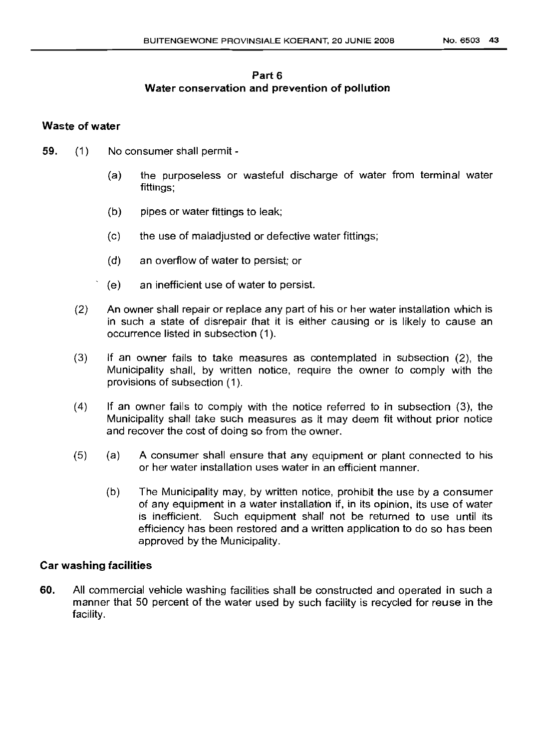## Part 6
## Water conservation and prevention of pollution

### Waste of water

**59.** (1) No consumer shall permit -

(a) the purposeless or wasteful discharge of water from terminal water fittings;

(b) pipes or water fittings to leak;

(c) the use of maladjusted or defective water fittings;

(d) an overflow of water to persist; or

(e) an inefficient use of water to persist.

(2) An owner shall repair or replace any part of his or her water installation which is in such a state of disrepair that it is either causing or is likely to cause an occurrence listed in subsection (1).

(3) If an owner fails to take measures as contemplated in subsection (2), the Municipality shall, by written notice, require the owner to comply with the provisions of subsection (1).

(4) If an owner fails to comply with the notice referred to in subsection (3), the Municipality shall take such measures as it may deem fit without prior notice and recover the cost of doing so from the owner.

(5) (a) A consumer shall ensure that any equipment or plant connected to his or her water installation uses water in an efficient manner.

(b) The Municipality may, by written notice, prohibit the use by a consumer of any equipment in a water installation if, in its opinion, its use of water is inefficient. Such equipment shall not be returned to use until its efficiency has been restored and a written application to do so has been approved by the Municipality.

### Car washing facilities

**60.** All commercial vehicle washing facilities shall be constructed and operated in such a manner that 50 percent of the water used by such facility is recycled for reuse in the facility.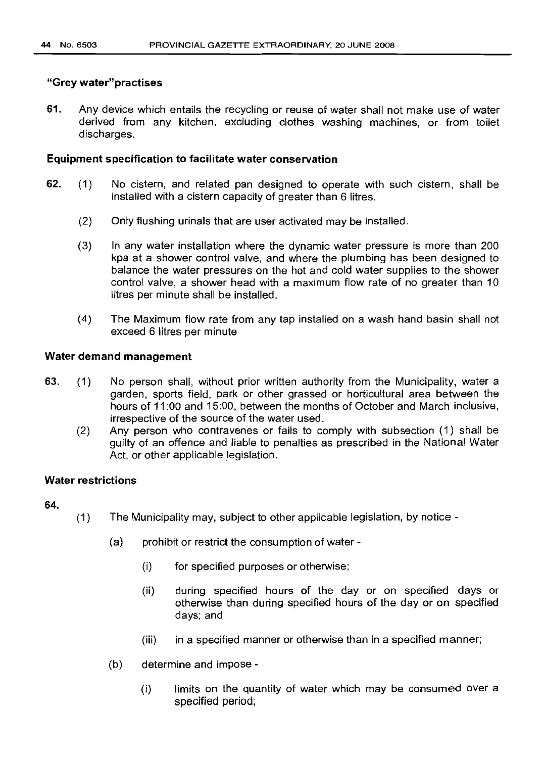### "Grey water"practises

61. Any device which entails the recycling or reuse of water shall not make use of water derived from any kitchen, excluding clothes washing machines, or from toilet discharges.

### Equipment specification to facilitate water conservation

62. (1) No cistern, and related pan designed to operate with such cistern, shall be installed with a cistern capacity of greater than 6 litres.

(2) Only flushing urinals that are user activated may be installed.

(3) In any water installation where the dynamic water pressure is more than 200 kpa at a shower control valve, and where the plumbing has been designed to balance the water pressures on the hot and cold water supplies to the shower control valve, a shower head with a maximum flow rate of no greater than 10 litres per minute shall be installed.

(4) The Maximum flow rate from any tap installed on a wash hand basin shall not exceed 6 litres per minute

### Water demand management

63. (1) No person shall, without prior written authority from the Municipality, water a garden, sports field, park or other grassed or horticultural area between the hours of 11:00 and 15:00, between the months of October and March inclusive, irrespective of the source of the water used.

(2) Any person who contravenes or fails to comply with subsection (1) shall be guilty of an offence and liable to penalties as prescribed in the National Water Act, or other applicable legislation.

### Water restrictions

64.

(1) The Municipality may, subject to other applicable legislation, by notice -

(a) prohibit or restrict the consumption of water -

(i) for specified purposes or otherwise;

(ii) during specified hours of the day or on specified days or otherwise than during specified hours of the day or on specified days; and

(iii) in a specified manner or otherwise than in a specified manner;

(b) determine and impose -

(i) limits on the quantity of water which may be consumed over a specified period;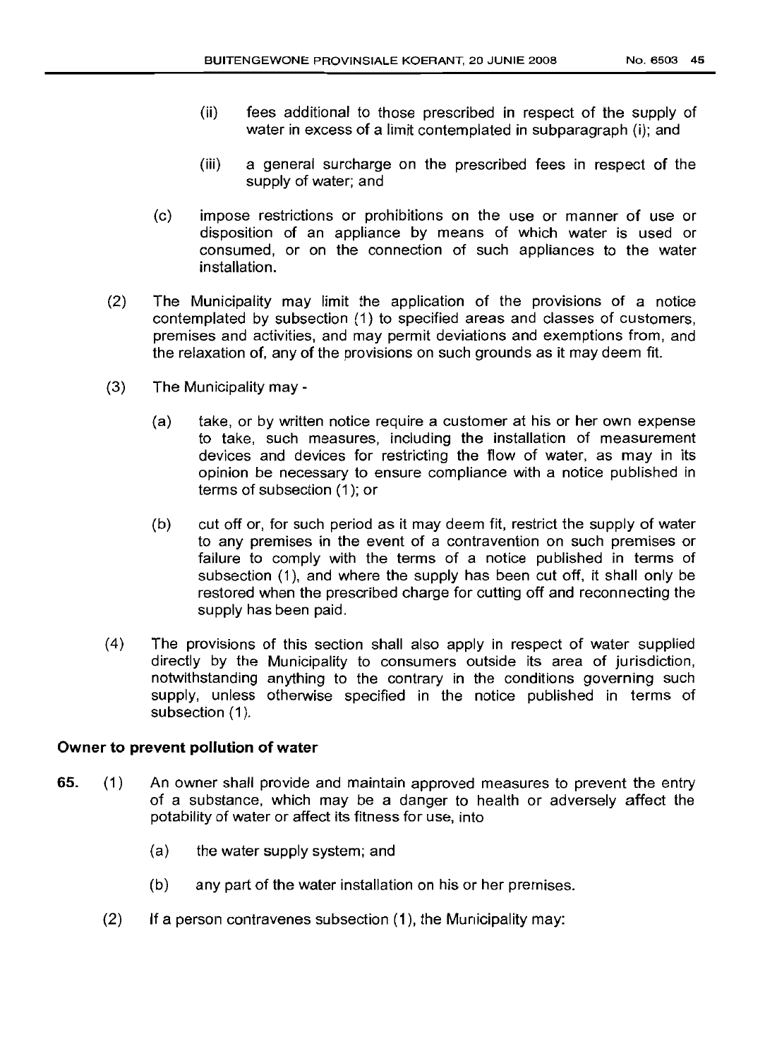(ii) fees additional to those prescribed in respect of the supply of water in excess of a limit contemplated in subparagraph (i); and

(iii) a general surcharge on the prescribed fees in respect of the supply of water; and

(c) impose restrictions or prohibitions on the use or manner of use or disposition of an appliance by means of which water is used or consumed, or on the connection of such appliances to the water installation.

(2) The Municipality may limit the application of the provisions of a notice contemplated by subsection (1) to specified areas and classes of customers, premises and activities, and may permit deviations and exemptions from, and the relaxation of, any of the provisions on such grounds as it may deem fit.

(3) The Municipality may -

(a) take, or by written notice require a customer at his or her own expense to take, such measures, including the installation of measurement devices and devices for restricting the flow of water, as may in its opinion be necessary to ensure compliance with a notice published in terms of subsection (1); or

(b) cut off or, for such period as it may deem fit, restrict the supply of water to any premises in the event of a contravention on such premises or failure to comply with the terms of a notice published in terms of subsection (1), and where the supply has been cut off, it shall only be restored when the prescribed charge for cutting off and reconnecting the supply has been paid.

(4) The provisions of this section shall also apply in respect of water supplied directly by the Municipality to consumers outside its area of jurisdiction, notwithstanding anything to the contrary in the conditions governing such supply, unless otherwise specified in the notice published in terms of subsection (1).

**Owner to prevent pollution of water**

**65.** (1) An owner shall provide and maintain approved measures to prevent the entry of a substance, which may be a danger to health or adversely affect the potability of water or affect its fitness for use, into

(a) the water supply system; and

(b) any part of the water installation on his or her premises.

(2) If a person contravenes subsection (1), the Municipality may: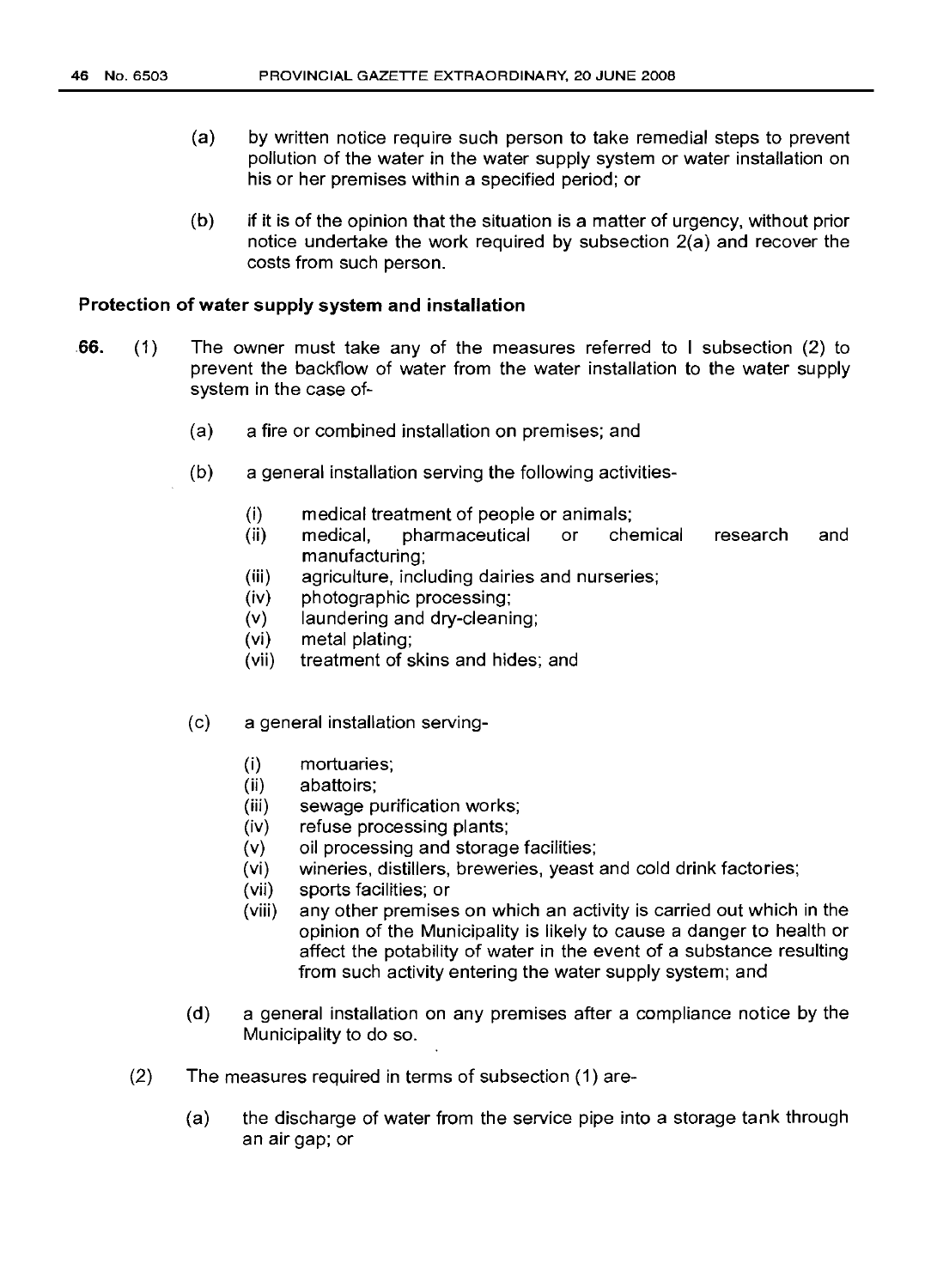(a) by written notice require such person to take remedial steps to prevent pollution of the water in the water supply system or water installation on his or her premises within a specified period; or

(b) if it is of the opinion that the situation is a matter of urgency, without prior notice undertake the work required by subsection 2(a) and recover the costs from such person.

**Protection of water supply system and installation**

**66.** (1) The owner must take any of the measures referred to I subsection (2) to prevent the backflow of water from the water installation to the water supply system in the case of-

(a) a fire or combined installation on premises; and

(b) a general installation serving the following activities-

(i) medical treatment of people or animals;
(ii) medical, pharmaceutical or chemical research and manufacturing;
(iii) agriculture, including dairies and nurseries;
(iv) photographic processing;
(v) laundering and dry-cleaning;
(vi) metal plating;
(vii) treatment of skins and hides; and

(c) a general installation serving-

(i) mortuaries;
(ii) abattoirs;
(iii) sewage purification works;
(iv) refuse processing plants;
(v) oil processing and storage facilities;
(vi) wineries, distillers, breweries, yeast and cold drink factories;
(vii) sports facilities; or
(viii) any other premises on which an activity is carried out which in the opinion of the Municipality is likely to cause a danger to health or affect the potability of water in the event of a substance resulting from such activity entering the water supply system; and

(d) a general installation on any premises after a compliance notice by the Municipality to do so.

(2) The measures required in terms of subsection (1) are-

(a) the discharge of water from the service pipe into a storage tank through an air gap; or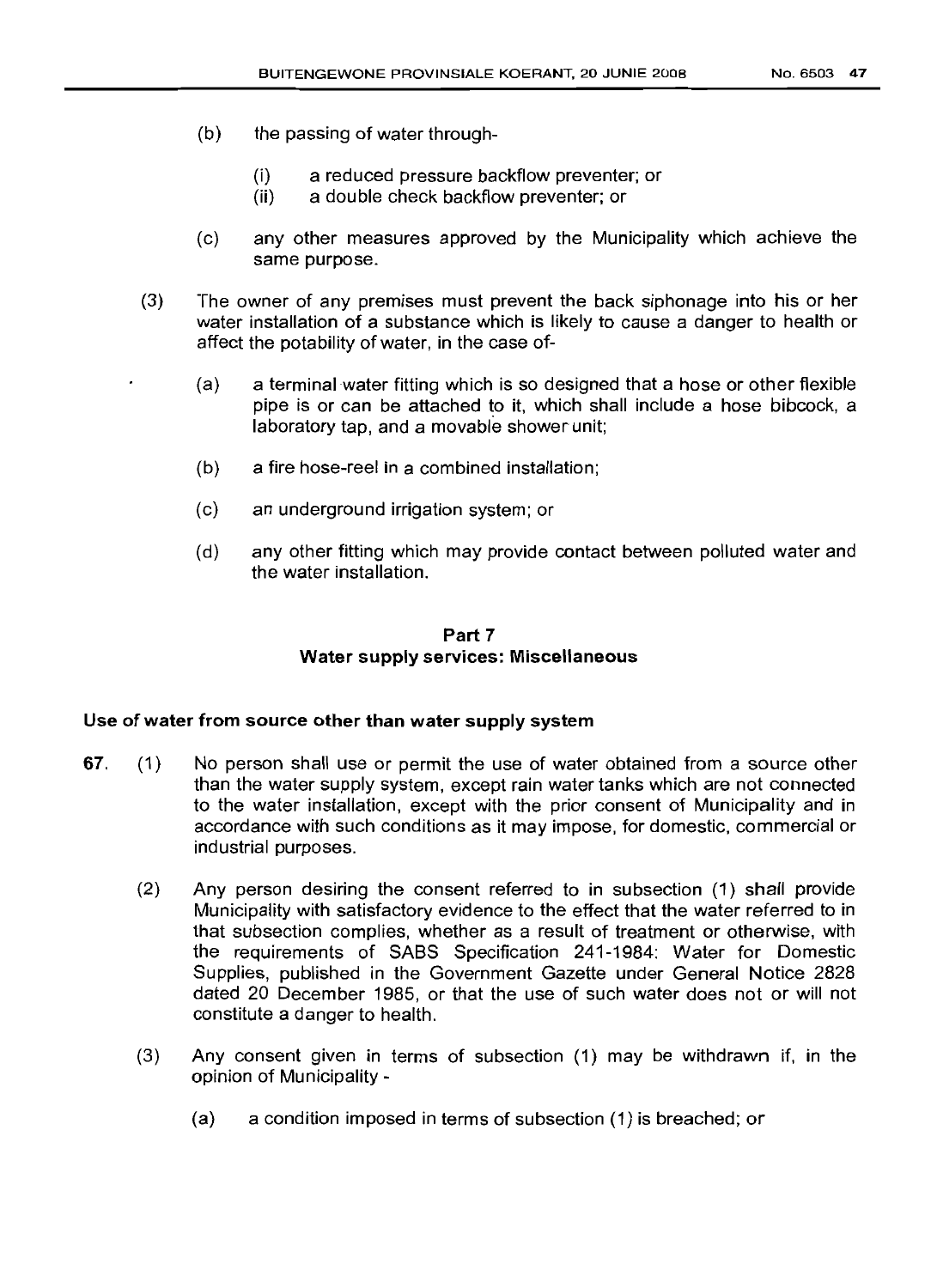(b) the passing of water through-

  (i) a reduced pressure backflow preventer; or
  (ii) a double check backflow preventer; or

(c) any other measures approved by the Municipality which achieve the same purpose.

(3) The owner of any premises must prevent the back siphonage into his or her water installation of a substance which is likely to cause a danger to health or affect the potability of water, in the case of-

  (a) a terminal water fitting which is so designed that a hose or other flexible pipe is or can be attached to it, which shall include a hose bibcock, a laboratory tap, and a movable shower unit;

  (b) a fire hose-reel in a combined installation;

  (c) an underground irrigation system; or

  (d) any other fitting which may provide contact between polluted water and the water installation.

## Part 7
## Water supply services: Miscellaneous

### Use of water from source other than water supply system

**67.** (1) No person shall use or permit the use of water obtained from a source other than the water supply system, except rain water tanks which are not connected to the water installation, except with the prior consent of Municipality and in accordance with such conditions as it may impose, for domestic, commercial or industrial purposes.

(2) Any person desiring the consent referred to in subsection (1) shall provide Municipality with satisfactory evidence to the effect that the water referred to in that subsection complies, whether as a result of treatment or otherwise, with the requirements of SABS Specification 241-1984: Water for Domestic Supplies, published in the Government Gazette under General Notice 2828 dated 20 December 1985, or that the use of such water does not or will not constitute a danger to health.

(3) Any consent given in terms of subsection (1) may be withdrawn if, in the opinion of Municipality -

  (a) a condition imposed in terms of subsection (1) is breached; or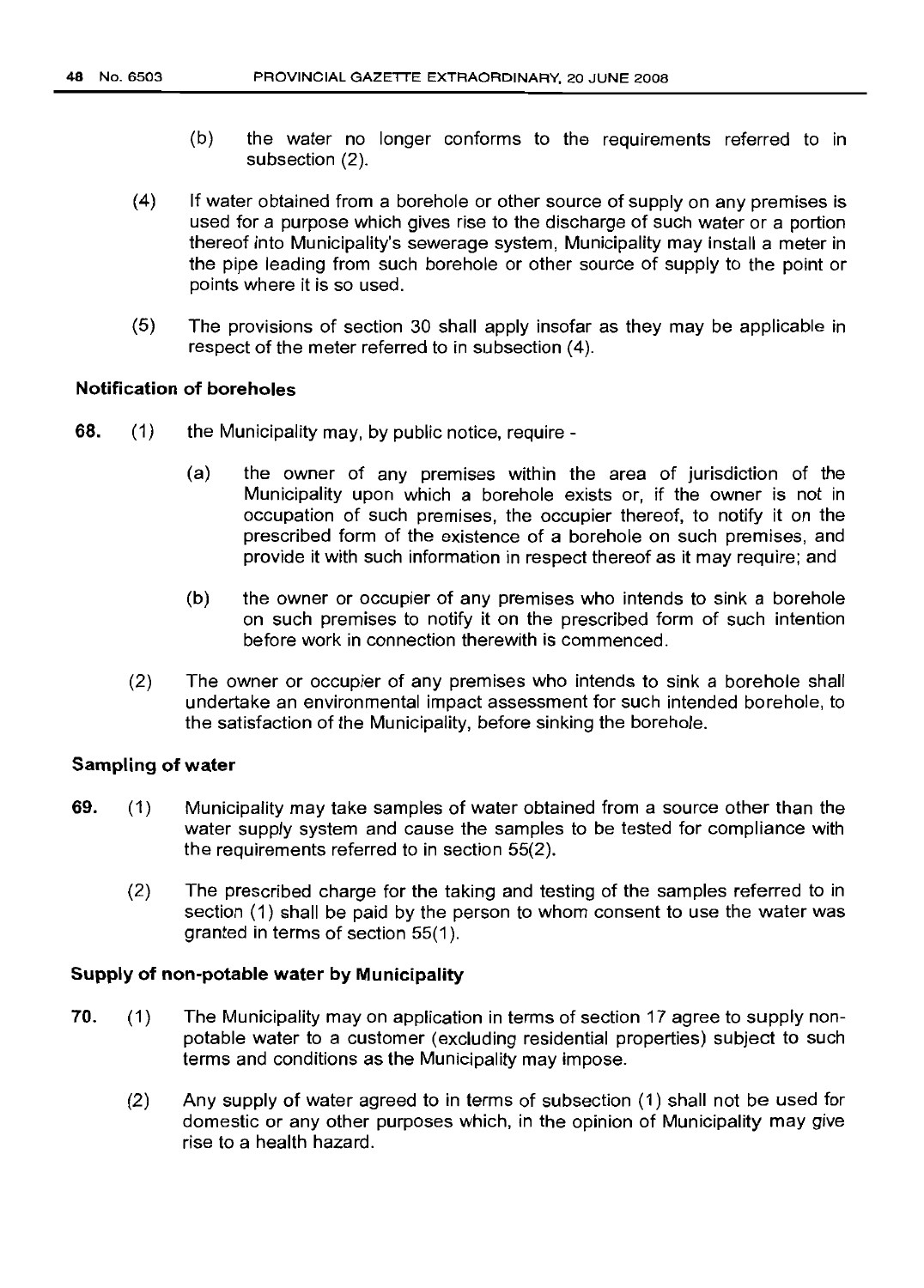(b) the water no longer conforms to the requirements referred to in subsection (2).

(4) If water obtained from a borehole or other source of supply on any premises is used for a purpose which gives rise to the discharge of such water or a portion thereof into Municipality's sewerage system, Municipality may install a meter in the pipe leading from such borehole or other source of supply to the point or points where it is so used.

(5) The provisions of section 30 shall apply insofar as they may be applicable in respect of the meter referred to in subsection (4).

### Notification of boreholes

**68.** (1) the Municipality may, by public notice, require -

(a) the owner of any premises within the area of jurisdiction of the Municipality upon which a borehole exists or, if the owner is not in occupation of such premises, the occupier thereof, to notify it on the prescribed form of the existence of a borehole on such premises, and provide it with such information in respect thereof as it may require; and

(b) the owner or occupier of any premises who intends to sink a borehole on such premises to notify it on the prescribed form of such intention before work in connection therewith is commenced.

(2) The owner or occupier of any premises who intends to sink a borehole shall undertake an environmental impact assessment for such intended borehole, to the satisfaction of the Municipality, before sinking the borehole.

### Sampling of water

**69.** (1) Municipality may take samples of water obtained from a source other than the water supply system and cause the samples to be tested for compliance with the requirements referred to in section 55(2).

(2) The prescribed charge for the taking and testing of the samples referred to in section (1) shall be paid by the person to whom consent to use the water was granted in terms of section 55(1).

### Supply of non-potable water by Municipality

**70.** (1) The Municipality may on application in terms of section 17 agree to supply non-potable water to a customer (excluding residential properties) subject to such terms and conditions as the Municipality may impose.

(2) Any supply of water agreed to in terms of subsection (1) shall not be used for domestic or any other purposes which, in the opinion of Municipality may give rise to a health hazard.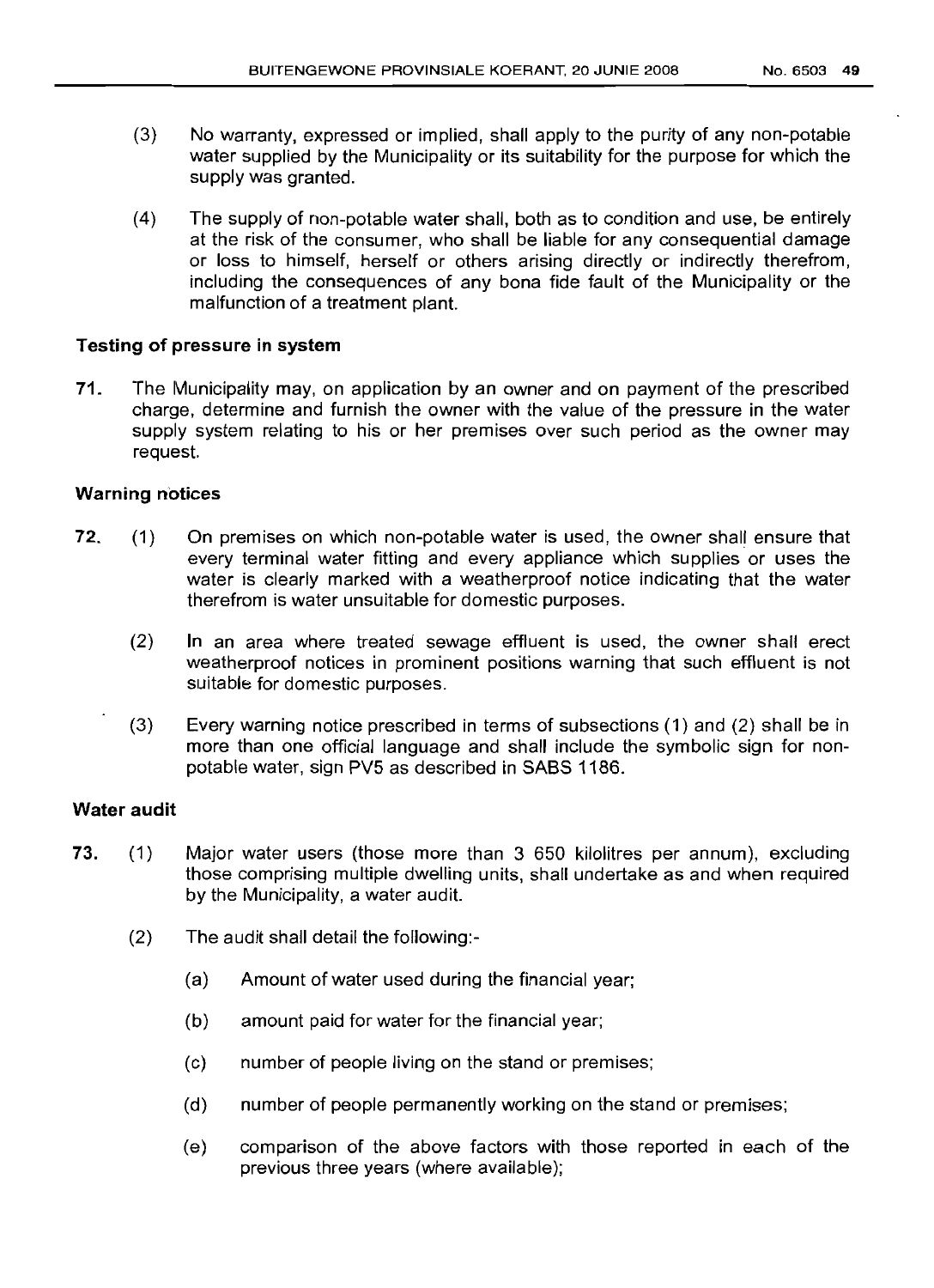(3) No warranty, expressed or implied, shall apply to the purity of any non-potable water supplied by the Municipality or its suitability for the purpose for which the supply was granted.

(4) The supply of non-potable water shall, both as to condition and use, be entirely at the risk of the consumer, who shall be liable for any consequential damage or loss to himself, herself or others arising directly or indirectly therefrom, including the consequences of any bona fide fault of the Municipality or the malfunction of a treatment plant.

**Testing of pressure in system**

71. The Municipality may, on application by an owner and on payment of the prescribed charge, determine and furnish the owner with the value of the pressure in the water supply system relating to his or her premises over such period as the owner may request.

**Warning notices**

72. (1) On premises on which non-potable water is used, the owner shall ensure that every terminal water fitting and every appliance which supplies or uses the water is clearly marked with a weatherproof notice indicating that the water therefrom is water unsuitable for domestic purposes.

(2) In an area where treated sewage effluent is used, the owner shall erect weatherproof notices in prominent positions warning that such effluent is not suitable for domestic purposes.

(3) Every warning notice prescribed in terms of subsections (1) and (2) shall be in more than one official language and shall include the symbolic sign for non-potable water, sign PV5 as described in SABS 1186.

**Water audit**

73. (1) Major water users (those more than 3 650 kilolitres per annum), excluding those comprising multiple dwelling units, shall undertake as and when required by the Municipality, a water audit.

(2) The audit shall detail the following:-

(a) Amount of water used during the financial year;

(b) amount paid for water for the financial year;

(c) number of people living on the stand or premises;

(d) number of people permanently working on the stand or premises;

(e) comparison of the above factors with those reported in each of the previous three years (where available);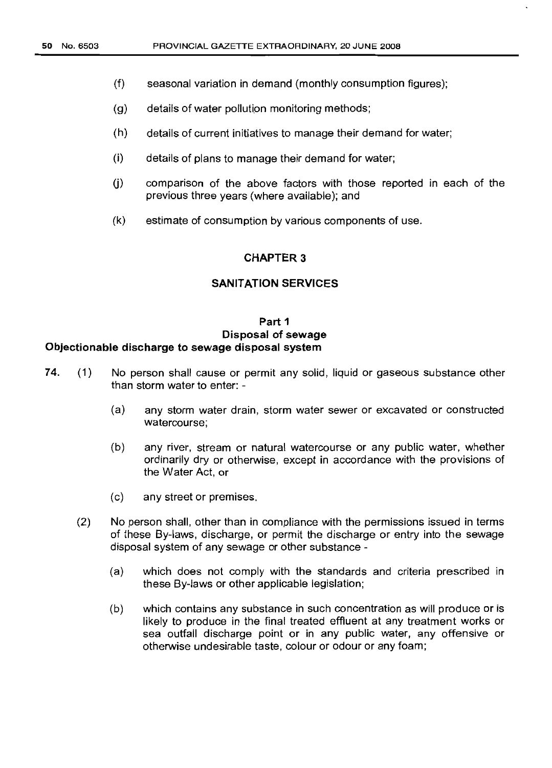(f) seasonal variation in demand (monthly consumption figures);

(g) details of water pollution monitoring methods;

(h) details of current initiatives to manage their demand for water;

(i) details of plans to manage their demand for water;

(j) comparison of the above factors with those reported in each of the previous three years (where available); and

(k) estimate of consumption by various components of use.

## CHAPTER 3

## SANITATION SERVICES

### Part 1
### Disposal of sewage

**Objectionable discharge to sewage disposal system**

**74.** (1) No person shall cause or permit any solid, liquid or gaseous substance other than storm water to enter: -

(a) any storm water drain, storm water sewer or excavated or constructed watercourse;

(b) any river, stream or natural watercourse or any public water, whether ordinarily dry or otherwise, except in accordance with the provisions of the Water Act, or

(c) any street or premises.

(2) No person shall, other than in compliance with the permissions issued in terms of these By-laws, discharge, or permit the discharge or entry into the sewage disposal system of any sewage or other substance -

(a) which does not comply with the standards and criteria prescribed in these By-laws or other applicable legislation;

(b) which contains any substance in such concentration as will produce or is likely to produce in the final treated effluent at any treatment works or sea outfall discharge point or in any public water, any offensive or otherwise undesirable taste, colour or odour or any foam;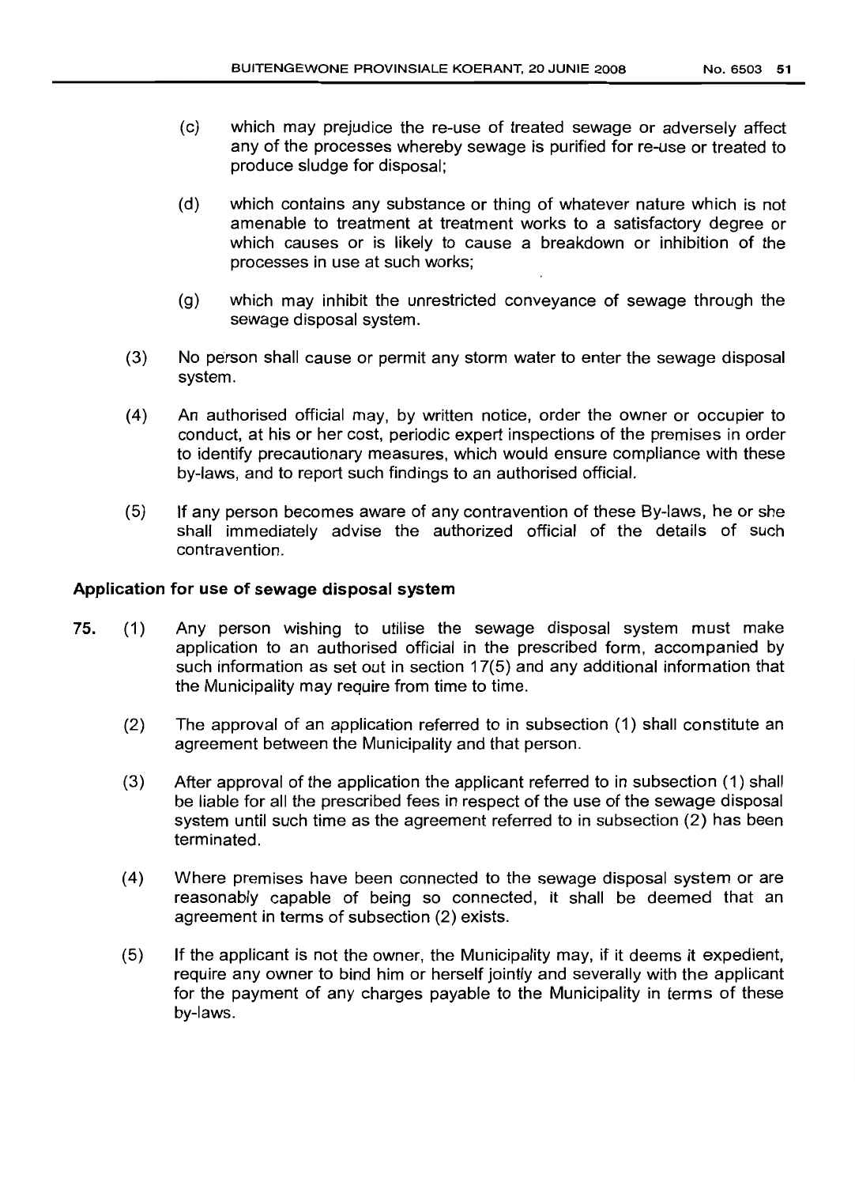(c) which may prejudice the re-use of treated sewage or adversely affect any of the processes whereby sewage is purified for re-use or treated to produce sludge for disposal;

(d) which contains any substance or thing of whatever nature which is not amenable to treatment at treatment works to a satisfactory degree or which causes or is likely to cause a breakdown or inhibition of the processes in use at such works;

(g) which may inhibit the unrestricted conveyance of sewage through the sewage disposal system.

(3) No person shall cause or permit any storm water to enter the sewage disposal system.

(4) An authorised official may, by written notice, order the owner or occupier to conduct, at his or her cost, periodic expert inspections of the premises in order to identify precautionary measures, which would ensure compliance with these by-laws, and to report such findings to an authorised official.

(5) If any person becomes aware of any contravention of these By-laws, he or she shall immediately advise the authorized official of the details of such contravention.

**Application for use of sewage disposal system**

**75.** (1) Any person wishing to utilise the sewage disposal system must make application to an authorised official in the prescribed form, accompanied by such information as set out in section 17(5) and any additional information that the Municipality may require from time to time.

(2) The approval of an application referred to in subsection (1) shall constitute an agreement between the Municipality and that person.

(3) After approval of the application the applicant referred to in subsection (1) shall be liable for all the prescribed fees in respect of the use of the sewage disposal system until such time as the agreement referred to in subsection (2) has been terminated.

(4) Where premises have been connected to the sewage disposal system or are reasonably capable of being so connected, it shall be deemed that an agreement in terms of subsection (2) exists.

(5) If the applicant is not the owner, the Municipality may, if it deems it expedient, require any owner to bind him or herself jointly and severally with the applicant for the payment of any charges payable to the Municipality in terms of these by-laws.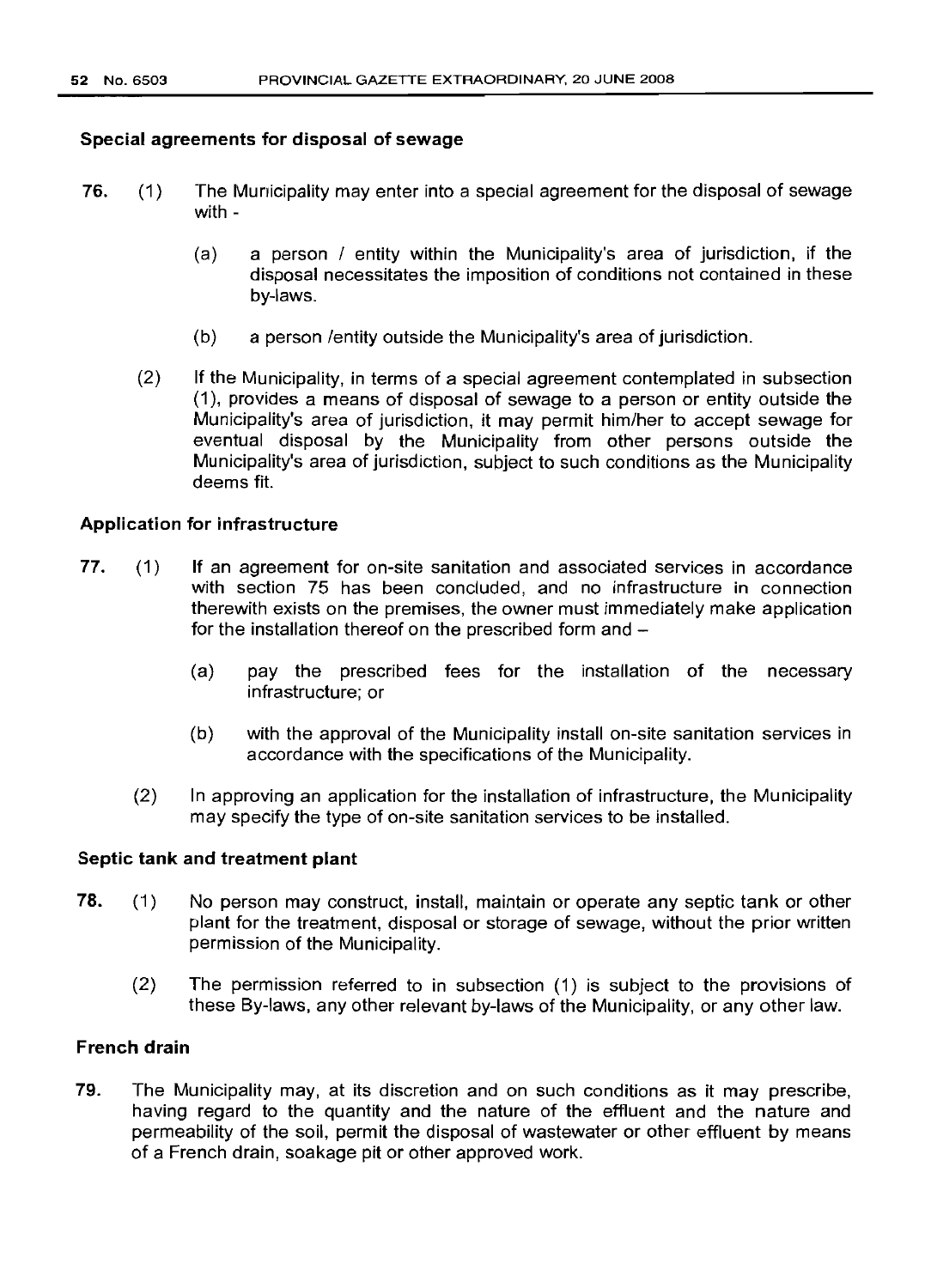### Special agreements for disposal of sewage

**76.** (1) The Municipality may enter into a special agreement for the disposal of sewage with -

(a) a person / entity within the Municipality's area of jurisdiction, if the disposal necessitates the imposition of conditions not contained in these by-laws.

(b) a person /entity outside the Municipality's area of jurisdiction.

(2) If the Municipality, in terms of a special agreement contemplated in subsection (1), provides a means of disposal of sewage to a person or entity outside the Municipality's area of jurisdiction, it may permit him/her to accept sewage for eventual disposal by the Municipality from other persons outside the Municipality's area of jurisdiction, subject to such conditions as the Municipality deems fit.

### Application for infrastructure

**77.** (1) If an agreement for on-site sanitation and associated services in accordance with section 75 has been concluded, and no infrastructure in connection therewith exists on the premises, the owner must immediately make application for the installation thereof on the prescribed form and –

(a) pay the prescribed fees for the installation of the necessary infrastructure; or

(b) with the approval of the Municipality install on-site sanitation services in accordance with the specifications of the Municipality.

(2) In approving an application for the installation of infrastructure, the Municipality may specify the type of on-site sanitation services to be installed.

### Septic tank and treatment plant

**78.** (1) No person may construct, install, maintain or operate any septic tank or other plant for the treatment, disposal or storage of sewage, without the prior written permission of the Municipality.

(2) The permission referred to in subsection (1) is subject to the provisions of these By-laws, any other relevant by-laws of the Municipality, or any other law.

### French drain

**79.** The Municipality may, at its discretion and on such conditions as it may prescribe, having regard to the quantity and the nature of the effluent and the nature and permeability of the soil, permit the disposal of wastewater or other effluent by means of a French drain, soakage pit or other approved work.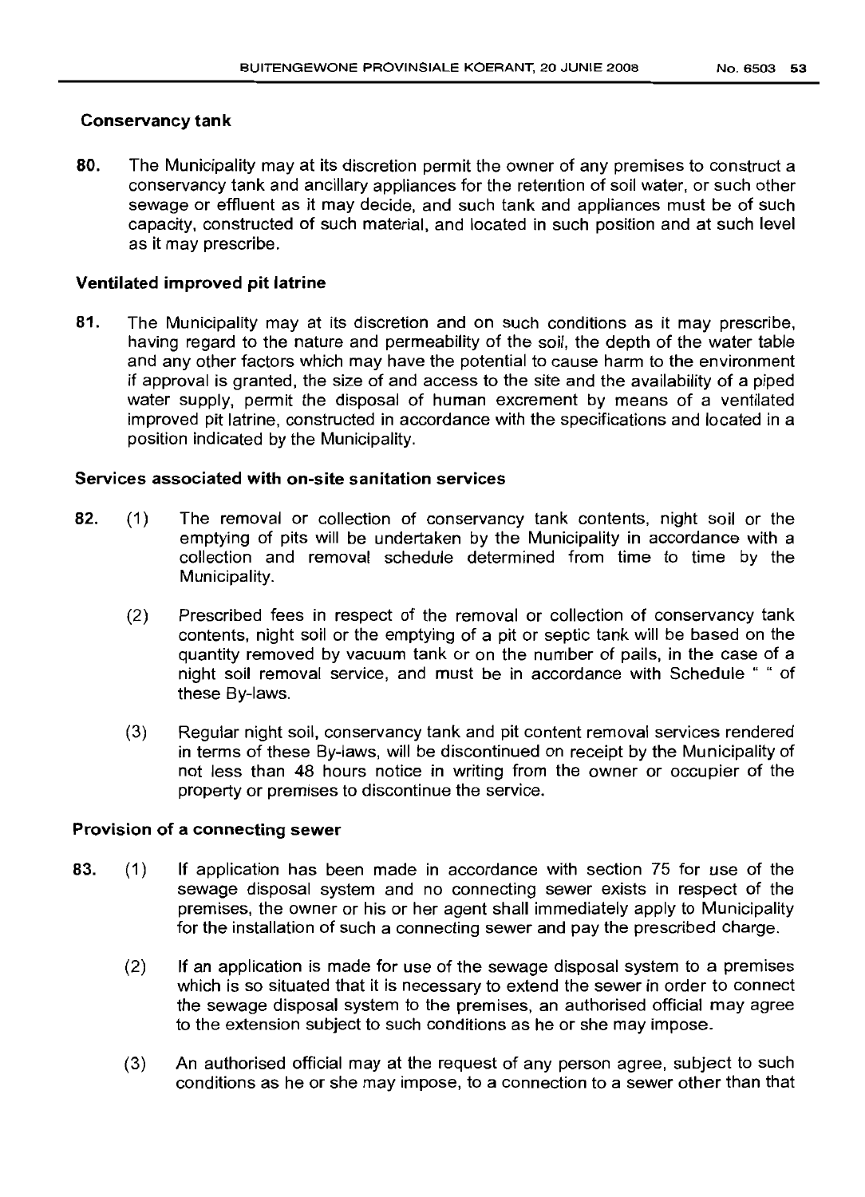### Conservancy tank

**80.** The Municipality may at its discretion permit the owner of any premises to construct a conservancy tank and ancillary appliances for the retention of soil water, or such other sewage or effluent as it may decide, and such tank and appliances must be of such capacity, constructed of such material, and located in such position and at such level as it may prescribe.

### Ventilated improved pit latrine

**81.** The Municipality may at its discretion and on such conditions as it may prescribe, having regard to the nature and permeability of the soil, the depth of the water table and any other factors which may have the potential to cause harm to the environment if approval is granted, the size of and access to the site and the availability of a piped water supply, permit the disposal of human excrement by means of a ventilated improved pit latrine, constructed in accordance with the specifications and located in a position indicated by the Municipality.

### Services associated with on-site sanitation services

**82.** (1) The removal or collection of conservancy tank contents, night soil or the emptying of pits will be undertaken by the Municipality in accordance with a collection and removal schedule determined from time to time by the Municipality.

(2) Prescribed fees in respect of the removal or collection of conservancy tank contents, night soil or the emptying of a pit or septic tank will be based on the quantity removed by vacuum tank or on the number of pails, in the case of a night soil removal service, and must be in accordance with Schedule " " of these By-laws.

(3) Regular night soil, conservancy tank and pit content removal services rendered in terms of these By-laws, will be discontinued on receipt by the Municipality of not less than 48 hours notice in writing from the owner or occupier of the property or premises to discontinue the service.

### Provision of a connecting sewer

**83.** (1) If application has been made in accordance with section 75 for use of the sewage disposal system and no connecting sewer exists in respect of the premises, the owner or his or her agent shall immediately apply to Municipality for the installation of such a connecting sewer and pay the prescribed charge.

(2) If an application is made for use of the sewage disposal system to a premises which is so situated that it is necessary to extend the sewer in order to connect the sewage disposal system to the premises, an authorised official may agree to the extension subject to such conditions as he or she may impose.

(3) An authorised official may at the request of any person agree, subject to such conditions as he or she may impose, to a connection to a sewer other than that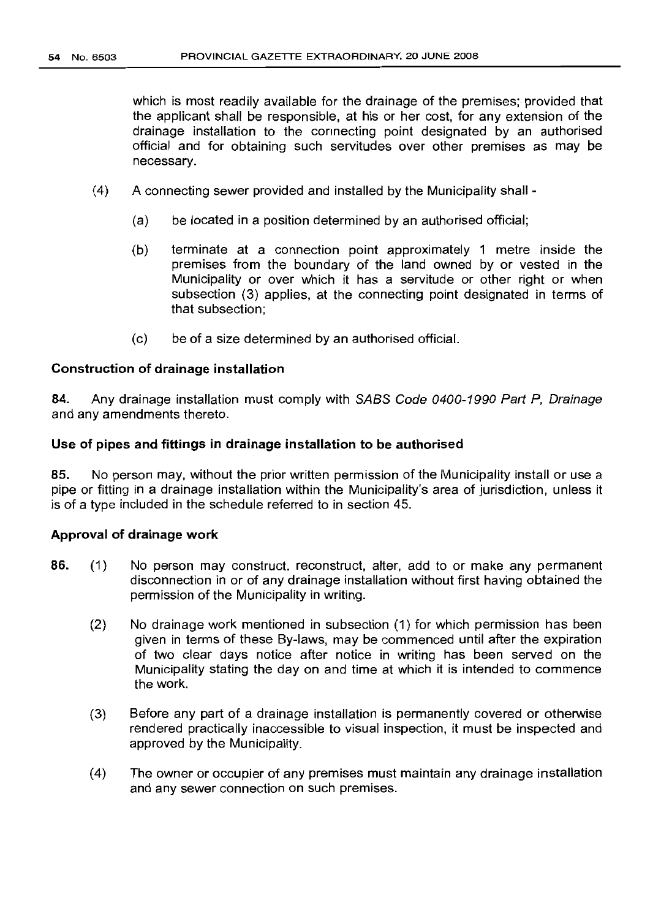which is most readily available for the drainage of the premises; provided that the applicant shall be responsible, at his or her cost, for any extension of the drainage installation to the connecting point designated by an authorised official and for obtaining such servitudes over other premises as may be necessary.

(4) A connecting sewer provided and installed by the Municipality shall -

(a) be located in a position determined by an authorised official;

(b) terminate at a connection point approximately 1 metre inside the premises from the boundary of the land owned by or vested in the Municipality or over which it has a servitude or other right or when subsection (3) applies, at the connecting point designated in terms of that subsection;

(c) be of a size determined by an authorised official.

**Construction of drainage installation**

**84.** Any drainage installation must comply with *SABS Code 0400-1990 Part P, Drainage* and any amendments thereto.

**Use of pipes and fittings in drainage installation to be authorised**

**85.** No person may, without the prior written permission of the Municipality install or use a pipe or fitting in a drainage installation within the Municipality's area of jurisdiction, unless it is of a type included in the schedule referred to in section 45.

**Approval of drainage work**

**86.** (1) No person may construct, reconstruct, alter, add to or make any permanent disconnection in or of any drainage installation without first having obtained the permission of the Municipality in writing.

(2) No drainage work mentioned in subsection (1) for which permission has been given in terms of these By-laws, may be commenced until after the expiration of two clear days notice after notice in writing has been served on the Municipality stating the day on and time at which it is intended to commence the work.

(3) Before any part of a drainage installation is permanently covered or otherwise rendered practically inaccessible to visual inspection, it must be inspected and approved by the Municipality.

(4) The owner or occupier of any premises must maintain any drainage installation and any sewer connection on such premises.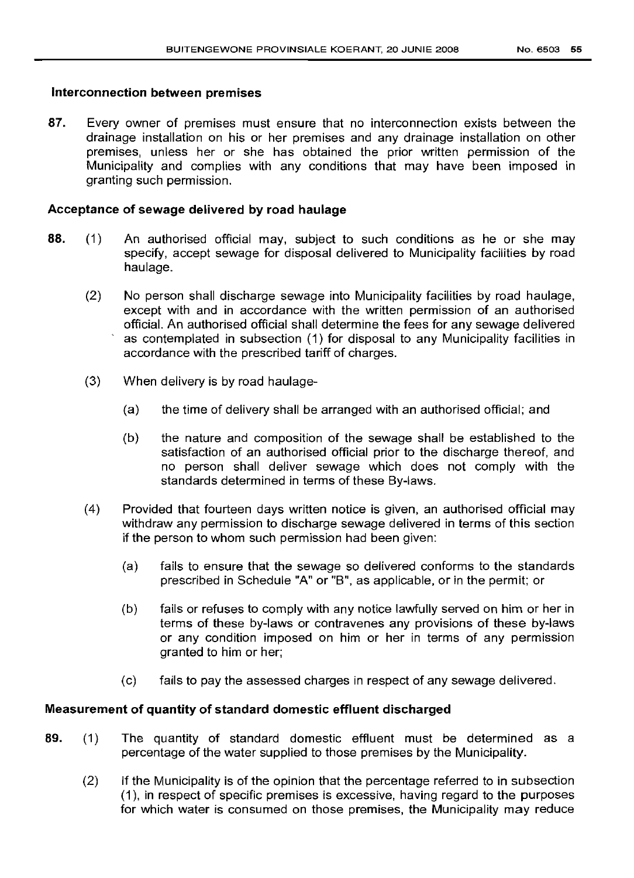### Interconnection between premises

**87.** Every owner of premises must ensure that no interconnection exists between the drainage installation on his or her premises and any drainage installation on other premises, unless her or she has obtained the prior written permission of the Municipality and complies with any conditions that may have been imposed in granting such permission.

### Acceptance of sewage delivered by road haulage

**88.** (1) An authorised official may, subject to such conditions as he or she may specify, accept sewage for disposal delivered to Municipality facilities by road haulage.

(2) No person shall discharge sewage into Municipality facilities by road haulage, except with and in accordance with the written permission of an authorised official. An authorised official shall determine the fees for any sewage delivered as contemplated in subsection (1) for disposal to any Municipality facilities in accordance with the prescribed tariff of charges.

(3) When delivery is by road haulage-

(a) the time of delivery shall be arranged with an authorised official; and

(b) the nature and composition of the sewage shall be established to the satisfaction of an authorised official prior to the discharge thereof, and no person shall deliver sewage which does not comply with the standards determined in terms of these By-laws.

(4) Provided that fourteen days written notice is given, an authorised official may withdraw any permission to discharge sewage delivered in terms of this section if the person to whom such permission had been given:

(a) fails to ensure that the sewage so delivered conforms to the standards prescribed in Schedule "A" or "B", as applicable, or in the permit; or

(b) fails or refuses to comply with any notice lawfully served on him or her in terms of these by-laws or contravenes any provisions of these by-laws or any condition imposed on him or her in terms of any permission granted to him or her;

(c) fails to pay the assessed charges in respect of any sewage delivered.

### Measurement of quantity of standard domestic effluent discharged

**89.** (1) The quantity of standard domestic effluent must be determined as a percentage of the water supplied to those premises by the Municipality.

(2) If the Municipality is of the opinion that the percentage referred to in subsection (1), in respect of specific premises is excessive, having regard to the purposes for which water is consumed on those premises, the Municipality may reduce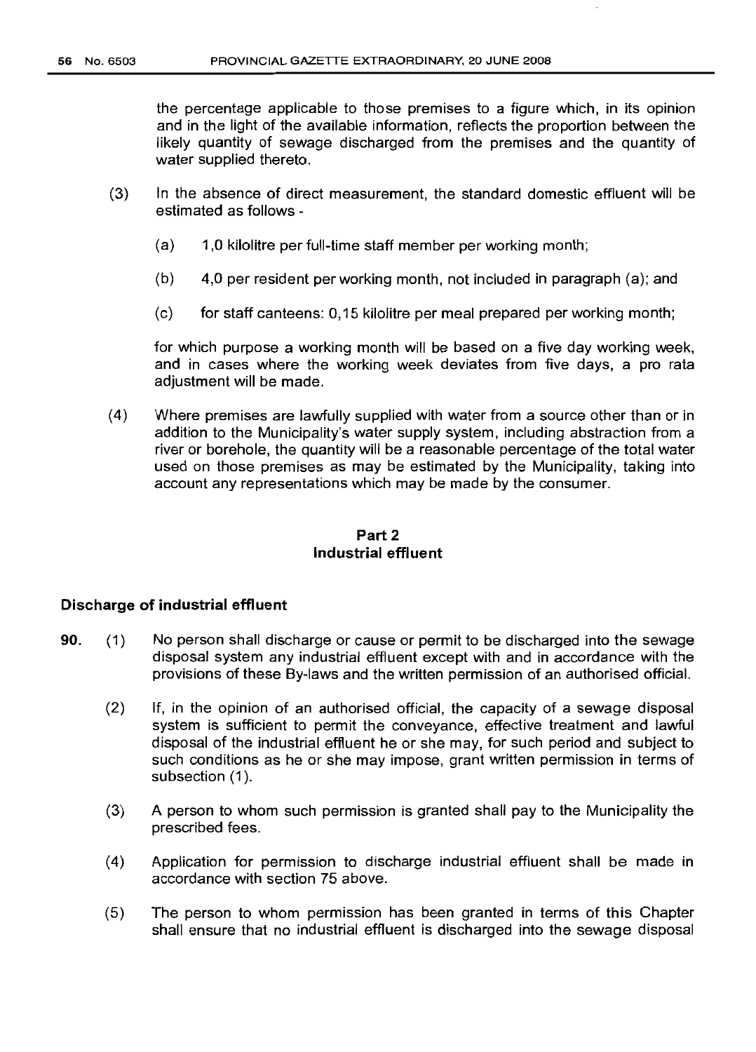the percentage applicable to those premises to a figure which, in its opinion and in the light of the available information, reflects the proportion between the likely quantity of sewage discharged from the premises and the quantity of water supplied thereto.

(3) In the absence of direct measurement, the standard domestic effluent will be estimated as follows -

(a) 1,0 kilolitre per full-time staff member per working month;

(b) 4,0 per resident per working month, not included in paragraph (a); and

(c) for staff canteens: 0,15 kilolitre per meal prepared per working month;

for which purpose a working month will be based on a five day working week, and in cases where the working week deviates from five days, a pro rata adjustment will be made.

(4) Where premises are lawfully supplied with water from a source other than or in addition to the Municipality's water supply system, including abstraction from a river or borehole, the quantity will be a reasonable percentage of the total water used on those premises as may be estimated by the Municipality, taking into account any representations which may be made by the consumer.

## Part 2
## Industrial effluent

### Discharge of industrial effluent

**90.** (1) No person shall discharge or cause or permit to be discharged into the sewage disposal system any industrial effluent except with and in accordance with the provisions of these By-laws and the written permission of an authorised official.

(2) If, in the opinion of an authorised official, the capacity of a sewage disposal system is sufficient to permit the conveyance, effective treatment and lawful disposal of the industrial effluent he or she may, for such period and subject to such conditions as he or she may impose, grant written permission in terms of subsection (1).

(3) A person to whom such permission is granted shall pay to the Municipality the prescribed fees.

(4) Application for permission to discharge industrial effluent shall be made in accordance with section 75 above.

(5) The person to whom permission has been granted in terms of this Chapter shall ensure that no industrial effluent is discharged into the sewage disposal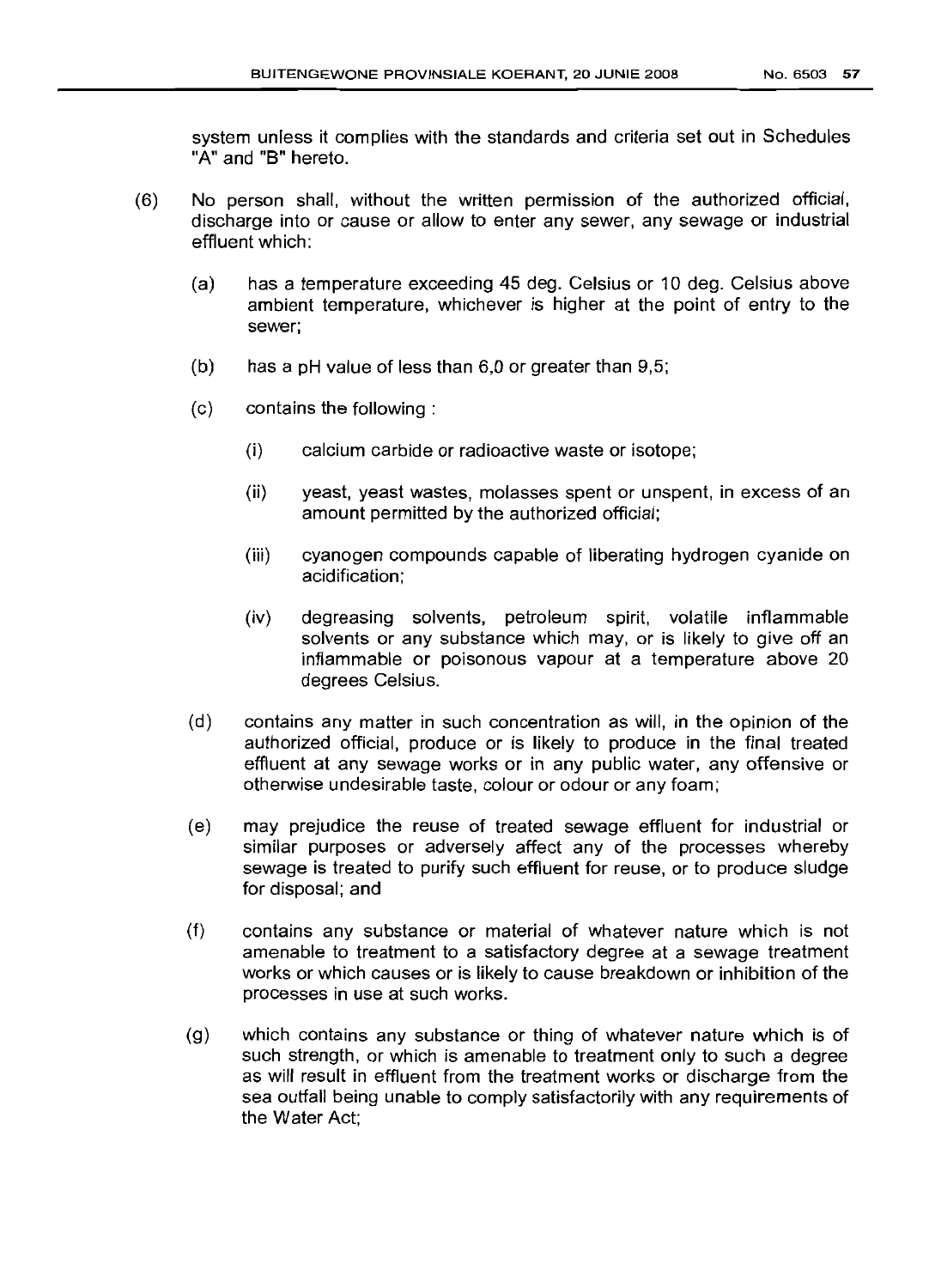system unless it complies with the standards and criteria set out in Schedules "A" and "B" hereto.

(6) No person shall, without the written permission of the authorized official, discharge into or cause or allow to enter any sewer, any sewage or industrial effluent which:

(a) has a temperature exceeding 45 deg. Celsius or 10 deg. Celsius above ambient temperature, whichever is higher at the point of entry to the sewer;

(b) has a pH value of less than 6,0 or greater than 9,5;

(c) contains the following :

(i) calcium carbide or radioactive waste or isotope;

(ii) yeast, yeast wastes, molasses spent or unspent, in excess of an amount permitted by the authorized official;

(iii) cyanogen compounds capable of liberating hydrogen cyanide on acidification;

(iv) degreasing solvents, petroleum spirit, volatile inflammable solvents or any substance which may, or is likely to give off an inflammable or poisonous vapour at a temperature above 20 degrees Celsius.

(d) contains any matter in such concentration as will, in the opinion of the authorized official, produce or is likely to produce in the final treated effluent at any sewage works or in any public water, any offensive or otherwise undesirable taste, colour or odour or any foam;

(e) may prejudice the reuse of treated sewage effluent for industrial or similar purposes or adversely affect any of the processes whereby sewage is treated to purify such effluent for reuse, or to produce sludge for disposal; and

(f) contains any substance or material of whatever nature which is not amenable to treatment to a satisfactory degree at a sewage treatment works or which causes or is likely to cause breakdown or inhibition of the processes in use at such works.

(g) which contains any substance or thing of whatever nature which is of such strength, or which is amenable to treatment only to such a degree as will result in effluent from the treatment works or discharge from the sea outfall being unable to comply satisfactorily with any requirements of the Water Act;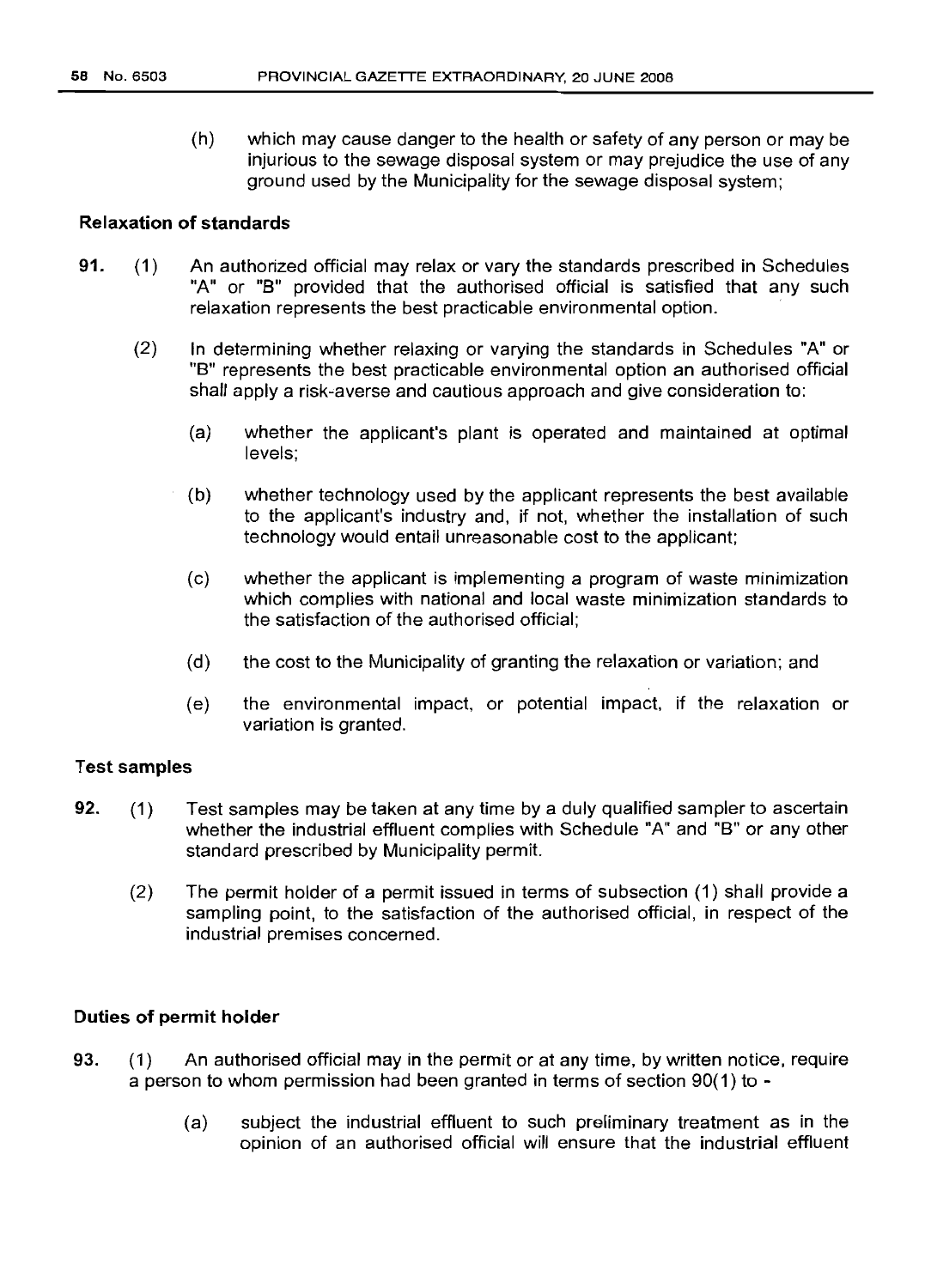(h) which may cause danger to the health or safety of any person or may be injurious to the sewage disposal system or may prejudice the use of any ground used by the Municipality for the sewage disposal system;

**Relaxation of standards**

**91.** (1) An authorized official may relax or vary the standards prescribed in Schedules "A" or "B" provided that the authorised official is satisfied that any such relaxation represents the best practicable environmental option.

(2) In determining whether relaxing or varying the standards in Schedules "A" or "B" represents the best practicable environmental option an authorised official shall apply a risk-averse and cautious approach and give consideration to:

(a) whether the applicant's plant is operated and maintained at optimal levels;

(b) whether technology used by the applicant represents the best available to the applicant's industry and, if not, whether the installation of such technology would entail unreasonable cost to the applicant;

(c) whether the applicant is implementing a program of waste minimization which complies with national and local waste minimization standards to the satisfaction of the authorised official;

(d) the cost to the Municipality of granting the relaxation or variation; and

(e) the environmental impact, or potential impact, if the relaxation or variation is granted.

**Test samples**

**92.** (1) Test samples may be taken at any time by a duly qualified sampler to ascertain whether the industrial effluent complies with Schedule "A" and "B" or any other standard prescribed by Municipality permit.

(2) The permit holder of a permit issued in terms of subsection (1) shall provide a sampling point, to the satisfaction of the authorised official, in respect of the industrial premises concerned.

**Duties of permit holder**

**93.** (1) An authorised official may in the permit or at any time, by written notice, require a person to whom permission had been granted in terms of section 90(1) to -

(a) subject the industrial effluent to such preliminary treatment as in the opinion of an authorised official will ensure that the industrial effluent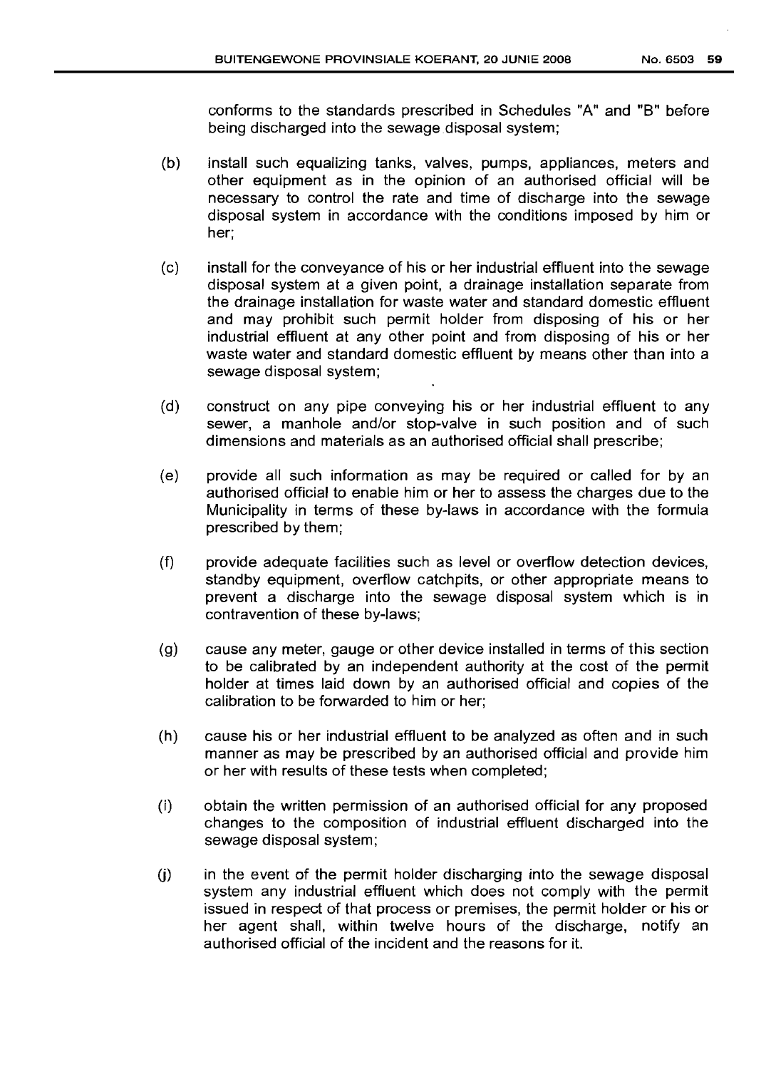conforms to the standards prescribed in Schedules "A" and "B" before being discharged into the sewage disposal system;

(b) install such equalizing tanks, valves, pumps, appliances, meters and other equipment as in the opinion of an authorised official will be necessary to control the rate and time of discharge into the sewage disposal system in accordance with the conditions imposed by him or her;

(c) install for the conveyance of his or her industrial effluent into the sewage disposal system at a given point, a drainage installation separate from the drainage installation for waste water and standard domestic effluent and may prohibit such permit holder from disposing of his or her industrial effluent at any other point and from disposing of his or her waste water and standard domestic effluent by means other than into a sewage disposal system;

(d) construct on any pipe conveying his or her industrial effluent to any sewer, a manhole and/or stop-valve in such position and of such dimensions and materials as an authorised official shall prescribe;

(e) provide all such information as may be required or called for by an authorised official to enable him or her to assess the charges due to the Municipality in terms of these by-laws in accordance with the formula prescribed by them;

(f) provide adequate facilities such as level or overflow detection devices, standby equipment, overflow catchpits, or other appropriate means to prevent a discharge into the sewage disposal system which is in contravention of these by-laws;

(g) cause any meter, gauge or other device installed in terms of this section to be calibrated by an independent authority at the cost of the permit holder at times laid down by an authorised official and copies of the calibration to be forwarded to him or her;

(h) cause his or her industrial effluent to be analyzed as often and in such manner as may be prescribed by an authorised official and provide him or her with results of these tests when completed;

(i) obtain the written permission of an authorised official for any proposed changes to the composition of industrial effluent discharged into the sewage disposal system;

(j) in the event of the permit holder discharging into the sewage disposal system any industrial effluent which does not comply with the permit issued in respect of that process or premises, the permit holder or his or her agent shall, within twelve hours of the discharge, notify an authorised official of the incident and the reasons for it.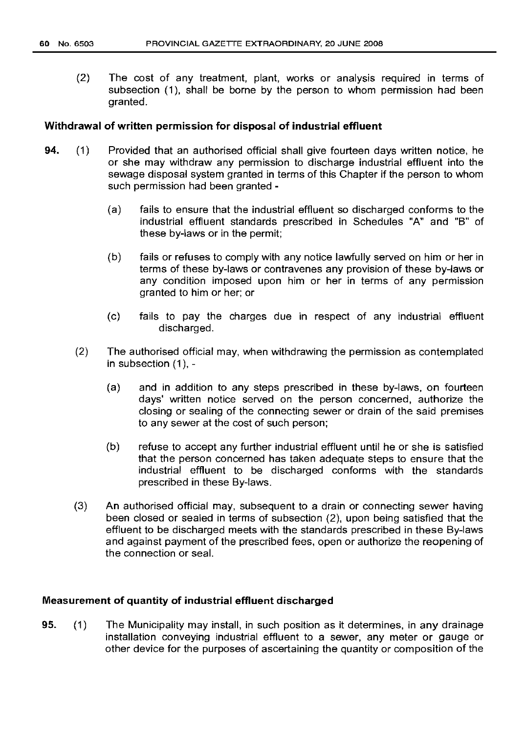(2) The cost of any treatment, plant, works or analysis required in terms of subsection (1), shall be borne by the person to whom permission had been granted.

**Withdrawal of written permission for disposal of industrial effluent**

**94.** (1) Provided that an authorised official shall give fourteen days written notice, he or she may withdraw any permission to discharge industrial effluent into the sewage disposal system granted in terms of this Chapter if the person to whom such permission had been granted -

(a) fails to ensure that the industrial effluent so discharged conforms to the industrial effluent standards prescribed in Schedules "A" and "B" of these by-laws or in the permit;

(b) fails or refuses to comply with any notice lawfully served on him or her in terms of these by-laws or contravenes any provision of these by-laws or any condition imposed upon him or her in terms of any permission granted to him or her; or

(c) fails to pay the charges due in respect of any industrial effluent discharged.

(2) The authorised official may, when withdrawing the permission as contemplated in subsection (1), -

(a) and in addition to any steps prescribed in these by-laws, on fourteen days' written notice served on the person concerned, authorize the closing or sealing of the connecting sewer or drain of the said premises to any sewer at the cost of such person;

(b) refuse to accept any further industrial effluent until he or she is satisfied that the person concerned has taken adequate steps to ensure that the industrial effluent to be discharged conforms with the standards prescribed in these By-laws.

(3) An authorised official may, subsequent to a drain or connecting sewer having been closed or sealed in terms of subsection (2), upon being satisfied that the effluent to be discharged meets with the standards prescribed in these By-laws and against payment of the prescribed fees, open or authorize the reopening of the connection or seal.

**Measurement of quantity of industrial effluent discharged**

**95.** (1) The Municipality may install, in such position as it determines, in any drainage installation conveying industrial effluent to a sewer, any meter or gauge or other device for the purposes of ascertaining the quantity or composition of the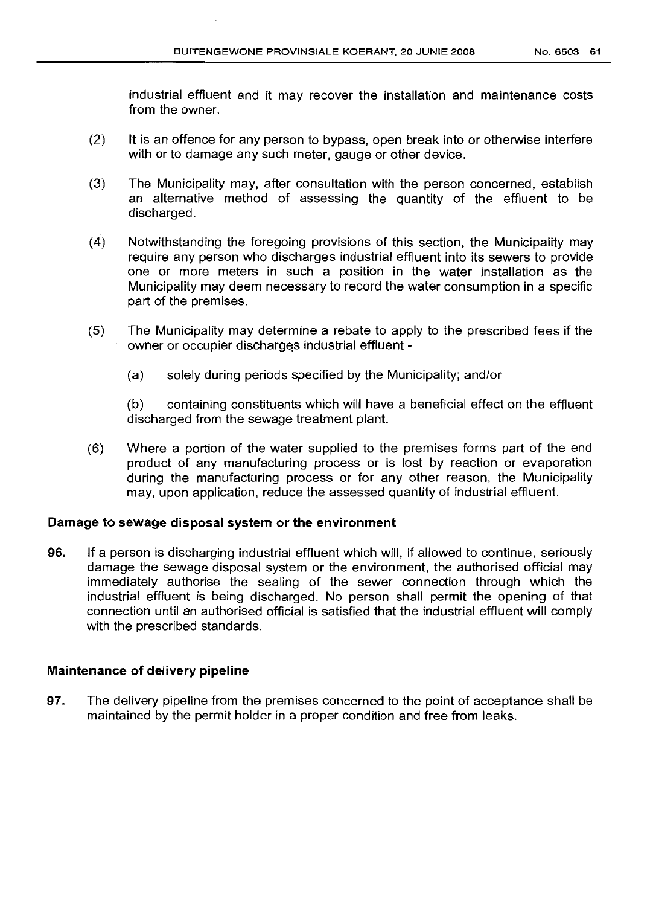industrial effluent and it may recover the installation and maintenance costs from the owner.

(2) It is an offence for any person to bypass, open break into or otherwise interfere with or to damage any such meter, gauge or other device.

(3) The Municipality may, after consultation with the person concerned, establish an alternative method of assessing the quantity of the effluent to be discharged.

(4) Notwithstanding the foregoing provisions of this section, the Municipality may require any person who discharges industrial effluent into its sewers to provide one or more meters in such a position in the water installation as the Municipality may deem necessary to record the water consumption in a specific part of the premises.

(5) The Municipality may determine a rebate to apply to the prescribed fees if the owner or occupier discharges industrial effluent -

(a) solely during periods specified by the Municipality; and/or

(b) containing constituents which will have a beneficial effect on the effluent discharged from the sewage treatment plant.

(6) Where a portion of the water supplied to the premises forms part of the end product of any manufacturing process or is lost by reaction or evaporation during the manufacturing process or for any other reason, the Municipality may, upon application, reduce the assessed quantity of industrial effluent.

### Damage to sewage disposal system or the environment

**96.** If a person is discharging industrial effluent which will, if allowed to continue, seriously damage the sewage disposal system or the environment, the authorised official may immediately authorise the sealing of the sewer connection through which the industrial effluent is being discharged. No person shall permit the opening of that connection until an authorised official is satisfied that the industrial effluent will comply with the prescribed standards.

### Maintenance of delivery pipeline

**97.** The delivery pipeline from the premises concerned to the point of acceptance shall be maintained by the permit holder in a proper condition and free from leaks.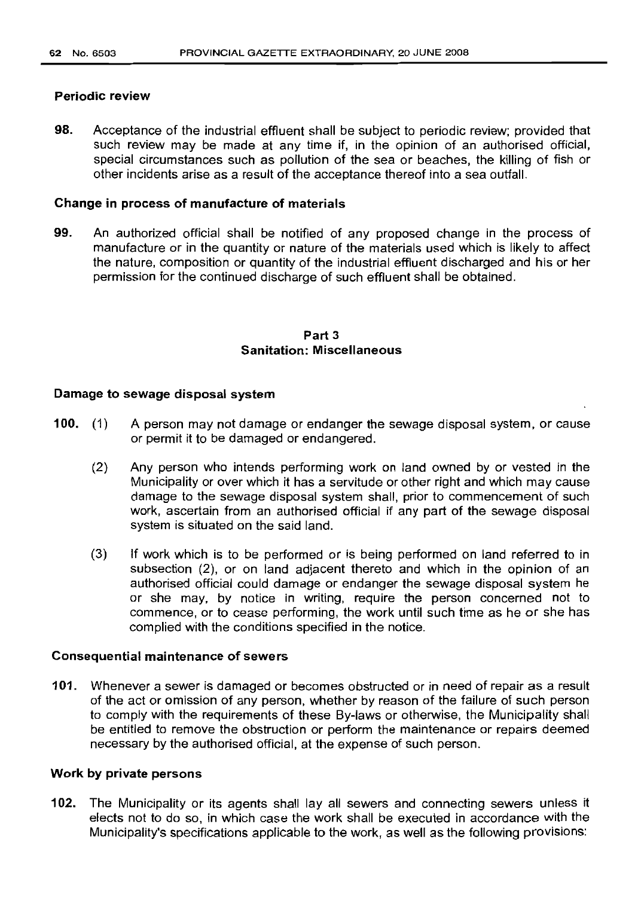**Periodic review**

**98.** Acceptance of the industrial effluent shall be subject to periodic review; provided that such review may be made at any time if, in the opinion of an authorised official, special circumstances such as pollution of the sea or beaches, the killing of fish or other incidents arise as a result of the acceptance thereof into a sea outfall.

**Change in process of manufacture of materials**

**99.** An authorized official shall be notified of any proposed change in the process of manufacture or in the quantity or nature of the materials used which is likely to affect the nature, composition or quantity of the industrial effluent discharged and his or her permission for the continued discharge of such effluent shall be obtained.

## Part 3
## Sanitation: Miscellaneous

**Damage to sewage disposal system**

**100.** (1) A person may not damage or endanger the sewage disposal system, or cause or permit it to be damaged or endangered.

(2) Any person who intends performing work on land owned by or vested in the Municipality or over which it has a servitude or other right and which may cause damage to the sewage disposal system shall, prior to commencement of such work, ascertain from an authorised official if any part of the sewage disposal system is situated on the said land.

(3) If work which is to be performed or is being performed on land referred to in subsection (2), or on land adjacent thereto and which in the opinion of an authorised official could damage or endanger the sewage disposal system he or she may, by notice in writing, require the person concerned not to commence, or to cease performing, the work until such time as he or she has complied with the conditions specified in the notice.

**Consequential maintenance of sewers**

**101.** Whenever a sewer is damaged or becomes obstructed or in need of repair as a result of the act or omission of any person, whether by reason of the failure of such person to comply with the requirements of these By-laws or otherwise, the Municipality shall be entitled to remove the obstruction or perform the maintenance or repairs deemed necessary by the authorised official, at the expense of such person.

**Work by private persons**

**102.** The Municipality or its agents shall lay all sewers and connecting sewers unless it elects not to do so, in which case the work shall be executed in accordance with the Municipality's specifications applicable to the work, as well as the following provisions: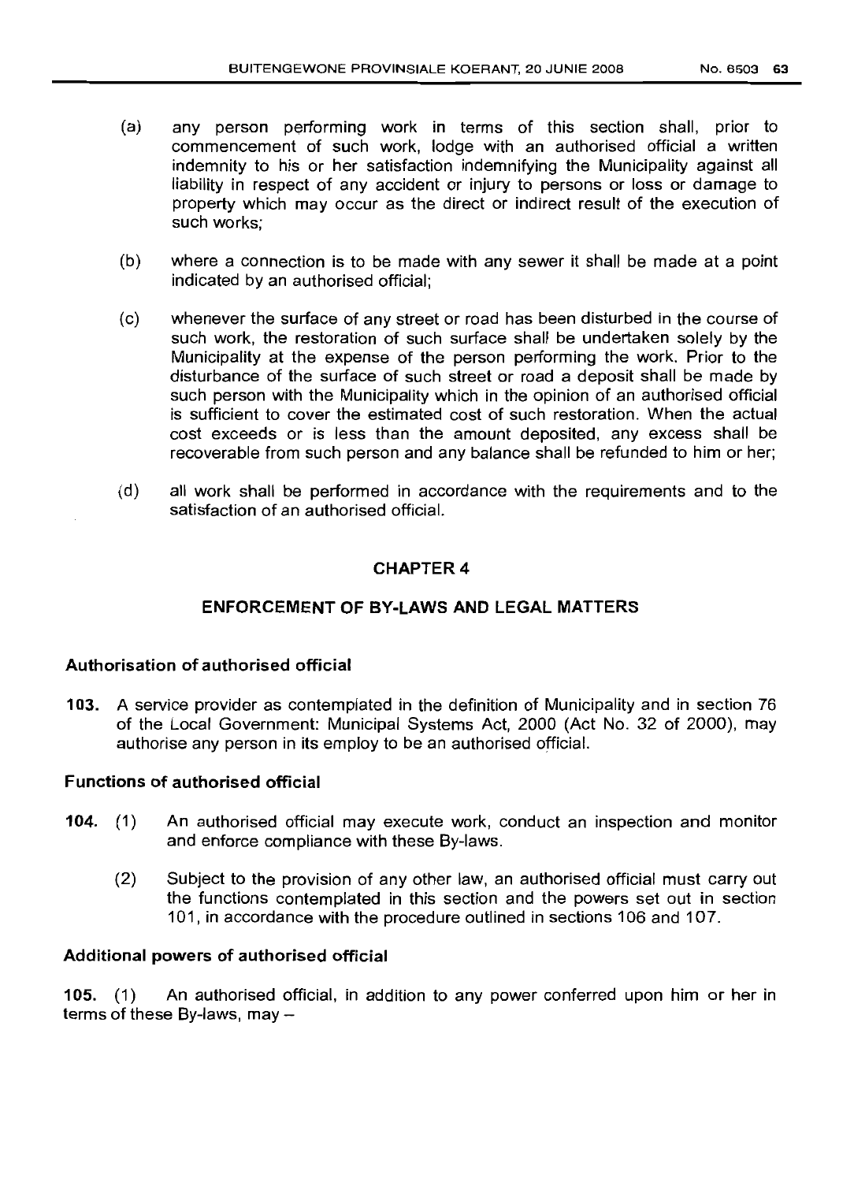(a) any person performing work in terms of this section shall, prior to commencement of such work, lodge with an authorised official a written indemnity to his or her satisfaction indemnifying the Municipality against all liability in respect of any accident or injury to persons or loss or damage to property which may occur as the direct or indirect result of the execution of such works;

(b) where a connection is to be made with any sewer it shall be made at a point indicated by an authorised official;

(c) whenever the surface of any street or road has been disturbed in the course of such work, the restoration of such surface shall be undertaken solely by the Municipality at the expense of the person performing the work. Prior to the disturbance of the surface of such street or road a deposit shall be made by such person with the Municipality which in the opinion of an authorised official is sufficient to cover the estimated cost of such restoration. When the actual cost exceeds or is less than the amount deposited, any excess shall be recoverable from such person and any balance shall be refunded to him or her;

(d) all work shall be performed in accordance with the requirements and to the satisfaction of an authorised official.

## CHAPTER 4

## ENFORCEMENT OF BY-LAWS AND LEGAL MATTERS

### Authorisation of authorised official

**103.** A service provider as contemplated in the definition of Municipality and in section 76 of the Local Government: Municipal Systems Act, 2000 (Act No. 32 of 2000), may authorise any person in its employ to be an authorised official.

### Functions of authorised official

**104.** (1) An authorised official may execute work, conduct an inspection and monitor and enforce compliance with these By-laws.

(2) Subject to the provision of any other law, an authorised official must carry out the functions contemplated in this section and the powers set out in section 101, in accordance with the procedure outlined in sections 106 and 107.

### Additional powers of authorised official

**105.** (1) An authorised official, in addition to any power conferred upon him or her in terms of these By-laws, may –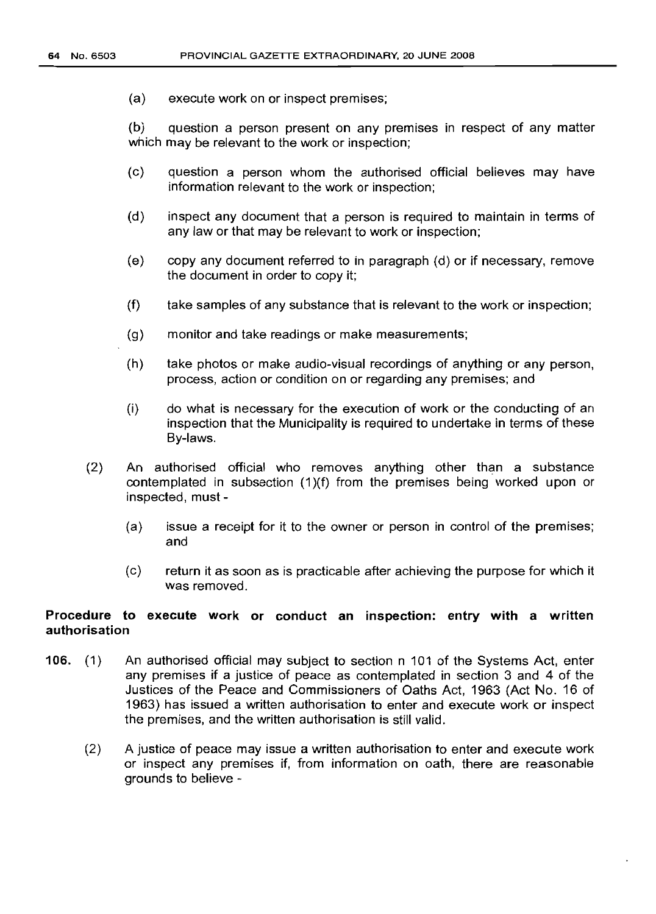(a) execute work on or inspect premises;

(b) question a person present on any premises in respect of any matter which may be relevant to the work or inspection;

(c) question a person whom the authorised official believes may have information relevant to the work or inspection;

(d) inspect any document that a person is required to maintain in terms of any law or that may be relevant to work or inspection;

(e) copy any document referred to in paragraph (d) or if necessary, remove the document in order to copy it;

(f) take samples of any substance that is relevant to the work or inspection;

(g) monitor and take readings or make measurements;

(h) take photos or make audio-visual recordings of anything or any person, process, action or condition on or regarding any premises; and

(i) do what is necessary for the execution of work or the conducting of an inspection that the Municipality is required to undertake in terms of these By-laws.

(2) An authorised official who removes anything other than a substance contemplated in subsection (1)(f) from the premises being worked upon or inspected, must -

(a) issue a receipt for it to the owner or person in control of the premises; and

(c) return it as soon as is practicable after achieving the purpose for which it was removed.

**Procedure to execute work or conduct an inspection: entry with a written authorisation**

**106.** (1) An authorised official may subject to section n 101 of the Systems Act, enter any premises if a justice of peace as contemplated in section 3 and 4 of the Justices of the Peace and Commissioners of Oaths Act, 1963 (Act No. 16 of 1963) has issued a written authorisation to enter and execute work or inspect the premises, and the written authorisation is still valid.

(2) A justice of peace may issue a written authorisation to enter and execute work or inspect any premises if, from information on oath, there are reasonable grounds to believe -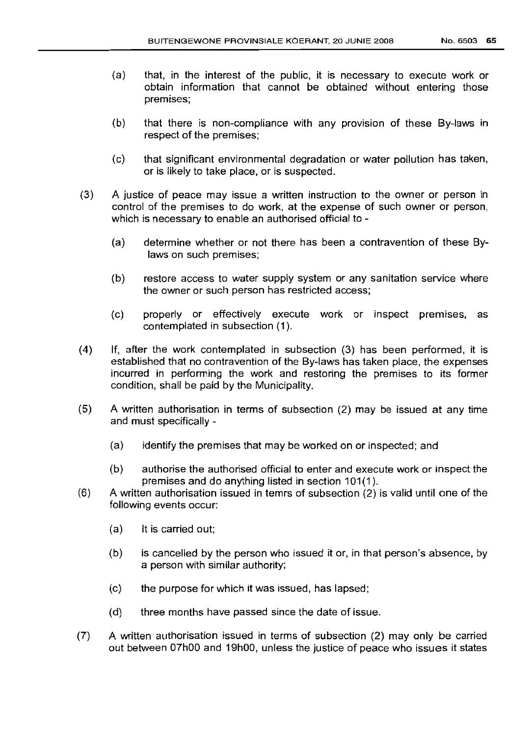(a) that, in the interest of the public, it is necessary to execute work or obtain information that cannot be obtained without entering those premises;

(b) that there is non-compliance with any provision of these By-laws in respect of the premises;

(c) that significant environmental degradation or water pollution has taken, or is likely to take place, or is suspected.

(3) A justice of peace may issue a written instruction to the owner or person in control of the premises to do work, at the expense of such owner or person, which is necessary to enable an authorised official to -

(a) determine whether or not there has been a contravention of these By-laws on such premises;

(b) restore access to water supply system or any sanitation service where the owner or such person has restricted access;

(c) properly or effectively execute work or inspect premises, as contemplated in subsection (1).

(4) If, after the work contemplated in subsection (3) has been performed, it is established that no contravention of the By-laws has taken place, the expenses incurred in performing the work and restoring the premises to its former condition, shall be paid by the Municipality.

(5) A written authorisation in terms of subsection (2) may be issued at any time and must specifically -

(a) identify the premises that may be worked on or inspected; and

(b) authorise the authorised official to enter and execute work or inspect the premises and do anything listed in section 101(1).

(6) A written authorisation issued in temrs of subsection (2) is valid until one of the following events occur:

(a) It is carried out;

(b) is cancelled by the person who issued it or, in that person's absence, by a person with similar authority;

(c) the purpose for which it was issued, has lapsed;

(d) three months have passed since the date of issue.

(7) A written authorisation issued in terms of subsection (2) may only be carried out between 07h00 and 19h00, unless the justice of peace who issues it states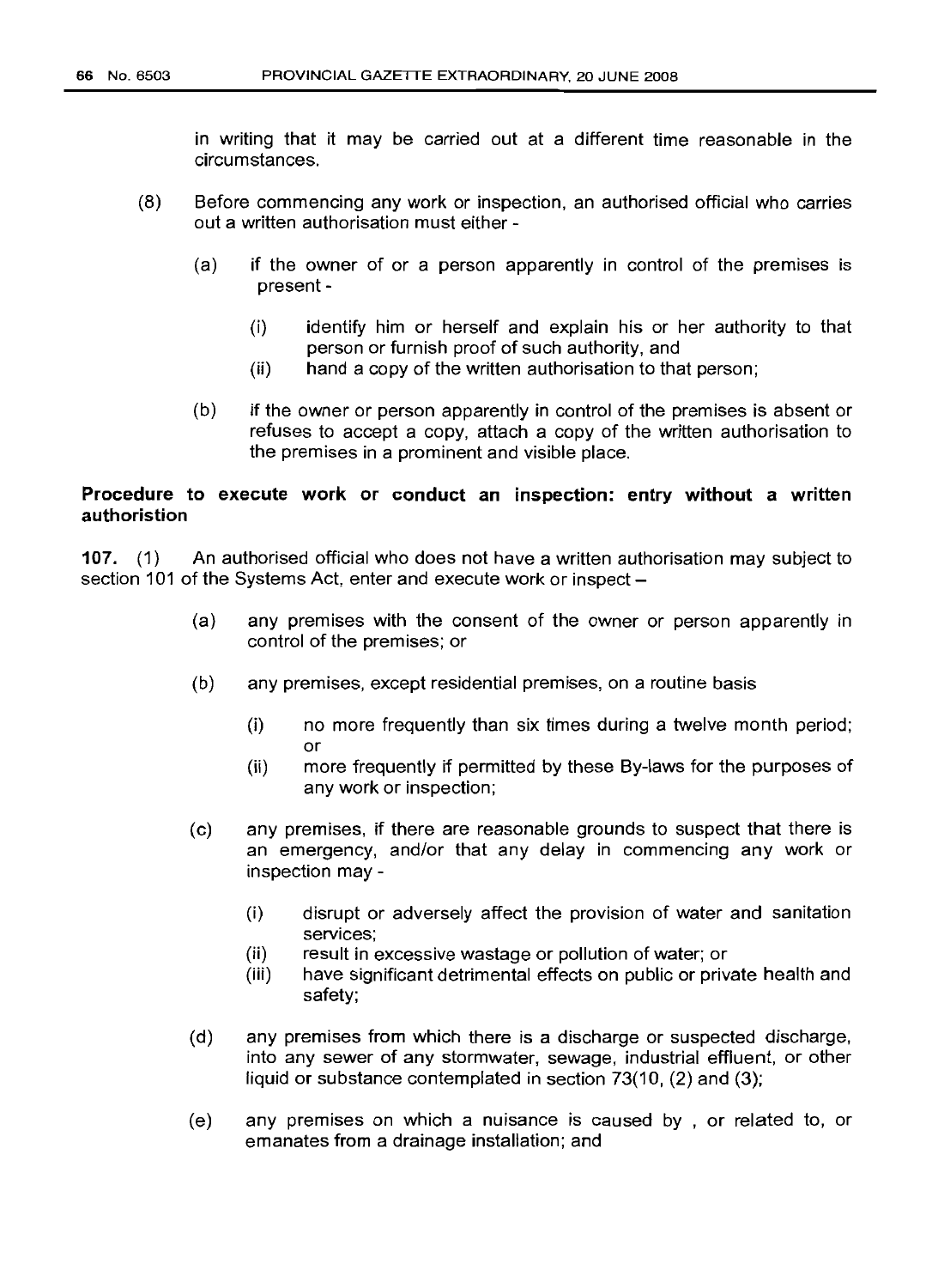in writing that it may be carried out at a different time reasonable in the circumstances.

(8) Before commencing any work or inspection, an authorised official who carries out a written authorisation must either -

(a) if the owner of or a person apparently in control of the premises is present -

(i) identify him or herself and explain his or her authority to that person or furnish proof of such authority, and

(ii) hand a copy of the written authorisation to that person;

(b) if the owner or person apparently in control of the premises is absent or refuses to accept a copy, attach a copy of the written authorisation to the premises in a prominent and visible place.

**Procedure to execute work or conduct an inspection: entry without a written authoristion**

**107.** (1) An authorised official who does not have a written authorisation may subject to section 101 of the Systems Act, enter and execute work or inspect –

(a) any premises with the consent of the owner or person apparently in control of the premises; or

(b) any premises, except residential premises, on a routine basis

(i) no more frequently than six times during a twelve month period; or

(ii) more frequently if permitted by these By-laws for the purposes of any work or inspection;

(c) any premises, if there are reasonable grounds to suspect that there is an emergency, and/or that any delay in commencing any work or inspection may -

(i) disrupt or adversely affect the provision of water and sanitation services;

(ii) result in excessive wastage or pollution of water; or

(iii) have significant detrimental effects on public or private health and safety;

(d) any premises from which there is a discharge or suspected discharge, into any sewer of any stormwater, sewage, industrial effluent, or other liquid or substance contemplated in section 73(10, (2) and (3);

(e) any premises on which a nuisance is caused by , or related to, or emanates from a drainage installation; and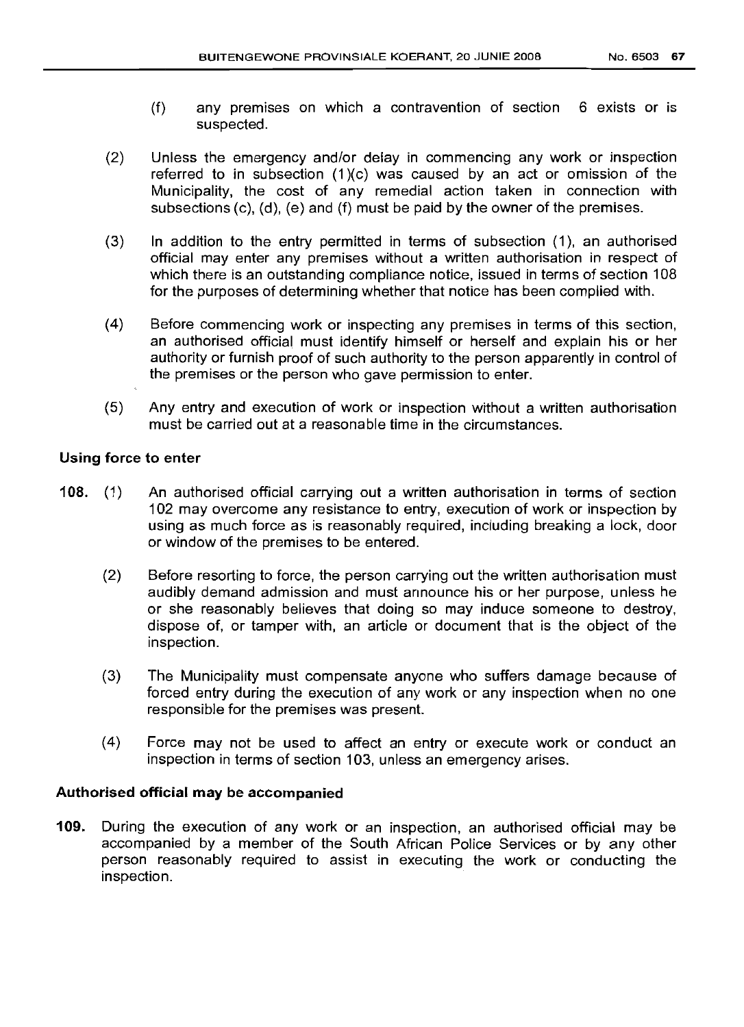(f) any premises on which a contravention of section 6 exists or is suspected.

(2) Unless the emergency and/or delay in commencing any work or inspection referred to in subsection (1)(c) was caused by an act or omission of the Municipality, the cost of any remedial action taken in connection with subsections (c), (d), (e) and (f) must be paid by the owner of the premises.

(3) In addition to the entry permitted in terms of subsection (1), an authorised official may enter any premises without a written authorisation in respect of which there is an outstanding compliance notice, issued in terms of section 108 for the purposes of determining whether that notice has been complied with.

(4) Before commencing work or inspecting any premises in terms of this section, an authorised official must identify himself or herself and explain his or her authority or furnish proof of such authority to the person apparently in control of the premises or the person who gave permission to enter.

(5) Any entry and execution of work or inspection without a written authorisation must be carried out at a reasonable time in the circumstances.

**Using force to enter**

**108.** (1) An authorised official carrying out a written authorisation in terms of section 102 may overcome any resistance to entry, execution of work or inspection by using as much force as is reasonably required, including breaking a lock, door or window of the premises to be entered.

(2) Before resorting to force, the person carrying out the written authorisation must audibly demand admission and must announce his or her purpose, unless he or she reasonably believes that doing so may induce someone to destroy, dispose of, or tamper with, an article or document that is the object of the inspection.

(3) The Municipality must compensate anyone who suffers damage because of forced entry during the execution of any work or any inspection when no one responsible for the premises was present.

(4) Force may not be used to affect an entry or execute work or conduct an inspection in terms of section 103, unless an emergency arises.

**Authorised official may be accompanied**

**109.** During the execution of any work or an inspection, an authorised official may be accompanied by a member of the South African Police Services or by any other person reasonably required to assist in executing the work or conducting the inspection.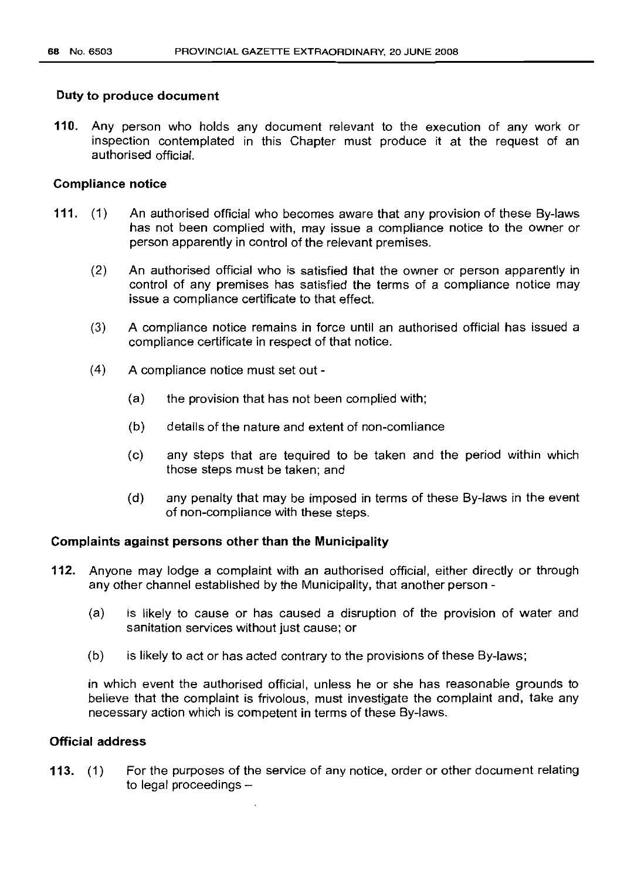### Duty to produce document

**110.** Any person who holds any document relevant to the execution of any work or inspection contemplated in this Chapter must produce it at the request of an authorised official.

### Compliance notice

**111.** (1) An authorised official who becomes aware that any provision of these By-laws has not been complied with, may issue a compliance notice to the owner or person apparently in control of the relevant premises.

(2) An authorised official who is satisfied that the owner or person apparently in control of any premises has satisfied the terms of a compliance notice may issue a compliance certificate to that effect.

(3) A compliance notice remains in force until an authorised official has issued a compliance certificate in respect of that notice.

(4) A compliance notice must set out -

(a) the provision that has not been complied with;

(b) details of the nature and extent of non-comliance

(c) any steps that are tequired to be taken and the period within which those steps must be taken; and

(d) any penalty that may be imposed in terms of these By-laws in the event of non-compliance with these steps.

### Complaints against persons other than the Municipality

**112.** Anyone may lodge a complaint with an authorised official, either directly or through any other channel established by the Municipality, that another person -

(a) is likely to cause or has caused a disruption of the provision of water and sanitation services without just cause; or

(b) is likely to act or has acted contrary to the provisions of these By-laws;

in which event the authorised official, unless he or she has reasonable grounds to believe that the complaint is frivolous, must investigate the complaint and, take any necessary action which is competent in terms of these By-laws.

### Official address

**113.** (1) For the purposes of the service of any notice, order or other document relating to legal proceedings –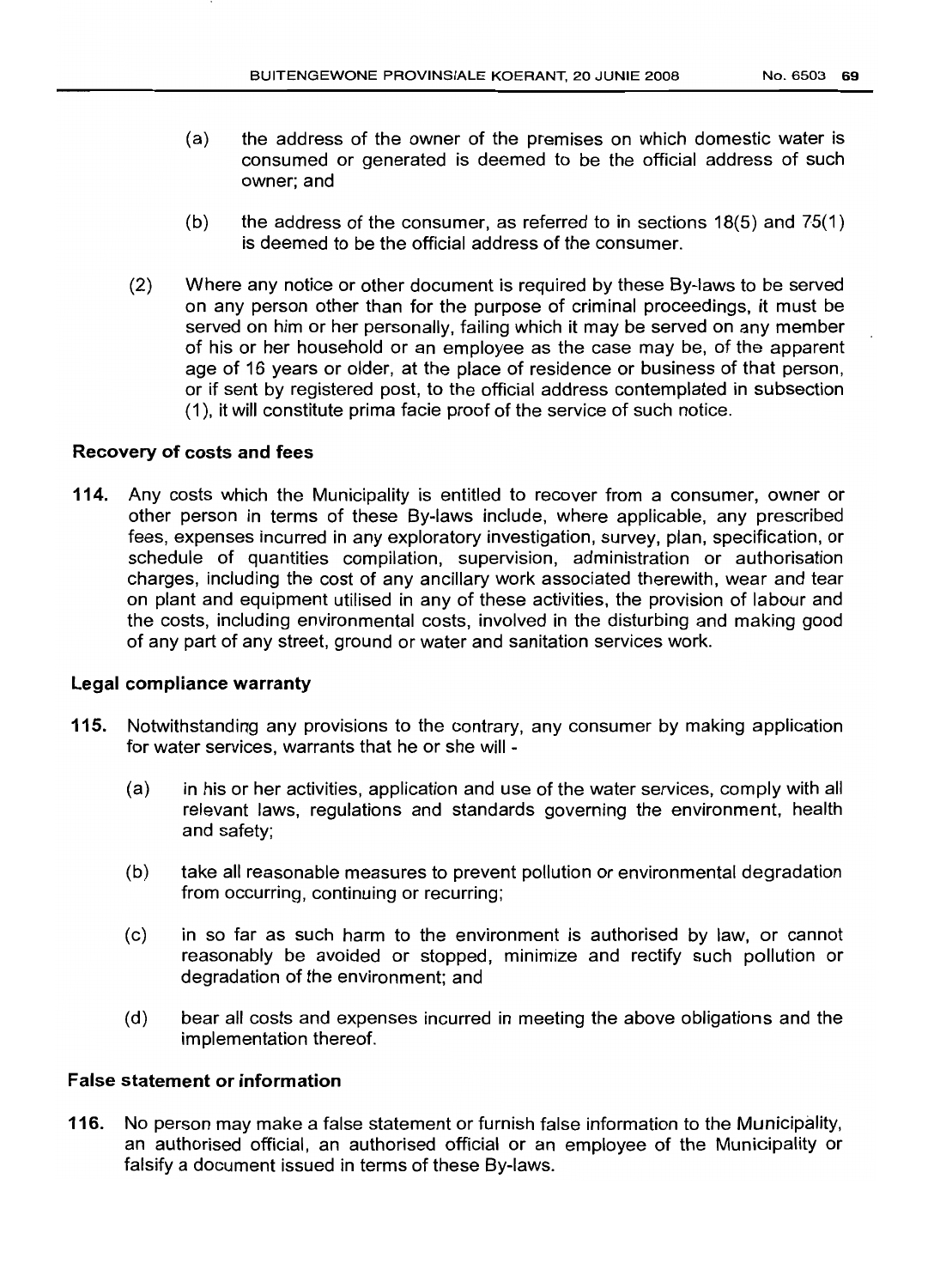(a) the address of the owner of the premises on which domestic water is consumed or generated is deemed to be the official address of such owner; and

(b) the address of the consumer, as referred to in sections 18(5) and 75(1) is deemed to be the official address of the consumer.

(2) Where any notice or other document is required by these By-laws to be served on any person other than for the purpose of criminal proceedings, it must be served on him or her personally, failing which it may be served on any member of his or her household or an employee as the case may be, of the apparent age of 16 years or older, at the place of residence or business of that person, or if sent by registered post, to the official address contemplated in subsection (1), it will constitute prima facie proof of the service of such notice.

### Recovery of costs and fees

**114.** Any costs which the Municipality is entitled to recover from a consumer, owner or other person in terms of these By-laws include, where applicable, any prescribed fees, expenses incurred in any exploratory investigation, survey, plan, specification, or schedule of quantities compilation, supervision, administration or authorisation charges, including the cost of any ancillary work associated therewith, wear and tear on plant and equipment utilised in any of these activities, the provision of labour and the costs, including environmental costs, involved in the disturbing and making good of any part of any street, ground or water and sanitation services work.

### Legal compliance warranty

**115.** Notwithstanding any provisions to the contrary, any consumer by making application for water services, warrants that he or she will -

(a) in his or her activities, application and use of the water services, comply with all relevant laws, regulations and standards governing the environment, health and safety;

(b) take all reasonable measures to prevent pollution or environmental degradation from occurring, continuing or recurring;

(c) in so far as such harm to the environment is authorised by law, or cannot reasonably be avoided or stopped, minimize and rectify such pollution or degradation of the environment; and

(d) bear all costs and expenses incurred in meeting the above obligations and the implementation thereof.

### False statement or information

**116.** No person may make a false statement or furnish false information to the Municipality, an authorised official, an authorised official or an employee of the Municipality or falsify a document issued in terms of these By-laws.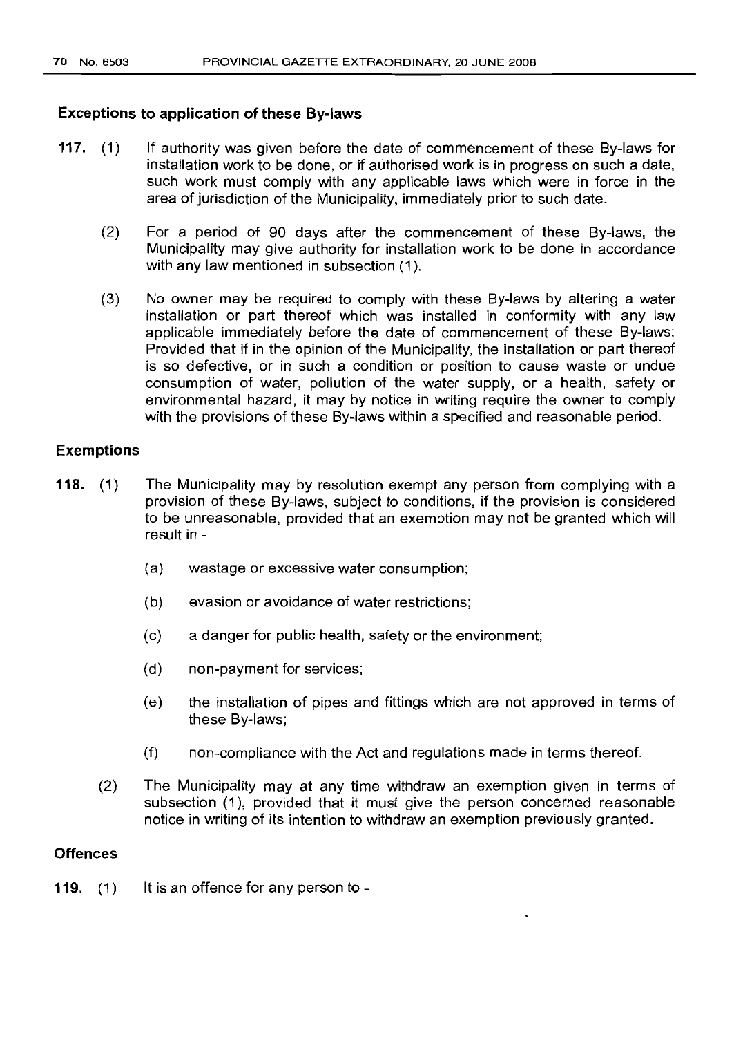### Exceptions to application of these By-laws

**117.** (1) If authority was given before the date of commencement of these By-laws for installation work to be done, or if authorised work is in progress on such a date, such work must comply with any applicable laws which were in force in the area of jurisdiction of the Municipality, immediately prior to such date.

(2) For a period of 90 days after the commencement of these By-laws, the Municipality may give authority for installation work to be done in accordance with any law mentioned in subsection (1).

(3) No owner may be required to comply with these By-laws by altering a water installation or part thereof which was installed in conformity with any law applicable immediately before the date of commencement of these By-laws: Provided that if in the opinion of the Municipality, the installation or part thereof is so defective, or in such a condition or position to cause waste or undue consumption of water, pollution of the water supply, or a health, safety or environmental hazard, it may by notice in writing require the owner to comply with the provisions of these By-laws within a specified and reasonable period.

### Exemptions

**118.** (1) The Municipality may by resolution exempt any person from complying with a provision of these By-laws, subject to conditions, if the provision is considered to be unreasonable, provided that an exemption may not be granted which will result in -

(a) wastage or excessive water consumption;

(b) evasion or avoidance of water restrictions;

(c) a danger for public health, safety or the environment;

(d) non-payment for services;

(e) the installation of pipes and fittings which are not approved in terms of these By-laws;

(f) non-compliance with the Act and regulations made in terms thereof.

(2) The Municipality may at any time withdraw an exemption given in terms of subsection (1), provided that it must give the person concerned reasonable notice in writing of its intention to withdraw an exemption previously granted.

### Offences

**119.** (1) It is an offence for any person to -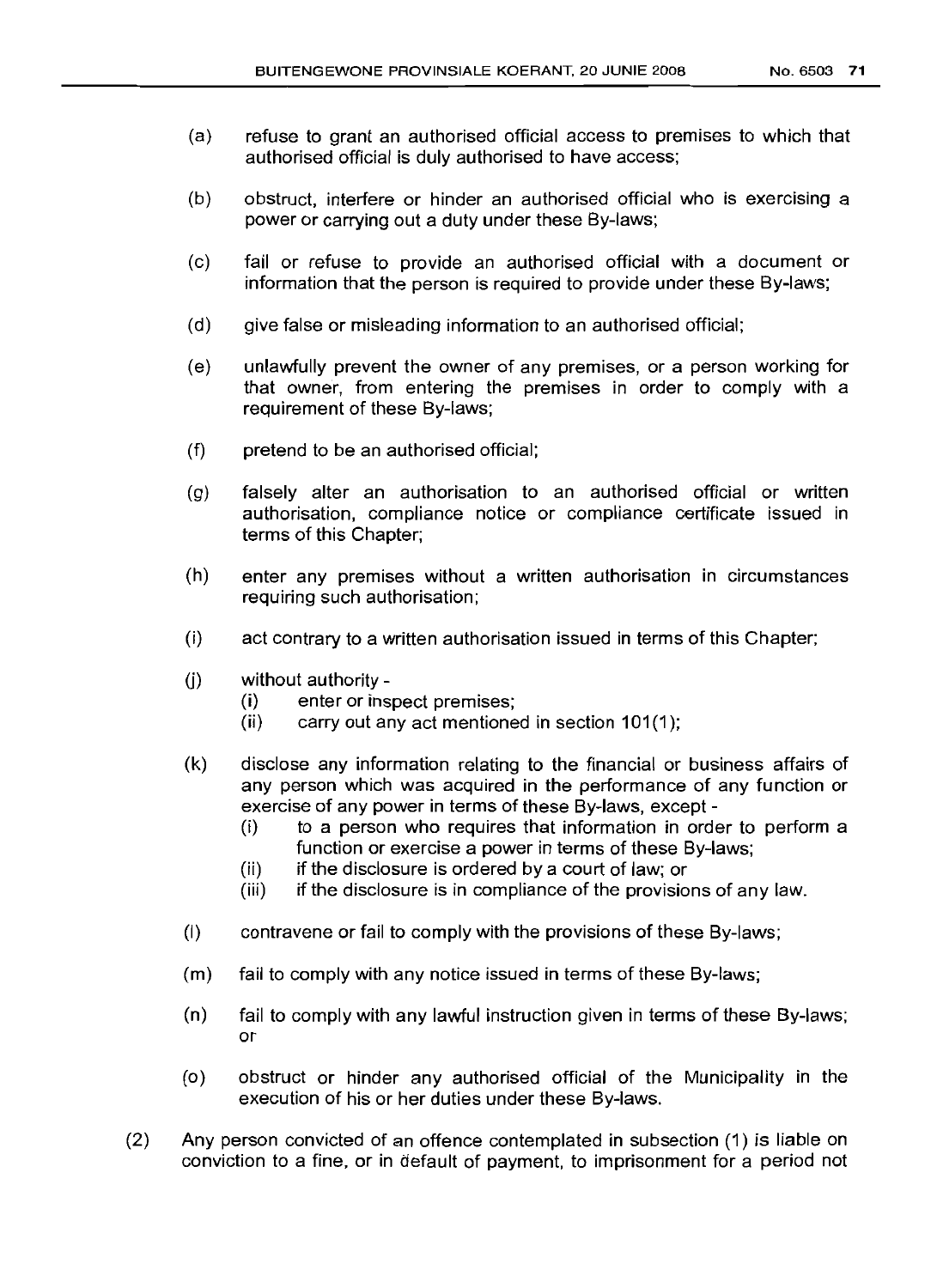(a) refuse to grant an authorised official access to premises to which that authorised official is duly authorised to have access;

(b) obstruct, interfere or hinder an authorised official who is exercising a power or carrying out a duty under these By-laws;

(c) fail or refuse to provide an authorised official with a document or information that the person is required to provide under these By-laws;

(d) give false or misleading information to an authorised official;

(e) unlawfully prevent the owner of any premises, or a person working for that owner, from entering the premises in order to comply with a requirement of these By-laws;

(f) pretend to be an authorised official;

(g) falsely alter an authorisation to an authorised official or written authorisation, compliance notice or compliance certificate issued in terms of this Chapter;

(h) enter any premises without a written authorisation in circumstances requiring such authorisation;

(i) act contrary to a written authorisation issued in terms of this Chapter;

(j) without authority -
  (i) enter or inspect premises;
  (ii) carry out any act mentioned in section 101(1);

(k) disclose any information relating to the financial or business affairs of any person which was acquired in the performance of any function or exercise of any power in terms of these By-laws, except -
  (i) to a person who requires that information in order to perform a function or exercise a power in terms of these By-laws;
  (ii) if the disclosure is ordered by a court of law; or
  (iii) if the disclosure is in compliance of the provisions of any law.

(l) contravene or fail to comply with the provisions of these By-laws;

(m) fail to comply with any notice issued in terms of these By-laws;

(n) fail to comply with any lawful instruction given in terms of these By-laws; or

(o) obstruct or hinder any authorised official of the Municipality in the execution of his or her duties under these By-laws.

(2) Any person convicted of an offence contemplated in subsection (1) is liable on conviction to a fine, or in default of payment, to imprisonment for a period not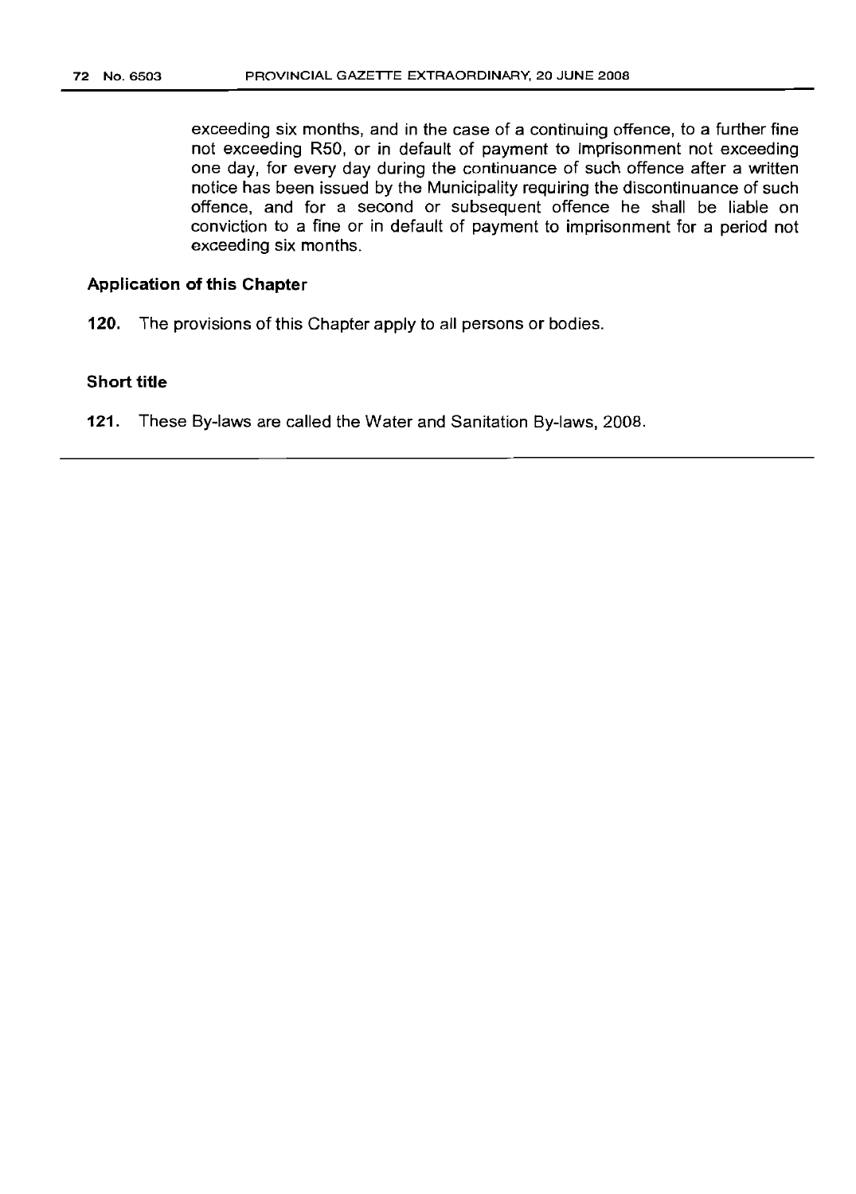exceeding six months, and in the case of a continuing offence, to a further fine not exceeding R50, or in default of payment to imprisonment not exceeding one day, for every day during the continuance of such offence after a written notice has been issued by the Municipality requiring the discontinuance of such offence, and for a second or subsequent offence he shall be liable on conviction to a fine or in default of payment to imprisonment for a period not exceeding six months.

**Application of this Chapter**

**120.** The provisions of this Chapter apply to all persons or bodies.

**Short title**

**121.** These By-laws are called the Water and Sanitation By-laws, 2008.